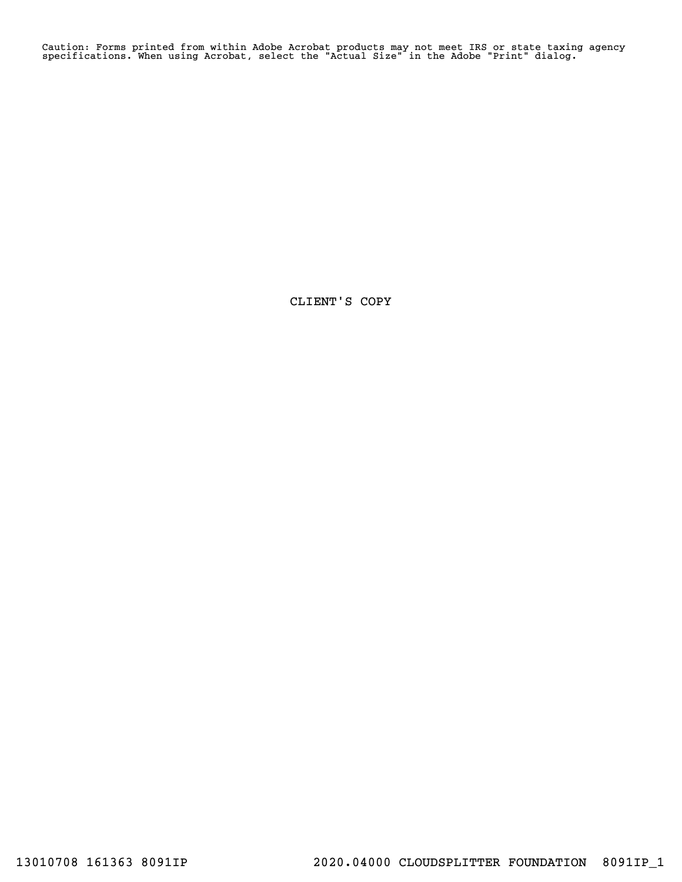Caution: Forms printed from within Adobe Acrobat products may not meet IRS or state taxing agency specifications. When using Acrobat, select the "Actual Size" in the Adobe "Print" dialog.

CLIENT'S COPY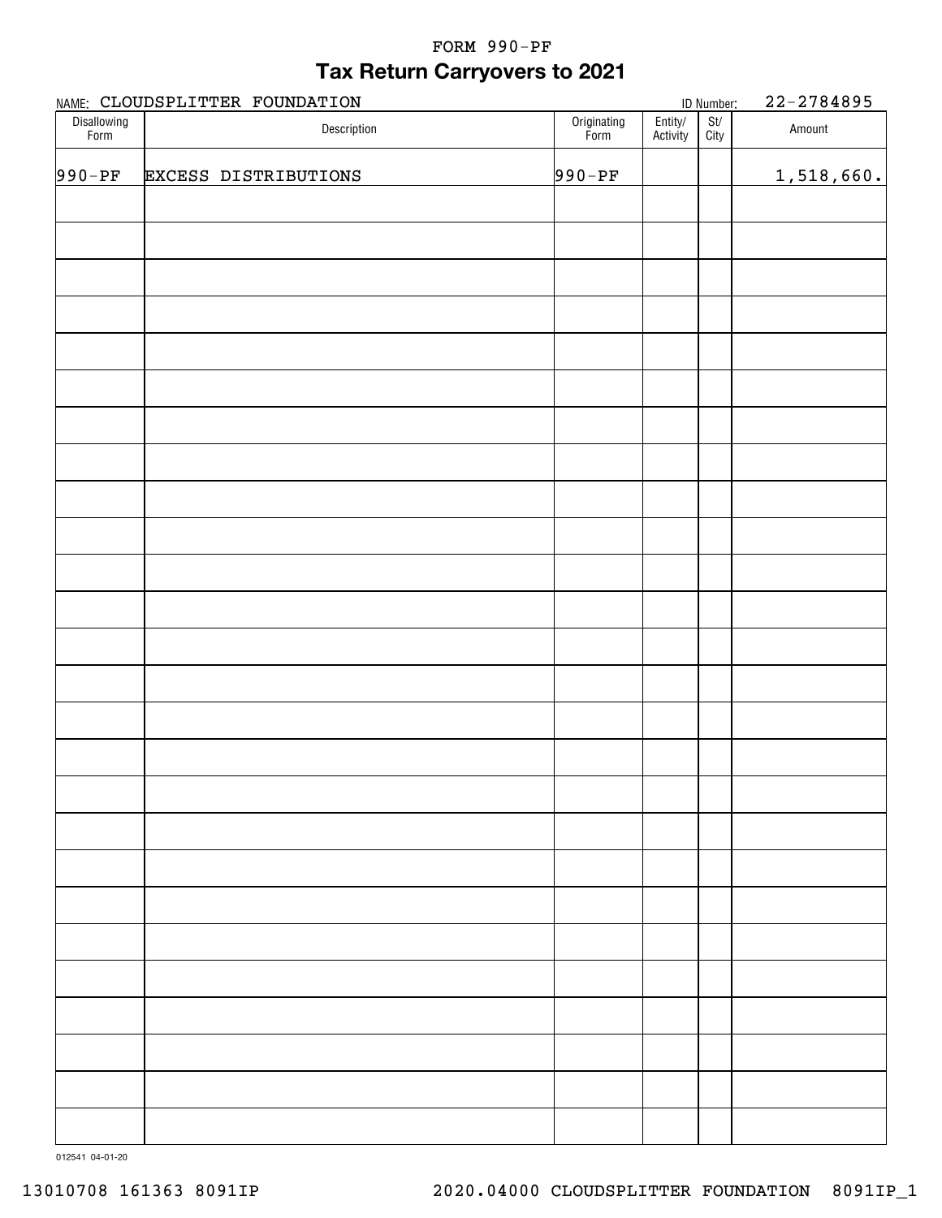FORM 990-PF

# Tax Return Carryovers to 2021

NAME: CLOUDSPLITTER FOUNDATION ID Number: 22-2784895

| Disallowing Form | Description | Originating Form | Entity/ Activity | St/ City | Amount |
|---|---|---|---|---|---|
| 990-PF | EXCESS DISTRIBUTIONS | 990-PF | | | 1,518,660. |
| | | | | | |
| | | | | | |
| | | | | | |
| | | | | | |
| | | | | | |
| | | | | | |
| | | | | | |
| | | | | | |
| | | | | | |
| | | | | | |
| | | | | | |
| | | | | | |
| | | | | | |
| | | | | | |
| | | | | | |
| | | | | | |
| | | | | | |
| | | | | | |
| | | | | | |
| | | | | | |
| | | | | | |
| | | | | | |
| | | | | | |
| | | | | | |
| | | | | | |
| | | | | | |
| | | | | | |

012541 04-01-20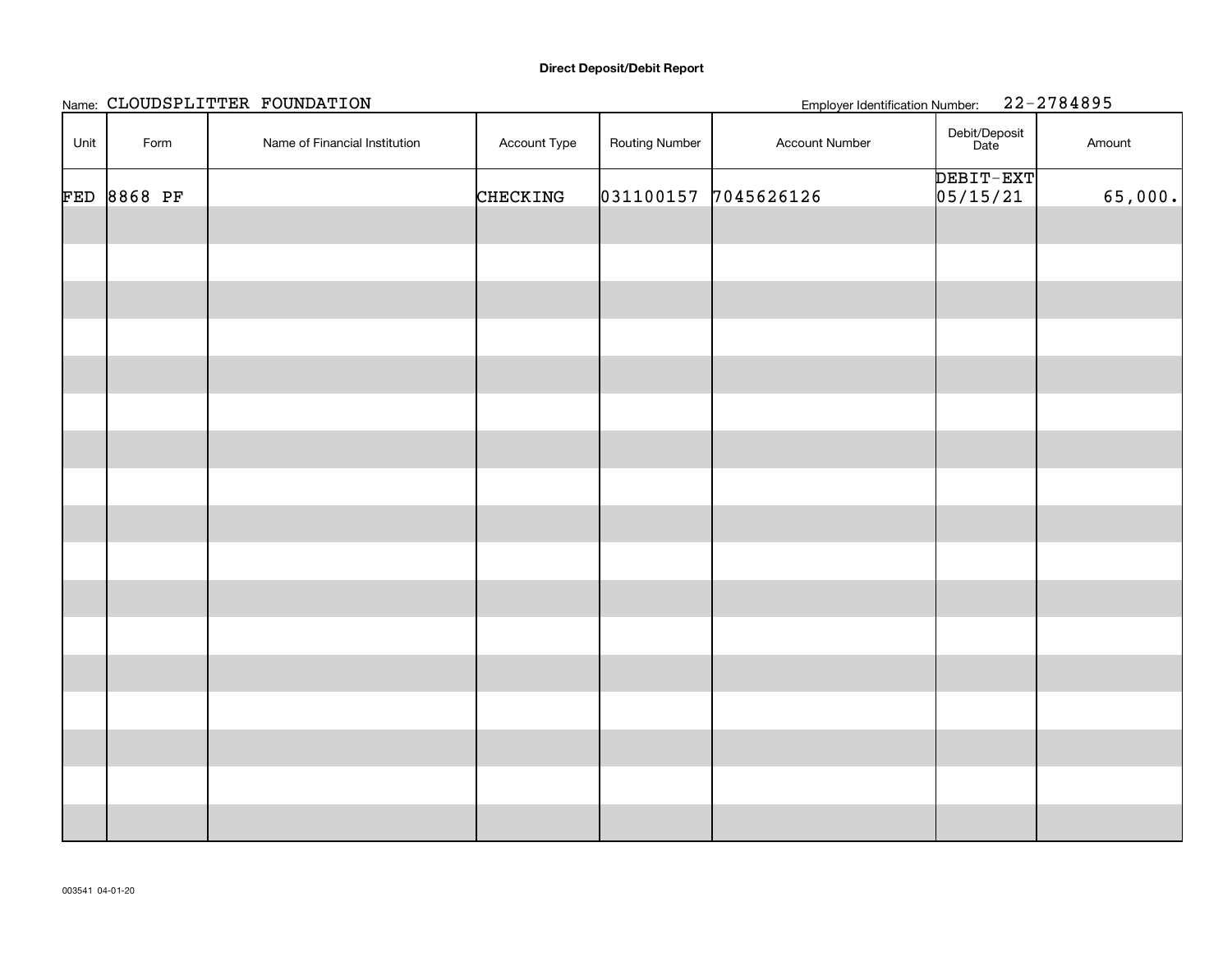**Direct Deposit/Debit Report**

Name: CLOUDSPLITTER FOUNDATION

Employer Identification Number: 22-2784895

| Unit | Form | Name of Financial Institution | Account Type | Routing Number | Account Number | Debit/Deposit Date | Amount |
|---|---|---|---|---|---|---|---|
| FED | 8868 PF | | CHECKING | 031100157 | 7045626126 | DEBIT-EXT 05/15/21 | 65,000. |
| | | | | | | | |
| | | | | | | | |
| | | | | | | | |
| | | | | | | | |
| | | | | | | | |
| | | | | | | | |
| | | | | | | | |
| | | | | | | | |
| | | | | | | | |
| | | | | | | | |
| | | | | | | | |
| | | | | | | | |
| | | | | | | | |
| | | | | | | | |
| | | | | | | | |
| | | | | | | | |
| | | | | | | | |
| | | | | | | | |
| | | | | | | | |

003541 04-01-20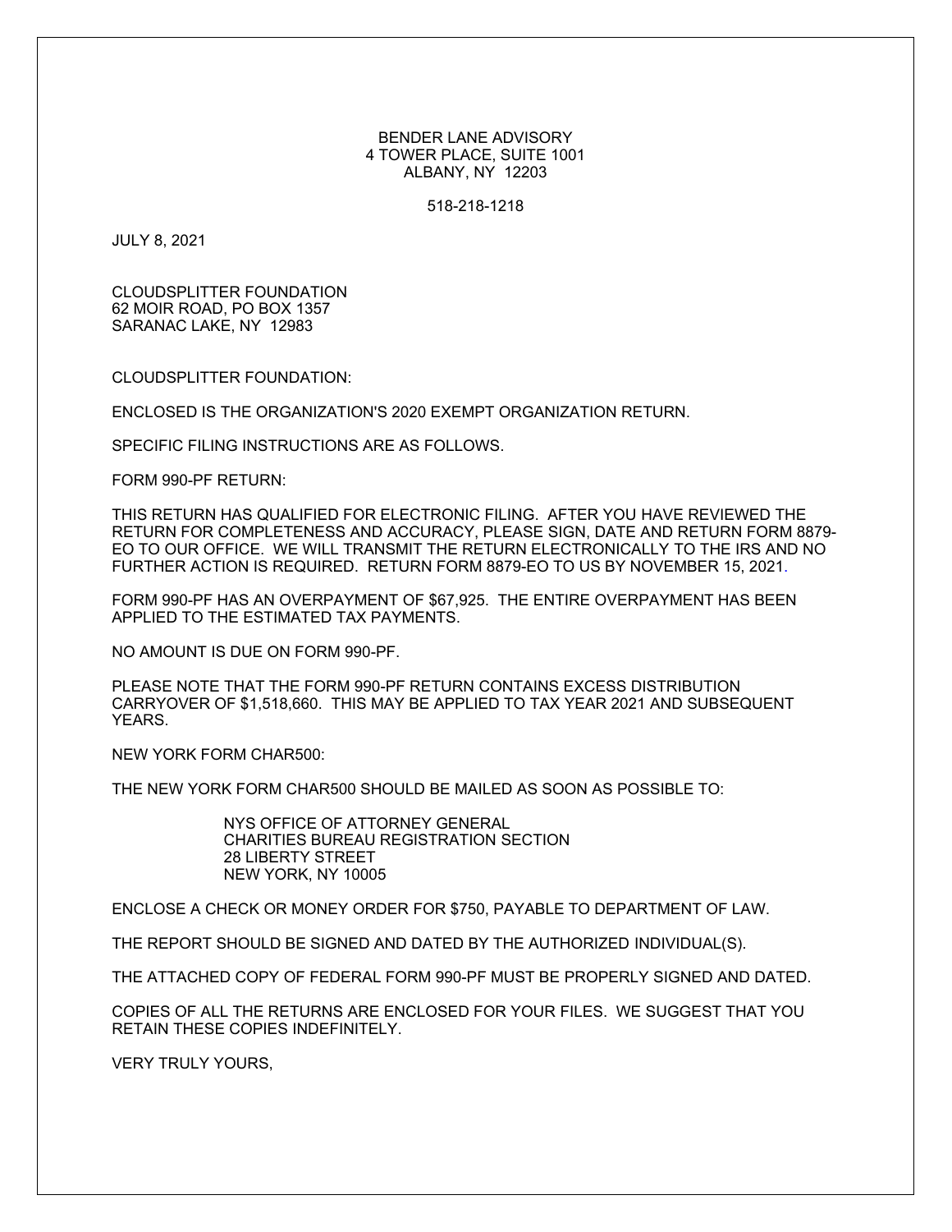BENDER LANE ADVISORY
4 TOWER PLACE, SUITE 1001
ALBANY, NY 12203

518-218-1218

JULY 8, 2021

CLOUDSPLITTER FOUNDATION
62 MOIR ROAD, PO BOX 1357
SARANAC LAKE, NY 12983

CLOUDSPLITTER FOUNDATION:

ENCLOSED IS THE ORGANIZATION'S 2020 EXEMPT ORGANIZATION RETURN.

SPECIFIC FILING INSTRUCTIONS ARE AS FOLLOWS.

FORM 990-PF RETURN:

THIS RETURN HAS QUALIFIED FOR ELECTRONIC FILING. AFTER YOU HAVE REVIEWED THE RETURN FOR COMPLETENESS AND ACCURACY, PLEASE SIGN, DATE AND RETURN FORM 8879-EO TO OUR OFFICE. WE WILL TRANSMIT THE RETURN ELECTRONICALLY TO THE IRS AND NO FURTHER ACTION IS REQUIRED. RETURN FORM 8879-EO TO US BY NOVEMBER 15, 2021.

FORM 990-PF HAS AN OVERPAYMENT OF $67,925. THE ENTIRE OVERPAYMENT HAS BEEN APPLIED TO THE ESTIMATED TAX PAYMENTS.

NO AMOUNT IS DUE ON FORM 990-PF.

PLEASE NOTE THAT THE FORM 990-PF RETURN CONTAINS EXCESS DISTRIBUTION CARRYOVER OF $1,518,660. THIS MAY BE APPLIED TO TAX YEAR 2021 AND SUBSEQUENT YEARS.

NEW YORK FORM CHAR500:

THE NEW YORK FORM CHAR500 SHOULD BE MAILED AS SOON AS POSSIBLE TO:

NYS OFFICE OF ATTORNEY GENERAL
CHARITIES BUREAU REGISTRATION SECTION
28 LIBERTY STREET
NEW YORK, NY 10005

ENCLOSE A CHECK OR MONEY ORDER FOR $750, PAYABLE TO DEPARTMENT OF LAW.

THE REPORT SHOULD BE SIGNED AND DATED BY THE AUTHORIZED INDIVIDUAL(S).

THE ATTACHED COPY OF FEDERAL FORM 990-PF MUST BE PROPERLY SIGNED AND DATED.

COPIES OF ALL THE RETURNS ARE ENCLOSED FOR YOUR FILES. WE SUGGEST THAT YOU RETAIN THESE COPIES INDEFINITELY.

VERY TRULY YOURS,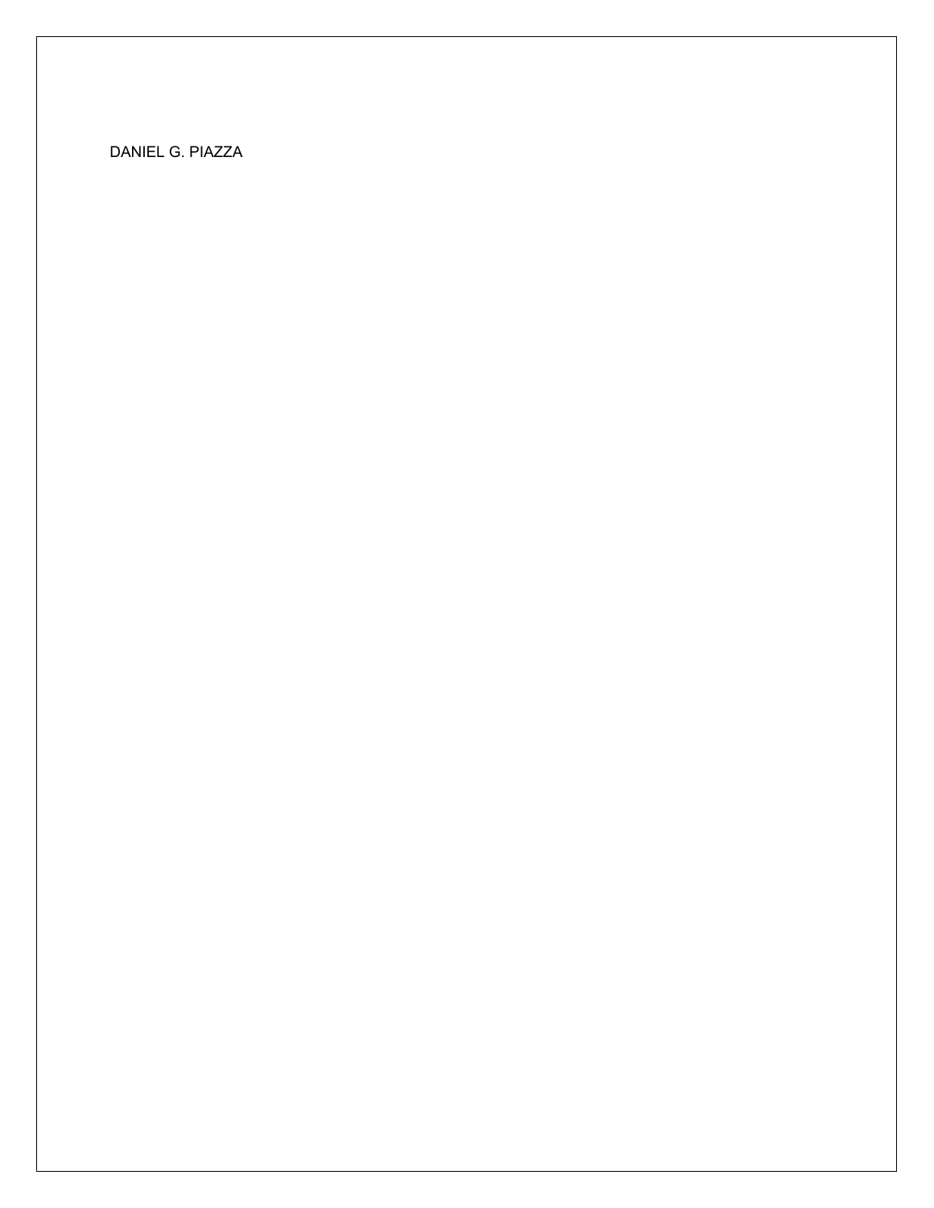DANIEL G. PIAZZA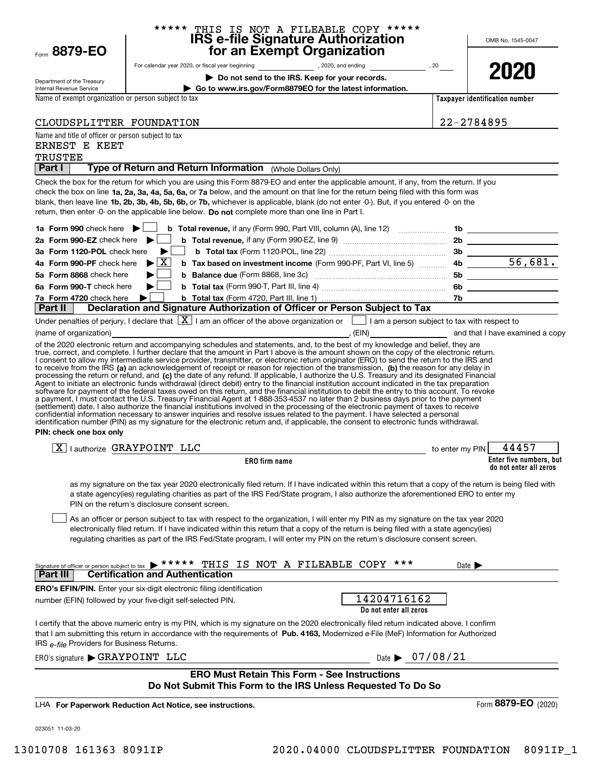***** THIS IS NOT A FILEABLE COPY *****

Form **8879-EO**

Department of the Treasury
Internal Revenue Service

# IRS e-file Signature Authorization for an Exempt Organization

For calendar year 2020, or fiscal year beginning ______, 2020, and ending ______, 20___

▶ **Do not send to the IRS. Keep for your records.**

▶ **Go to www.irs.gov/Form8879EO for the latest information.**

OMB No. 1545-0047

**2020**

Name of exempt organization or person subject to tax: CLOUDSPLITTER FOUNDATION

**Taxpayer identification number:** 22-2784895

Name and title of officer or person subject to tax:
ERNEST E KEET
TRUSTEE

## Part I Type of Return and Return Information (Whole Dollars Only)

Check the box for the return for which you are using this Form 8879-EO and enter the applicable amount, if any, from the return. If you check the box on line **1a, 2a, 3a, 4a, 5a, 6a,** or **7a** below, and the amount on that line for the return being filed with this form was blank, then leave line **1b, 2b, 3b, 4b, 5b, 6b,** or **7b,** whichever is applicable, blank (do not enter -0-). But, if you entered -0- on the return, then enter -0- on the applicable line below. **Do not** complete more than one line in Part I.

| | | | |
|---|---|---|---|
| **1a Form 990** check here ▶ ☐ | **b Total revenue,** if any (Form 990, Part VIII, column (A), line 12) | 1b | |
| **2a Form 990-EZ** check here ▶ ☐ | **b Total revenue,** if any (Form 990-EZ, line 9) | 2b | |
| **3a Form 1120-POL** check here ▶ ☐ | **b Total tax** (Form 1120-POL, line 22) | 3b | |
| **4a Form 990-PF** check here ▶ ☒ | **b Tax based on investment income** (Form 990-PF, Part VI, line 5) | 4b | 56,681. |
| **5a Form 8868** check here ▶ ☐ | **b Balance due** (Form 8868, line 3c) | 5b | |
| **6a Form 990-T** check here ▶ ☐ | **b Total tax** (Form 990-T, Part III, line 4) | 6b | |
| **7a Form 4720** check here ▶ ☐ | **b Total tax** (Form 4720, Part III, line 1) | 7b | |

## Part II Declaration and Signature Authorization of Officer or Person Subject to Tax

Under penalties of perjury, I declare that ☒ I am an officer of the above organization or ☐ I am a person subject to tax with respect to (name of organization) ______, (EIN) ______ and that I have examined a copy of the 2020 electronic return and accompanying schedules and statements, and, to the best of my knowledge and belief, they are true, correct, and complete. I further declare that the amount in Part I above is the amount shown on the copy of the electronic return. I consent to allow my intermediate service provider, transmitter, or electronic return originator (ERO) to send the return to the IRS and to receive from the IRS **(a)** an acknowledgement of receipt or reason for rejection of the transmission, **(b)** the reason for any delay in processing the return or refund, and **(c)** the date of any refund. If applicable, I authorize the U.S. Treasury and its designated Financial Agent to initiate an electronic funds withdrawal (direct debit) entry to the financial institution account indicated in the tax preparation software for payment of the federal taxes owed on this return, and the financial institution to debit the entry to this account. To revoke a payment, I must contact the U.S. Treasury Financial Agent at 1-888-353-4537 no later than 2 business days prior to the payment (settlement) date. I also authorize the financial institutions involved in the processing of the electronic payment of taxes to receive confidential information necessary to answer inquiries and resolve issues related to the payment. I have selected a personal identification number (PIN) as my signature for the electronic return and, if applicable, the consent to electronic funds withdrawal.

**PIN: check one box only**

☒ I authorize GRAYPOINT LLC (**ERO firm name**) to enter my PIN 44457 (**Enter five numbers, but do not enter all zeros**)

as my signature on the tax year 2020 electronically filed return. If I have indicated within this return that a copy of the return is being filed with a state agency(ies) regulating charities as part of the IRS Fed/State program, I also authorize the aforementioned ERO to enter my PIN on the return's disclosure consent screen.

☐ As an officer or person subject to tax with respect to the organization, I will enter my PIN as my signature on the tax year 2020 electronically filed return. If I have indicated within this return that a copy of the return is being filed with a state agency(ies) regulating charities as part of the IRS Fed/State program, I will enter my PIN on the return's disclosure consent screen.

Signature of officer or person subject to tax ▶ ***** THIS IS NOT A FILEABLE COPY *** Date ▶

## Part III Certification and Authentication

**ERO's EFIN/PIN.** Enter your six-digit electronic filing identification number (EFIN) followed by your five-digit self-selected PIN. 14204716162 (**Do not enter all zeros**)

I certify that the above numeric entry is my PIN, which is my signature on the 2020 electronically filed return indicated above. I confirm that I am submitting this return in accordance with the requirements of **Pub. 4163,** Modernized e-File (MeF) Information for Authorized IRS *e-file* Providers for Business Returns.

ERO's signature ▶ GRAYPOINT LLC Date ▶ 07/08/21

**ERO Must Retain This Form - See Instructions**
**Do Not Submit This Form to the IRS Unless Requested To Do So**

LHA **For Paperwork Reduction Act Notice, see instructions.** Form **8879-EO** (2020)

023051 11-03-20

13010708 161363 8091IP 2020.04000 CLOUDSPLITTER FOUNDATION 8091IP_1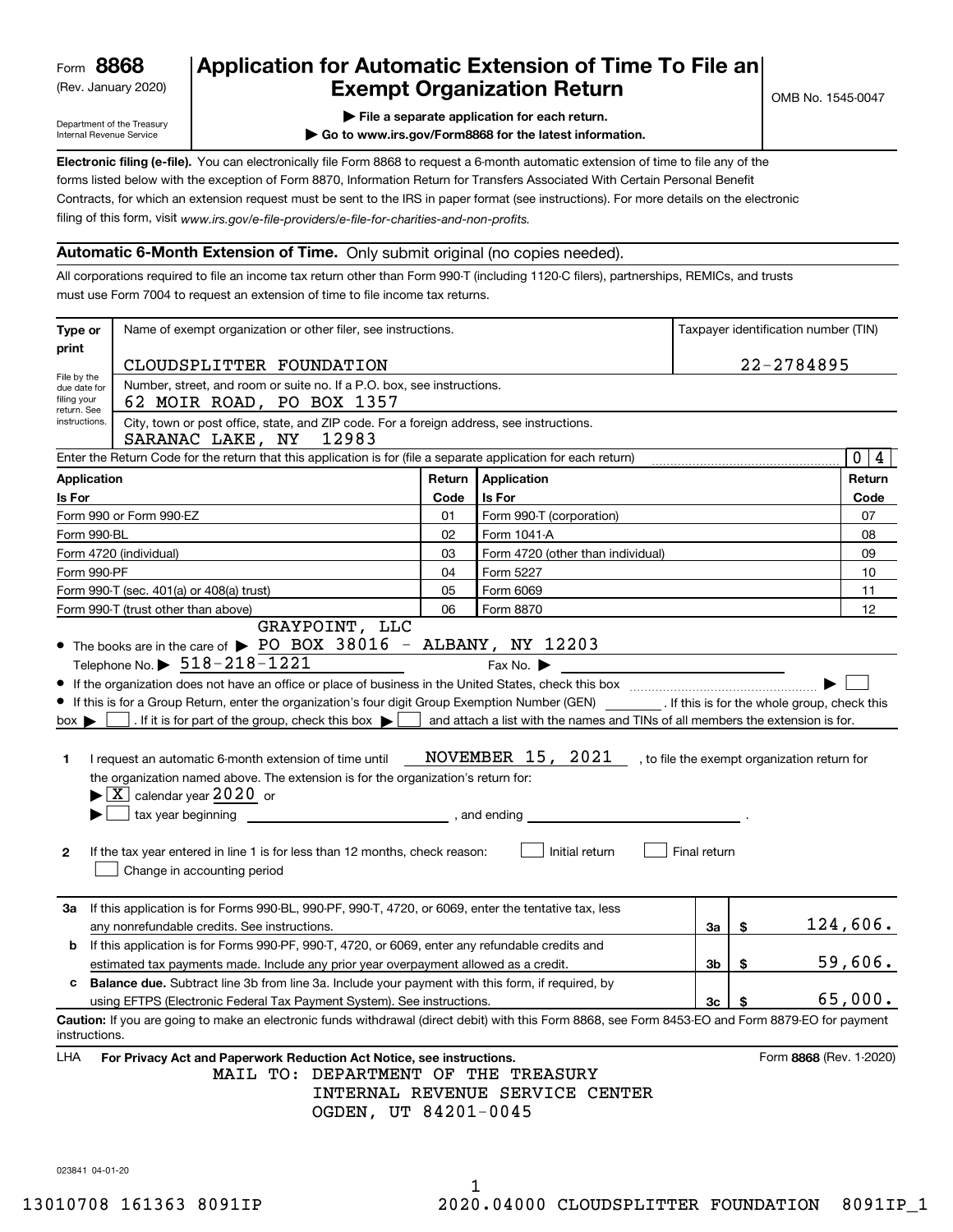Form **8868** (Rev. January 2020)

Department of the Treasury
Internal Revenue Service

# Application for Automatic Extension of Time To File an Exempt Organization Return

OMB No. 1545-0047

▶ File a separate application for each return.
▶ Go to www.irs.gov/Form8868 for the latest information.

**Electronic filing (e-file).** You can electronically file Form 8868 to request a 6-month automatic extension of time to file any of the forms listed below with the exception of Form 8870, Information Return for Transfers Associated With Certain Personal Benefit Contracts, for which an extension request must be sent to the IRS in paper format (see instructions). For more details on the electronic filing of this form, visit *www.irs.gov/e-file-providers/e-file-for-charities-and-non-profits.*

## Automatic 6-Month Extension of Time. Only submit original (no copies needed).

All corporations required to file an income tax return other than Form 990-T (including 1120-C filers), partnerships, REMICs, and trusts must use Form 7004 to request an extension of time to file income tax returns.

**Type or print** — File by the due date for filing your return. See instructions.

Name of exempt organization or other filer, see instructions: CLOUDSPLITTER FOUNDATION

Taxpayer identification number (TIN): 22-2784895

Number, street, and room or suite no. If a P.O. box, see instructions: 62 MOIR ROAD, PO BOX 1357

City, town or post office, state, and ZIP code. For a foreign address, see instructions: SARANAC LAKE, NY 12983

Enter the Return Code for the return that this application is for (file a separate application for each return): 04

| Application Is For | Return Code | Application Is For | Return Code |
|---|---|---|---|
| Form 990 or Form 990-EZ | 01 | Form 990-T (corporation) | 07 |
| Form 990-BL | 02 | Form 1041-A | 08 |
| Form 4720 (individual) | 03 | Form 4720 (other than individual) | 09 |
| Form 990-PF | 04 | Form 5227 | 10 |
| Form 990-T (sec. 401(a) or 408(a) trust) | 05 | Form 6069 | 11 |
| Form 990-T (trust other than above) | 06 | Form 8870 | 12 |

- The books are in the care of ▶ GRAYPOINT, LLC PO BOX 38016 - ALBANY, NY 12203
  Telephone No. ▶ 518-218-1221 Fax No. ▶
- If the organization does not have an office or place of business in the United States, check this box ▶ ☐
- If this is for a Group Return, enter the organization's four digit Group Exemption Number (GEN) ______. If this is for the whole group, check this box ▶ ☐. If it is for part of the group, check this box ▶ ☐ and attach a list with the names and TINs of all members the extension is for.

**1** I request an automatic 6-month extension of time until NOVEMBER 15, 2021, to file the exempt organization return for the organization named above. The extension is for the organization's return for:
▶ ☒ calendar year 2020 or
▶ ☐ tax year beginning ______, and ending ______.

**2** If the tax year entered in line 1 is for less than 12 months, check reason: ☐ Initial return ☐ Final return ☐ Change in accounting period

| | | | |
|---|---|---|---|
| **3a** | If this application is for Forms 990-BL, 990-PF, 990-T, 4720, or 6069, enter the tentative tax, less any nonrefundable credits. See instructions. | 3a | $ 124,606. |
| **b** | If this application is for Forms 990-PF, 990-T, 4720, or 6069, enter any refundable credits and estimated tax payments made. Include any prior year overpayment allowed as a credit. | 3b | $ 59,606. |
| **c** | **Balance due.** Subtract line 3b from line 3a. Include your payment with this form, if required, by using EFTPS (Electronic Federal Tax Payment System). See instructions. | 3c | $ 65,000. |

**Caution:** If you are going to make an electronic funds withdrawal (direct debit) with this Form 8868, see Form 8453-EO and Form 8879-EO for payment instructions.

LHA **For Privacy Act and Paperwork Reduction Act Notice, see instructions.** Form **8868** (Rev. 1-2020)

MAIL TO: DEPARTMENT OF THE TREASURY
INTERNAL REVENUE SERVICE CENTER
OGDEN, UT 84201-0045

023841 04-01-20

13010708 161363 8091IP 2020.04000 CLOUDSPLITTER FOUNDATION 8091IP_1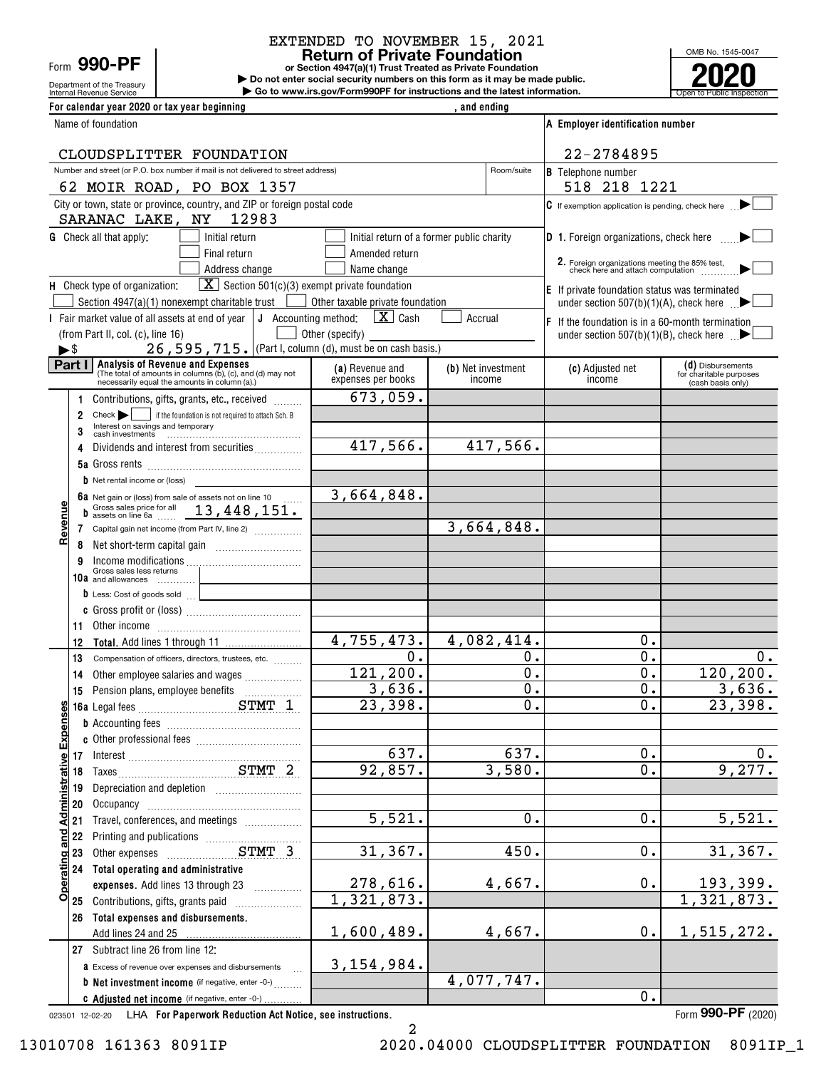EXTENDED TO NOVEMBER 15, 2021

Form **990-PF**

Department of the Treasury
Internal Revenue Service

# Return of Private Foundation

**or Section 4947(a)(1) Trust Treated as Private Foundation**

**▶ Do not enter social security numbers on this form as it may be made public.**
**▶ Go to www.irs.gov/Form990PF for instructions and the latest information.**

OMB No. 1545-0047

**2020**

Open to Public Inspection

**For calendar year 2020 or tax year beginning , and ending**

Name of foundation: CLOUDSPLITTER FOUNDATION

**A Employer identification number:** 22-2784895

Number and street (or P.O. box number if mail is not delivered to street address): 62 MOIR ROAD, PO BOX 1357 — Room/suite:

**B** Telephone number: 518 218 1221

City or town, state or province, country, and ZIP or foreign postal code: SARANAC LAKE, NY 12983

**C** If exemption application is pending, check here ▶ ☐

**G** Check all that apply: ☐ Initial return ☐ Initial return of a former public charity ☐ Final return ☐ Amended return ☐ Address change ☐ Name change

**D 1.** Foreign organizations, check here ▶ ☐

**2.** Foreign organizations meeting the 85% test, check here and attach computation ▶ ☐

**H** Check type of organization: ☒ Section 501(c)(3) exempt private foundation ☐ Section 4947(a)(1) nonexempt charitable trust ☐ Other taxable private foundation

**E** If private foundation status was terminated under section 507(b)(1)(A), check here ▶ ☐

**I** Fair market value of all assets at end of year (from Part II, col. (c), line 16) ▶$ 26,595,715.

**J** Accounting method: ☒ Cash ☐ Accrual ☐ Other (specify) (Part I, column (d), must be on cash basis.)

**F** If the foundation is in a 60-month termination under section 507(b)(1)(B), check here ▶ ☐

## Part I Analysis of Revenue and Expenses

(The total of amounts in columns (b), (c), and (d) may not necessarily equal the amounts in column (a).)

| | Line | (a) Revenue and expenses per books | (b) Net investment income | (c) Adjusted net income | (d) Disbursements for charitable purposes (cash basis only) |
|---|---|---|---|---|---|
| Revenue | 1 Contributions, gifts, grants, etc., received | 673,059. | | | |
| | 2 Check ▶ ☐ if the foundation is not required to attach Sch. B | | | | |
| | 3 Interest on savings and temporary cash investments | | | | |
| | 4 Dividends and interest from securities | 417,566. | 417,566. | | |
| | 5a Gross rents | | | | |
| | b Net rental income or (loss) | | | | |
| | 6a Net gain or (loss) from sale of assets not on line 10 | 3,664,848. | | | |
| | b Gross sales price for all assets on line 6a 13,448,151. | | | | |
| | 7 Capital gain net income (from Part IV, line 2) | | 3,664,848. | | |
| | 8 Net short-term capital gain | | | | |
| | 9 Income modifications | | | | |
| | 10a Gross sales less returns and allowances | | | | |
| | b Less: Cost of goods sold | | | | |
| | c Gross profit or (loss) | | | | |
| | 11 Other income | | | | |
| | 12 **Total.** Add lines 1 through 11 | 4,755,473. | 4,082,414. | 0. | |
| Operating and Administrative Expenses | 13 Compensation of officers, directors, trustees, etc. | 0. | 0. | 0. | 0. |
| | 14 Other employee salaries and wages | 121,200. | 0. | 0. | 120,200. |
| | 15 Pension plans, employee benefits | 3,636. | 0. | 0. | 3,636. |
| | 16a Legal fees STMT 1 | 23,398. | 0. | 0. | 23,398. |
| | b Accounting fees | | | | |
| | c Other professional fees | | | | |
| | 17 Interest | 637. | 637. | 0. | 0. |
| | 18 Taxes STMT 2 | 92,857. | 3,580. | 0. | 9,277. |
| | 19 Depreciation and depletion | | | | |
| | 20 Occupancy | | | | |
| | 21 Travel, conferences, and meetings | 5,521. | 0. | 0. | 5,521. |
| | 22 Printing and publications | | | | |
| | 23 Other expenses STMT 3 | 31,367. | 450. | 0. | 31,367. |
| | 24 **Total operating and administrative expenses.** Add lines 13 through 23 | 278,616. | 4,667. | 0. | 193,399. |
| | 25 Contributions, gifts, grants paid | 1,321,873. | | | 1,321,873. |
| | 26 **Total expenses and disbursements.** Add lines 24 and 25 | 1,600,489. | 4,667. | 0. | 1,515,272. |
| | 27 Subtract line 26 from line 12: | | | | |
| | a Excess of revenue over expenses and disbursements | 3,154,984. | | | |
| | b **Net investment income** (if negative, enter -0-) | | 4,077,747. | | |
| | c **Adjusted net income** (if negative, enter -0-) | | | 0. | |

023501 12-02-20 LHA **For Paperwork Reduction Act Notice, see instructions.** Form **990-PF** (2020)

13010708 161363 8091IP 2020.04000 CLOUDSPLITTER FOUNDATION 8091IP_1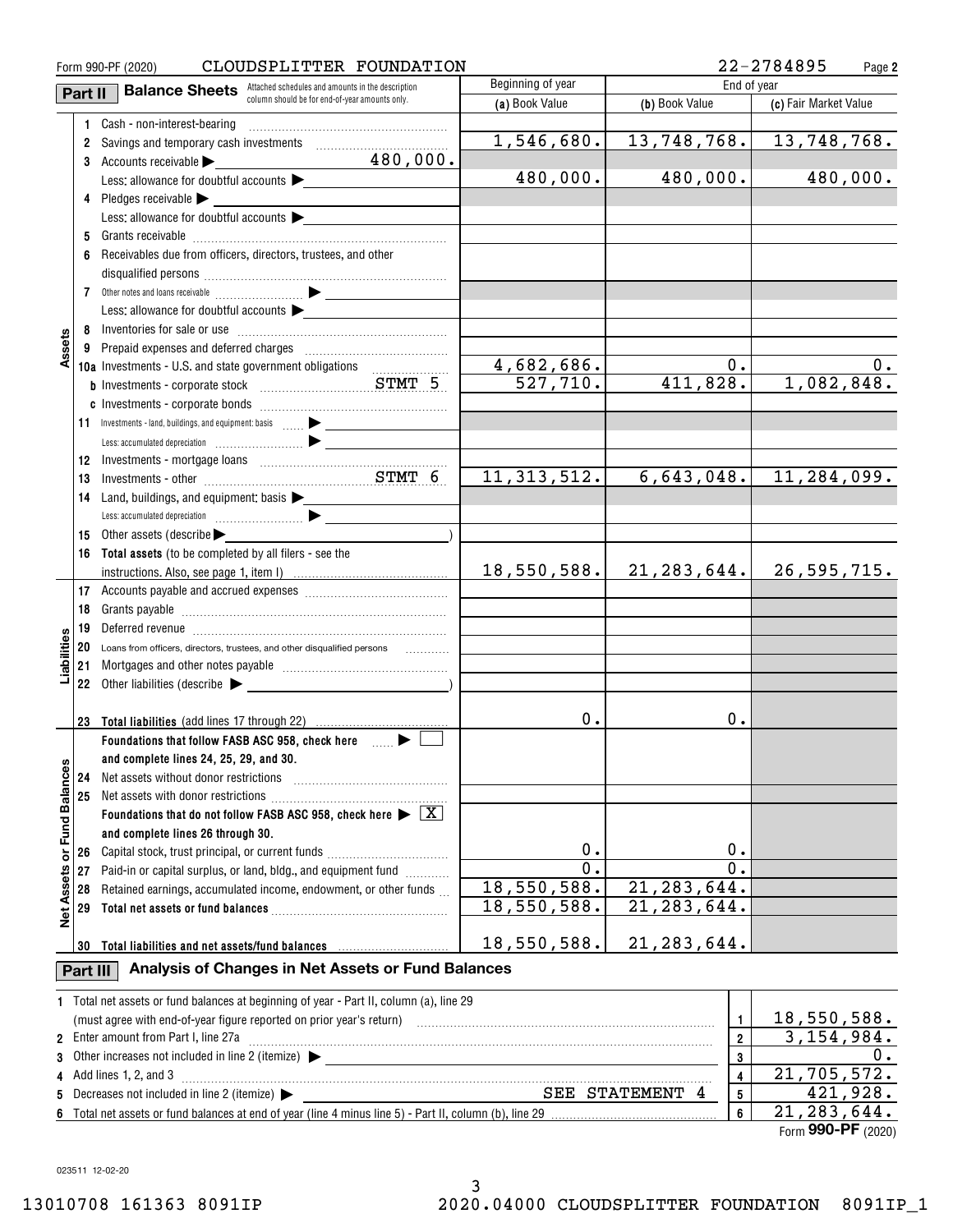Form 990-PF (2020) CLOUDSPLITTER FOUNDATION 22-2784895 Page 2

## Part II Balance Sheets

Attached schedules and amounts in the description column should be for end-of-year amounts only.

| | | Description | Beginning of year (a) Book Value | End of year (b) Book Value | End of year (c) Fair Market Value |
|---|---|---|---|---|---|
| Assets | 1 | Cash - non-interest-bearing | | | |
| | 2 | Savings and temporary cash investments | 1,546,680. | 13,748,768. | 13,748,768. |
| | 3 | Accounts receivable ▶ 480,000. | | | |
| | | Less: allowance for doubtful accounts ▶ | 480,000. | 480,000. | 480,000. |
| | 4 | Pledges receivable ▶ | | | |
| | | Less: allowance for doubtful accounts ▶ | | | |
| | 5 | Grants receivable | | | |
| | 6 | Receivables due from officers, directors, trustees, and other disqualified persons | | | |
| | 7 | Other notes and loans receivable ▶ | | | |
| | | Less: allowance for doubtful accounts ▶ | | | |
| | 8 | Inventories for sale or use | | | |
| | 9 | Prepaid expenses and deferred charges | | | |
| | 10a | Investments - U.S. and state government obligations | 4,682,686. | 0. | 0. |
| | b | Investments - corporate stock STMT 5 | 527,710. | 411,828. | 1,082,848. |
| | c | Investments - corporate bonds | | | |
| | 11 | Investments - land, buildings, and equipment: basis ▶ | | | |
| | | Less: accumulated depreciation ▶ | | | |
| | 12 | Investments - mortgage loans | | | |
| | 13 | Investments - other STMT 6 | 11,313,512. | 6,643,048. | 11,284,099. |
| | 14 | Land, buildings, and equipment: basis ▶ | | | |
| | | Less: accumulated depreciation ▶ | | | |
| | 15 | Other assets (describe ▶ ) | | | |
| | 16 | **Total assets** (to be completed by all filers - see the instructions. Also, see page 1, item I) | 18,550,588. | 21,283,644. | 26,595,715. |
| Liabilities | 17 | Accounts payable and accrued expenses | | | |
| | 18 | Grants payable | | | |
| | 19 | Deferred revenue | | | |
| | 20 | Loans from officers, directors, trustees, and other disqualified persons | | | |
| | 21 | Mortgages and other notes payable | | | |
| | 22 | Other liabilities (describe ▶ ) | | | |
| | 23 | **Total liabilities** (add lines 17 through 22) | 0. | 0. | |
| Net Assets or Fund Balances | | **Foundations that follow FASB ASC 958, check here** ▶ ☐ **and complete lines 24, 25, 29, and 30.** | | | |
| | 24 | Net assets without donor restrictions | | | |
| | 25 | Net assets with donor restrictions | | | |
| | | **Foundations that do not follow FASB ASC 958, check here** ▶ ☒ **and complete lines 26 through 30.** | | | |
| | 26 | Capital stock, trust principal, or current funds | 0. | 0. | |
| | 27 | Paid-in or capital surplus, or land, bldg., and equipment fund | 0. | 0. | |
| | 28 | Retained earnings, accumulated income, endowment, or other funds | 18,550,588. | 21,283,644. | |
| | 29 | **Total net assets or fund balances** | 18,550,588. | 21,283,644. | |
| | 30 | **Total liabilities and net assets/fund balances** | 18,550,588. | 21,283,644. | |

## Part III Analysis of Changes in Net Assets or Fund Balances

| | Description | Line | Amount |
|---|---|---|---|
| 1 | Total net assets or fund balances at beginning of year - Part II, column (a), line 29 (must agree with end-of-year figure reported on prior year's return) | 1 | 18,550,588. |
| 2 | Enter amount from Part I, line 27a | 2 | 3,154,984. |
| 3 | Other increases not included in line 2 (itemize) ▶ | 3 | 0. |
| 4 | Add lines 1, 2, and 3 | 4 | 21,705,572. |
| 5 | Decreases not included in line 2 (itemize) ▶ SEE STATEMENT 4 | 5 | 421,928. |
| 6 | Total net assets or fund balances at end of year (line 4 minus line 5) - Part II, column (b), line 29 | 6 | 21,283,644. |

Form **990-PF** (2020)

023511 12-02-20

13010708 161363 8091IP 2020.04000 CLOUDSPLITTER FOUNDATION 8091IP_1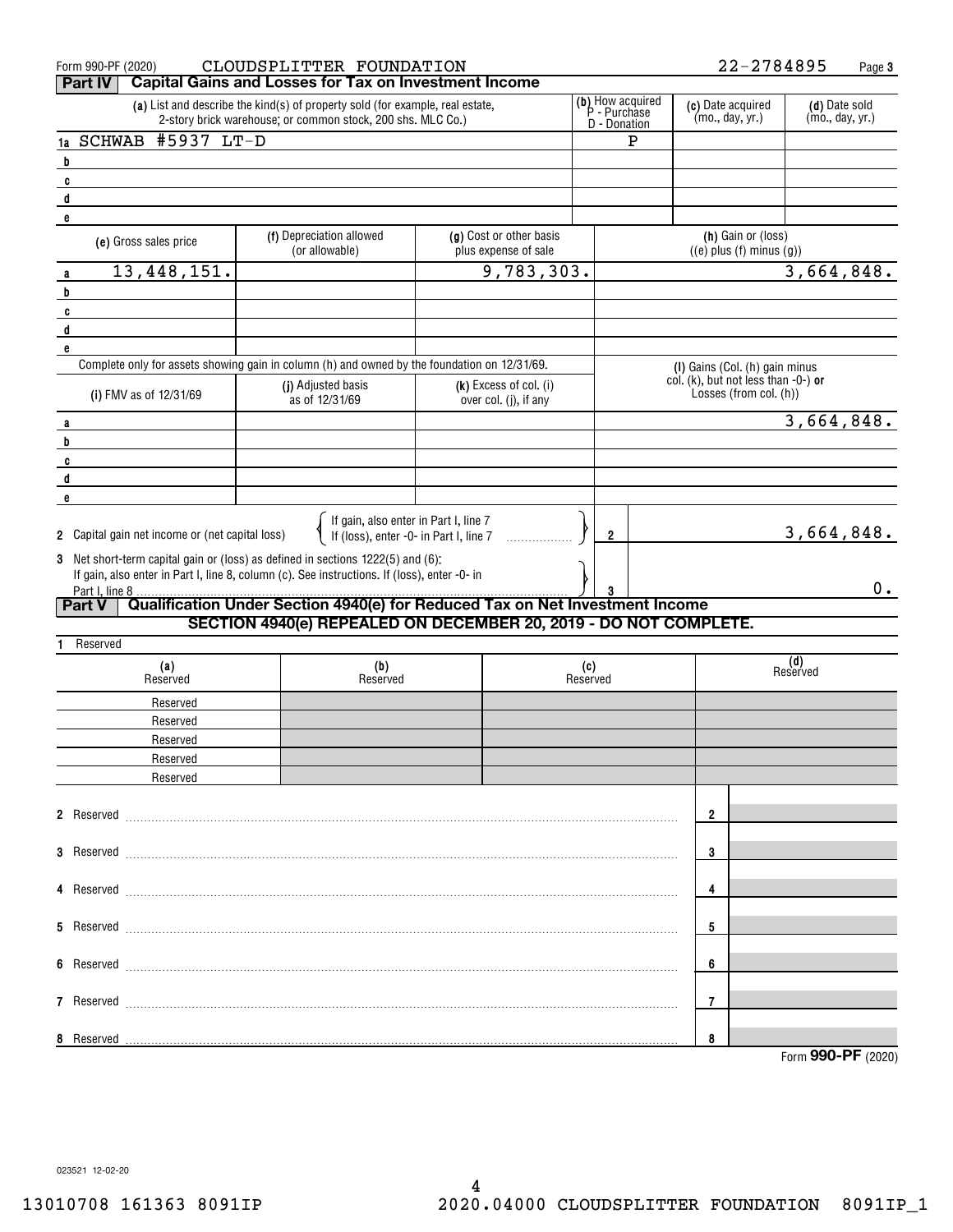Form 990-PF (2020) CLOUDSPLITTER FOUNDATION 22-2784895

## Part IV Capital Gains and Losses for Tax on Investment Income

| | (a) List and describe the kind(s) of property sold (for example, real estate, 2-story brick warehouse; or common stock, 200 shs. MLC Co.) | (b) How acquired P - Purchase D - Donation | (c) Date acquired (mo., day, yr.) | (d) Date sold (mo., day, yr.) |
|---|---|---|---|---|
| 1a | SCHWAB #5937 LT-D | P | | |
| b | | | | |
| c | | | | |
| d | | | | |
| e | | | | |

| | (e) Gross sales price | (f) Depreciation allowed (or allowable) | (g) Cost or other basis plus expense of sale | (h) Gain or (loss) ((e) plus (f) minus (g)) |
|---|---|---|---|---|
| a | 13,448,151. | | 9,783,303. | 3,664,848. |
| b | | | | |
| c | | | | |
| d | | | | |
| e | | | | |

Complete only for assets showing gain in column (h) and owned by the foundation on 12/31/69.

| | (i) FMV as of 12/31/69 | (j) Adjusted basis as of 12/31/69 | (k) Excess of col. (i) over col. (j), if any | (l) Gains (Col. (h) gain minus col. (k), but not less than -0-) or Losses (from col. (h)) |
|---|---|---|---|---|
| a | | | | 3,664,848. |
| b | | | | |
| c | | | | |
| d | | | | |
| e | | | | |

2 Capital gain net income or (net capital loss) { If gain, also enter in Part I, line 7; If (loss), enter -0- in Part I, line 7 } ..... **2** 3,664,848.

3 Net short-term capital gain or (loss) as defined in sections 1222(5) and (6): If gain, also enter in Part I, line 8, column (c). See instructions. If (loss), enter -0- in Part I, line 8 ..... **3** 0.

## Part V Qualification Under Section 4940(e) for Reduced Tax on Net Investment Income

**SECTION 4940(e) REPEALED ON DECEMBER 20, 2019 - DO NOT COMPLETE.**

1 Reserved

| (a) Reserved | (b) Reserved | (c) Reserved | (d) Reserved |
|---|---|---|---|
| Reserved | | | |
| Reserved | | | |
| Reserved | | | |
| Reserved | | | |
| Reserved | | | |

2 Reserved ..... 2

3 Reserved ..... 3

4 Reserved ..... 4

5 Reserved ..... 5

6 Reserved ..... 6

7 Reserved ..... 7

8 Reserved ..... 8

Form **990-PF** (2020)

023521 12-02-20

13010708 161363 8091IP 2020.04000 CLOUDSPLITTER FOUNDATION 8091IP_1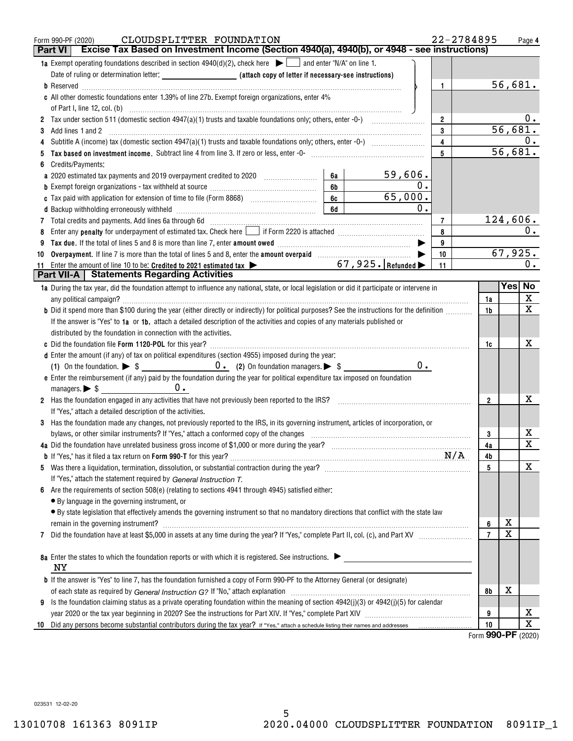Form 990-PF (2020) CLOUDSPLITTER FOUNDATION 22-2784895

## Part VI Excise Tax Based on Investment Income (Section 4940(a), 4940(b), or 4948 - see instructions)

| | | | |
|---|---|---|---|
| **1a** Exempt operating foundations described in section 4940(d)(2), check here ▶ ☐ and enter "N/A" on line 1. | | | |
| Date of ruling or determination letter: ________ (attach copy of letter if necessary-see instructions) | | | |
| **b** Reserved | | 1 | 56,681. |
| **c** All other domestic foundations enter 1.39% of line 27b. Exempt foreign organizations, enter 4% of Part I, line 12, col. (b) | | | |
| **2** Tax under section 511 (domestic section 4947(a)(1) trusts and taxable foundations only; others, enter -0-) | | 2 | 0. |
| **3** Add lines 1 and 2 | | 3 | 56,681. |
| **4** Subtitle A (income) tax (domestic section 4947(a)(1) trusts and taxable foundations only; others, enter -0-) | | 4 | 0. |
| **5** **Tax based on investment income.** Subtract line 4 from line 3. If zero or less, enter -0- | | 5 | 56,681. |
| **6** Credits/Payments: | | | |
| **a** 2020 estimated tax payments and 2019 overpayment credited to 2020 | 6a 59,606. | | |
| **b** Exempt foreign organizations - tax withheld at source | 6b 0. | | |
| **c** Tax paid with application for extension of time to file (Form 8868) | 6c 65,000. | | |
| **d** Backup withholding erroneously withheld | 6d 0. | | |
| **7** Total credits and payments. Add lines 6a through 6d | | 7 | 124,606. |
| **8** Enter any **penalty** for underpayment of estimated tax. Check here ☐ if Form 2220 is attached | | 8 | 0. |
| **9** **Tax due.** If the total of lines 5 and 8 is more than line 7, enter **amount owed** ▶ | | 9 | |
| **10** **Overpayment.** If line 7 is more than the total of lines 5 and 8, enter the **amount overpaid** ▶ | | 10 | 67,925. |
| **11** Enter the amount of line 10 to be: **Credited to 2021 estimated tax** ▶ | 67,925. **Refunded** ▶ | 11 | 0. |

## Part VII-A Statements Regarding Activities

| | | Yes | No |
|---|---|---|---|
| **1a** During the tax year, did the foundation attempt to influence any national, state, or local legislation or did it participate or intervene in any political campaign? | 1a | | X |
| **b** Did it spend more than $100 during the year (either directly or indirectly) for political purposes? See the instructions for the definition | 1b | | X |
| If the answer is "Yes" to **1a** or **1b**, attach a detailed description of the activities and copies of any materials published or distributed by the foundation in connection with the activities. | | | |
| **c** Did the foundation file **Form 1120-POL** for this year? | 1c | | X |
| **d** Enter the amount (if any) of tax on political expenditures (section 4955) imposed during the year: (1) On the foundation. ▶ $ 0. (2) On foundation managers. ▶ $ 0. | | | |
| **e** Enter the reimbursement (if any) paid by the foundation during the year for political expenditure tax imposed on foundation managers. ▶ $ 0. | | | |
| **2** Has the foundation engaged in any activities that have not previously been reported to the IRS? If "Yes," attach a detailed description of the activities. | 2 | | X |
| **3** Has the foundation made any changes, not previously reported to the IRS, in its governing instrument, articles of incorporation, or bylaws, or other similar instruments? If "Yes," attach a conformed copy of the changes | 3 | | X |
| **4a** Did the foundation have unrelated business gross income of $1,000 or more during the year? | 4a | | X |
| **b** If "Yes," has it filed a tax return on **Form 990-T** for this year? N/A | 4b | | |
| **5** Was there a liquidation, termination, dissolution, or substantial contraction during the year? If "Yes," attach the statement required by *General Instruction T.* | 5 | | X |
| **6** Are the requirements of section 508(e) (relating to sections 4941 through 4945) satisfied either: • By language in the governing instrument, or • By state legislation that effectively amends the governing instrument so that no mandatory directions that conflict with the state law remain in the governing instrument? | 6 | X | |
| **7** Did the foundation have at least $5,000 in assets at any time during the year? If "Yes," complete Part II, col. (c), and Part XV | 7 | X | |
| **8a** Enter the states to which the foundation reports or with which it is registered. See instructions. ▶ NY | | | |
| **b** If the answer is "Yes" to line 7, has the foundation furnished a copy of Form 990-PF to the Attorney General (or designate) of each state as required by *General Instruction G?* If "No," attach explanation | 8b | X | |
| **9** Is the foundation claiming status as a private operating foundation within the meaning of section 4942(j)(3) or 4942(j)(5) for calendar year 2020 or the tax year beginning in 2020? See the instructions for Part XIV. If "Yes," complete Part XIV | 9 | | X |
| **10** Did any persons become substantial contributors during the tax year? If "Yes," attach a schedule listing their names and addresses | 10 | | X |

Form **990-PF** (2020)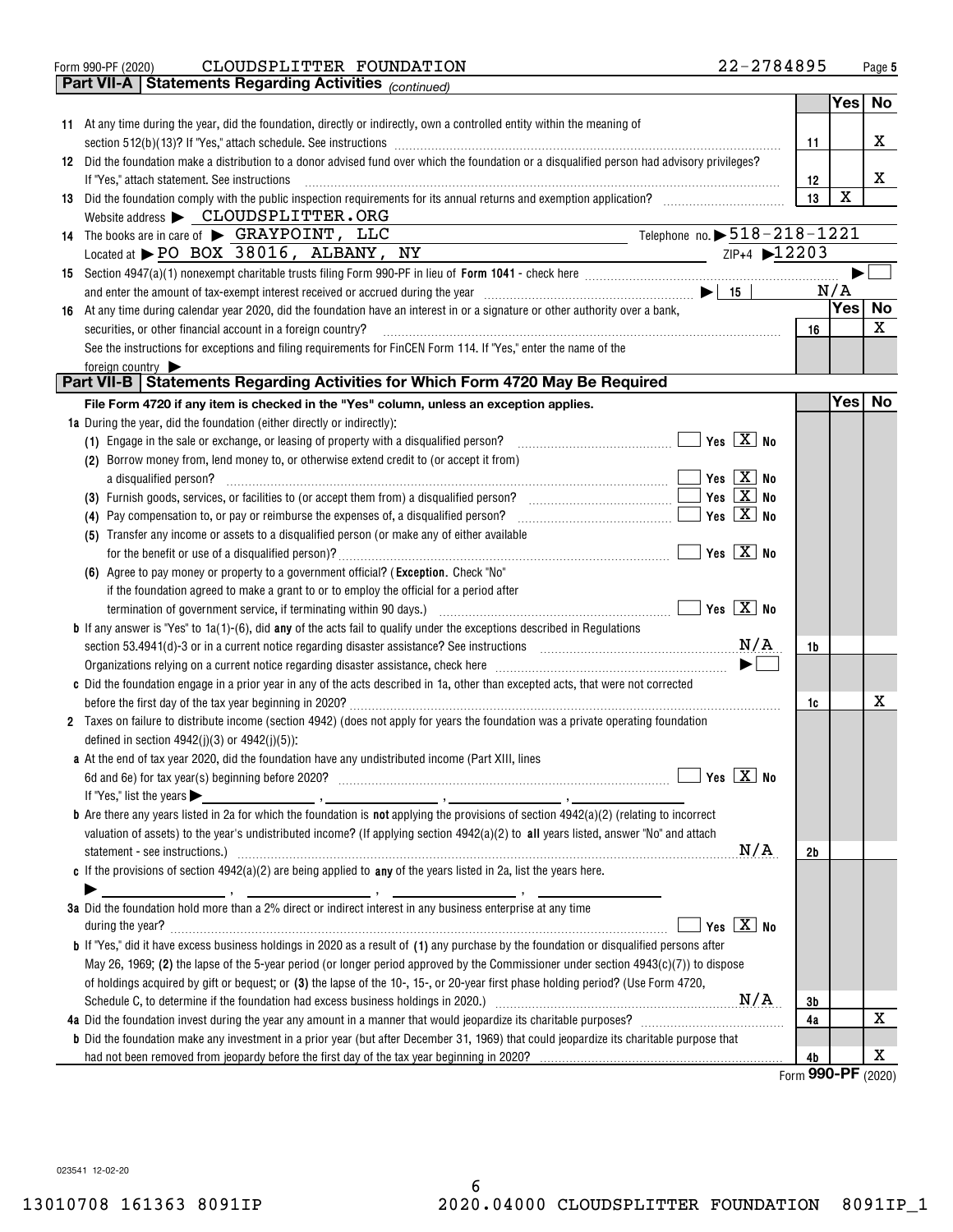Form 990-PF (2020) CLOUDSPLITTER FOUNDATION 22-2784895 Page 5

## Part VII-A Statements Regarding Activities *(continued)*

| | | | Yes | No |
|---|---|---|---|---|
| **11** | At any time during the year, did the foundation, directly or indirectly, own a controlled entity within the meaning of section 512(b)(13)? If "Yes," attach schedule. See instructions | 11 | | X |
| **12** | Did the foundation make a distribution to a donor advised fund over which the foundation or a disqualified person had advisory privileges? If "Yes," attach statement. See instructions | 12 | | X |
| **13** | Did the foundation comply with the public inspection requirements for its annual returns and exemption application? | 13 | X | |

Website address ▶ CLOUDSPLITTER.ORG

**14** The books are in care of ▶ GRAYPOINT, LLC Telephone no. ▶ 518-218-1221

Located at ▶ PO BOX 38016, ALBANY, NY ZIP+4 ▶ 12203

**15** Section 4947(a)(1) nonexempt charitable trusts filing Form 990-PF in lieu of **Form 1041** - check here ▶ ☐

and enter the amount of tax-exempt interest received or accrued during the year ▶ 15 N/A

| | | | Yes | No |
|---|---|---|---|---|
| **16** | At any time during calendar year 2020, did the foundation have an interest in or a signature or other authority over a bank, securities, or other financial account in a foreign country? | 16 | | X |

See the instructions for exceptions and filing requirements for FinCEN Form 114. If "Yes," enter the name of the foreign country ▶

## Part VII-B Statements Regarding Activities for Which Form 4720 May Be Required

**File Form 4720 if any item is checked in the "Yes" column, unless an exception applies.**

**1a** During the year, did the foundation (either directly or indirectly):

(1) Engage in the sale or exchange, or leasing of property with a disqualified person? ☐ Yes ☒ No

(2) Borrow money from, lend money to, or otherwise extend credit to (or accept it from) a disqualified person? ☐ Yes ☒ No

(3) Furnish goods, services, or facilities to (or accept them from) a disqualified person? ☐ Yes ☒ No

(4) Pay compensation to, or pay or reimburse the expenses of, a disqualified person? ☐ Yes ☒ No

(5) Transfer any income or assets to a disqualified person (or make any of either available for the benefit or use of a disqualified person)? ☐ Yes ☒ No

(6) Agree to pay money or property to a government official? (**Exception.** Check "No" if the foundation agreed to make a grant to or to employ the official for a period after termination of government service, if terminating within 90 days.) ☐ Yes ☒ No

| | | | Yes | No |
|---|---|---|---|---|
| **b** | If any answer is "Yes" to 1a(1)-(6), did **any** of the acts fail to qualify under the exceptions described in Regulations section 53.4941(d)-3 or in a current notice regarding disaster assistance? See instructions N/A | 1b | | |

Organizations relying on a current notice regarding disaster assistance, check here ▶ ☐

| | | | Yes | No |
|---|---|---|---|---|
| **c** | Did the foundation engage in a prior year in any of the acts described in 1a, other than excepted acts, that were not corrected before the first day of the tax year beginning in 2020? | 1c | | X |

**2** Taxes on failure to distribute income (section 4942) (does not apply for years the foundation was a private operating foundation defined in section 4942(j)(3) or 4942(j)(5)):

**a** At the end of tax year 2020, did the foundation have any undistributed income (Part XIII, lines 6d and 6e) for tax year(s) beginning before 2020? ☐ Yes ☒ No

If "Yes," list the years ▶ ____ , ____ , ____ , ____

| | | | Yes | No |
|---|---|---|---|---|
| **b** | Are there any years listed in 2a for which the foundation is **not** applying the provisions of section 4942(a)(2) (relating to incorrect valuation of assets) to the year's undistributed income? (If applying section 4942(a)(2) to **all** years listed, answer "No" and attach statement - see instructions.) N/A | 2b | | |

**c** If the provisions of section 4942(a)(2) are being applied to **any** of the years listed in 2a, list the years here.

▶ ____ , ____ , ____ , ____

**3a** Did the foundation hold more than a 2% direct or indirect interest in any business enterprise at any time during the year? ☐ Yes ☒ No

| | | | Yes | No |
|---|---|---|---|---|
| **b** | If "Yes," did it have excess business holdings in 2020 as a result of **(1)** any purchase by the foundation or disqualified persons after May 26, 1969; **(2)** the lapse of the 5-year period (or longer period approved by the Commissioner under section 4943(c)(7)) to dispose of holdings acquired by gift or bequest; or **(3)** the lapse of the 10-, 15-, or 20-year first phase holding period? (Use Form 4720, Schedule C, to determine if the foundation had excess business holdings in 2020.) N/A | 3b | | |
| **4a** | Did the foundation invest during the year any amount in a manner that would jeopardize its charitable purposes? | 4a | | X |
| **b** | Did the foundation make any investment in a prior year (but after December 31, 1969) that could jeopardize its charitable purpose that had not been removed from jeopardy before the first day of the tax year beginning in 2020? | 4b | | X |

Form **990-PF** (2020)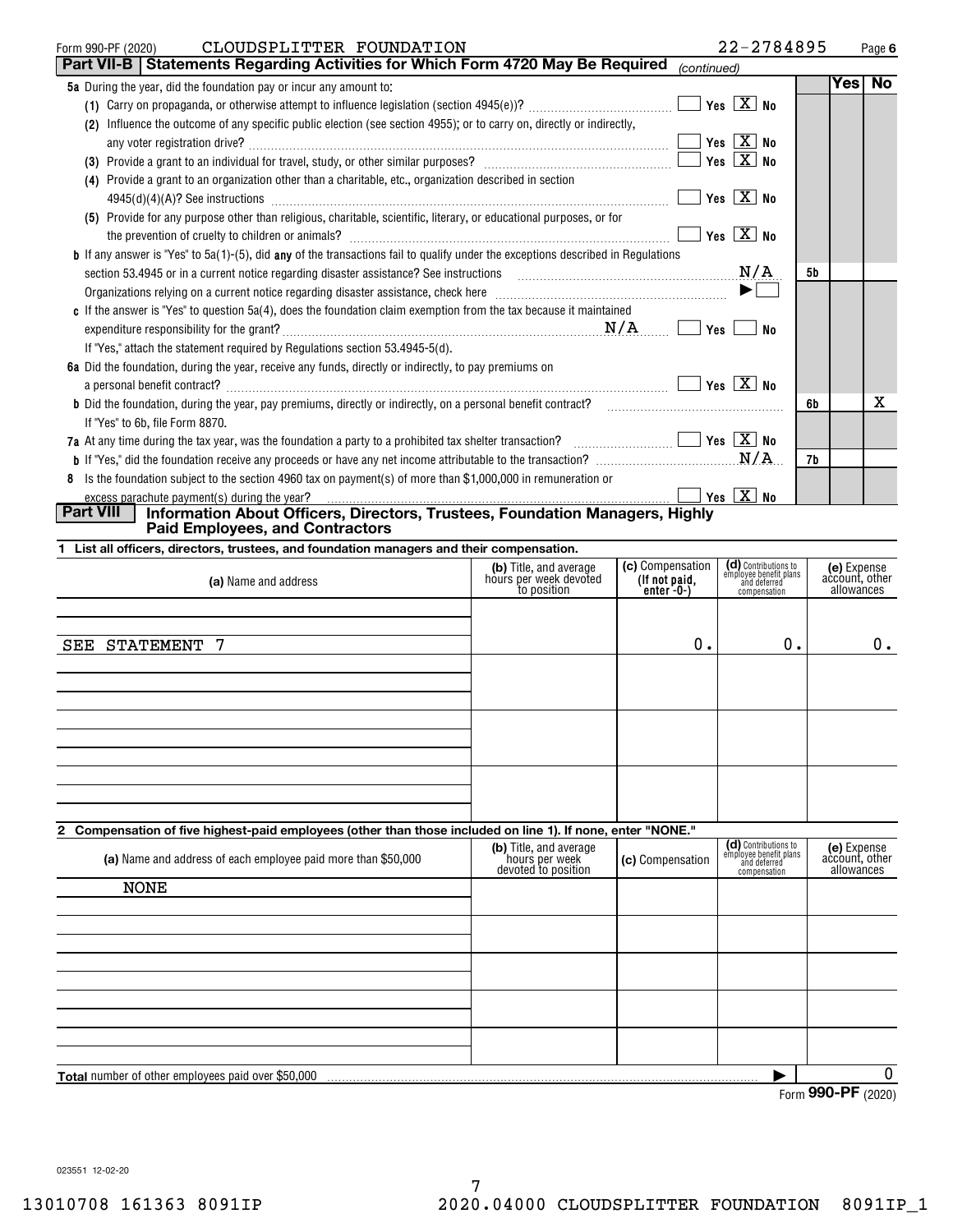Form 990-PF (2020) CLOUDSPLITTER FOUNDATION 22-2784895

## Part VII-B | Statements Regarding Activities for Which Form 4720 May Be Required *(continued)*

| | | | Yes | No |
|---|---|---|---|---|
| **5a** During the year, did the foundation pay or incur any amount to: | | | | |
| (1) Carry on propaganda, or otherwise attempt to influence legislation (section 4945(e))? | Yes [X] No | | | |
| (2) Influence the outcome of any specific public election (see section 4955); or to carry on, directly or indirectly, any voter registration drive? | Yes [X] No | | | |
| (3) Provide a grant to an individual for travel, study, or other similar purposes? | Yes [X] No | | | |
| (4) Provide a grant to an organization other than a charitable, etc., organization described in section 4945(d)(4)(A)? See instructions | Yes [X] No | | | |
| (5) Provide for any purpose other than religious, charitable, scientific, literary, or educational purposes, or for the prevention of cruelty to children or animals? | Yes [X] No | | | |
| **b** If any answer is "Yes" to 5a(1)-(5), did **any** of the transactions fail to qualify under the exceptions described in Regulations section 53.4945 or in a current notice regarding disaster assistance? See instructions N/A | | 5b | | |
| Organizations relying on a current notice regarding disaster assistance, check here ▶ [ ] | | | | |
| **c** If the answer is "Yes" to question 5a(4), does the foundation claim exemption from the tax because it maintained expenditure responsibility for the grant? N/A | Yes [ ] No [ ] | | | |
| If "Yes," attach the statement required by Regulations section 53.4945-5(d). | | | | |
| **6a** Did the foundation, during the year, receive any funds, directly or indirectly, to pay premiums on a personal benefit contract? | Yes [X] No | | | |
| **b** Did the foundation, during the year, pay premiums, directly or indirectly, on a personal benefit contract? | | 6b | | X |
| If "Yes" to 6b, file Form 8870. | | | | |
| **7a** At any time during the tax year, was the foundation a party to a prohibited tax shelter transaction? | Yes [X] No | | | |
| **b** If "Yes," did the foundation receive any proceeds or have any net income attributable to the transaction? N/A | | 7b | | |
| **8** Is the foundation subject to the section 4960 tax on payment(s) of more than $1,000,000 in remuneration or excess parachute payment(s) during the year? | Yes [X] No | | | |

## Part VIII | Information About Officers, Directors, Trustees, Foundation Managers, Highly Paid Employees, and Contractors

**1 List all officers, directors, trustees, and foundation managers and their compensation.**

| (a) Name and address | (b) Title, and average hours per week devoted to position | (c) Compensation (If not paid, enter -0-) | (d) Contributions to employee benefit plans and deferred compensation | (e) Expense account, other allowances |
|---|---|---|---|---|
| SEE STATEMENT 7 | | 0. | 0. | 0. |

**2 Compensation of five highest-paid employees (other than those included on line 1). If none, enter "NONE."**

| (a) Name and address of each employee paid more than $50,000 | (b) Title, and average hours per week devoted to position | (c) Compensation | (d) Contributions to employee benefit plans and deferred compensation | (e) Expense account, other allowances |
|---|---|---|---|---|
| NONE | | | | |

**Total** number of other employees paid over $50,000 ▶ 0

Form **990-PF** (2020)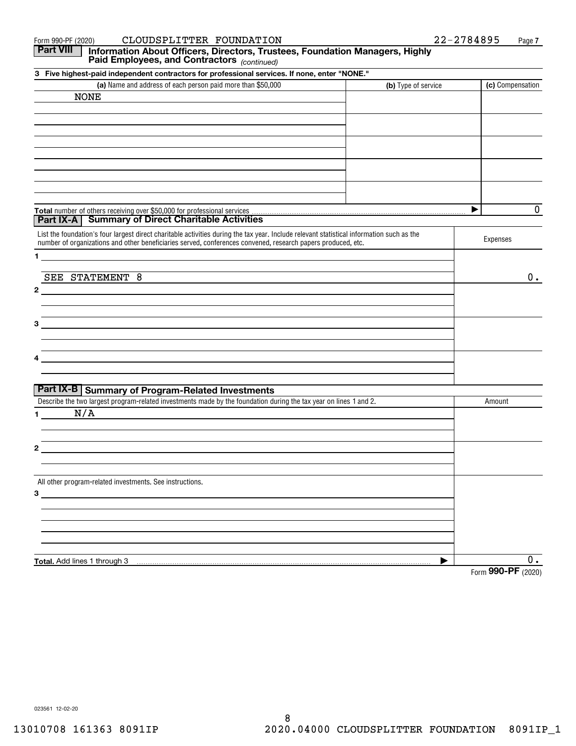Form 990-PF (2020) CLOUDSPLITTER FOUNDATION 22-2784895

## Part VIII Information About Officers, Directors, Trustees, Foundation Managers, Highly Paid Employees, and Contractors *(continued)*

**3 Five highest-paid independent contractors for professional services. If none, enter "NONE."**

| (a) Name and address of each person paid more than $50,000 | (b) Type of service | (c) Compensation |
|---|---|---|
| NONE | | |
| | | |
| | | |
| | | |
| | | |

**Total** number of others receiving over $50,000 for professional services ▶ 0

## Part IX-A Summary of Direct Charitable Activities

| List the foundation's four largest direct charitable activities during the tax year. Include relevant statistical information such as the number of organizations and other beneficiaries served, conferences convened, research papers produced, etc. | Expenses |
|---|---|
| 1 SEE STATEMENT 8 | 0. |
| 2 | |
| 3 | |
| 4 | |

## Part IX-B Summary of Program-Related Investments

| Describe the two largest program-related investments made by the foundation during the tax year on lines 1 and 2. | Amount |
|---|---|
| 1 N/A | |
| 2 | |
| All other program-related investments. See instructions. | |
| 3 | |
| **Total.** Add lines 1 through 3 ▶ | 0. |

Form **990-PF** (2020)

023561 12-02-20

13010708 161363 8091IP 2020.04000 CLOUDSPLITTER FOUNDATION 8091IP_1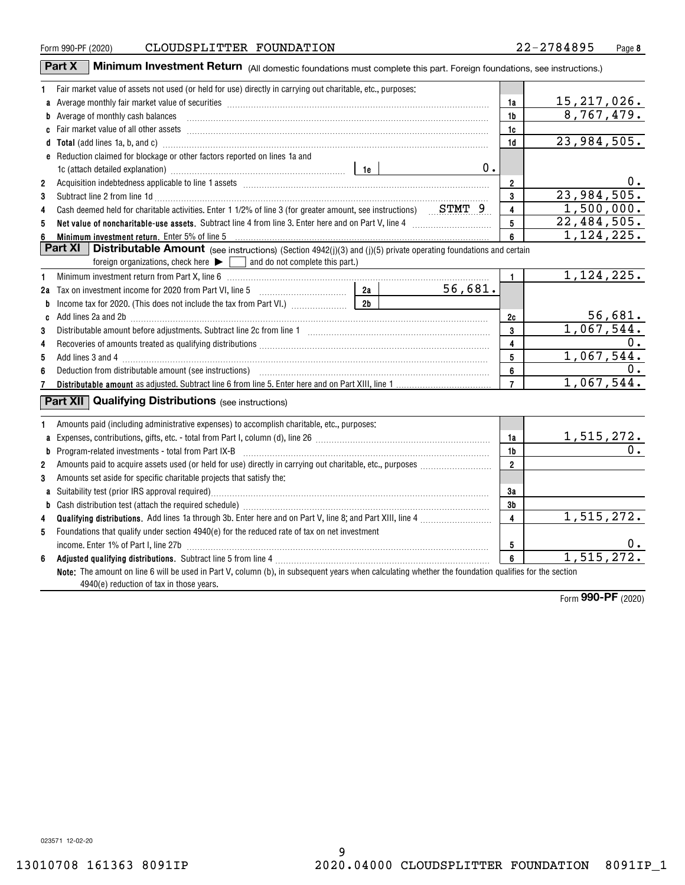Form 990-PF (2020) CLOUDSPLITTER FOUNDATION 22-2784895

## Part X Minimum Investment Return (All domestic foundations must complete this part. Foreign foundations, see instructions.)

| | | | |
|---|---|---|---|
| 1 | Fair market value of assets not used (or held for use) directly in carrying out charitable, etc., purposes: | | |
| a | Average monthly fair market value of securities | 1a | 15,217,026. |
| b | Average of monthly cash balances | 1b | 8,767,479. |
| c | Fair market value of all other assets | 1c | |
| d | **Total** (add lines 1a, b, and c) | 1d | 23,984,505. |
| e | Reduction claimed for blockage or other factors reported on lines 1a and 1c (attach detailed explanation) — 1e: 0. | | |
| 2 | Acquisition indebtedness applicable to line 1 assets | 2 | 0. |
| 3 | Subtract line 2 from line 1d | 3 | 23,984,505. |
| 4 | Cash deemed held for charitable activities. Enter 1 1/2% of line 3 (for greater amount, see instructions) STMT 9 | 4 | 1,500,000. |
| 5 | **Net value of noncharitable-use assets.** Subtract line 4 from line 3. Enter here and on Part V, line 4 | 5 | 22,484,505. |
| 6 | **Minimum investment return.** Enter 5% of line 5 | 6 | 1,124,225. |

## Part XI Distributable Amount (see instructions) (Section 4942(j)(3) and (j)(5) private operating foundations and certain foreign organizations, check here ▶ ☐ and do not complete this part.)

| | | | |
|---|---|---|---|
| 1 | Minimum investment return from Part X, line 6 | 1 | 1,124,225. |
| 2a | Tax on investment income for 2020 from Part VI, line 5 — 2a: 56,681. | | |
| b | Income tax for 2020. (This does not include the tax from Part VI.) — 2b: | | |
| c | Add lines 2a and 2b | 2c | 56,681. |
| 3 | Distributable amount before adjustments. Subtract line 2c from line 1 | 3 | 1,067,544. |
| 4 | Recoveries of amounts treated as qualifying distributions | 4 | 0. |
| 5 | Add lines 3 and 4 | 5 | 1,067,544. |
| 6 | Deduction from distributable amount (see instructions) | 6 | 0. |
| 7 | **Distributable amount** as adjusted. Subtract line 6 from line 5. Enter here and on Part XIII, line 1 | 7 | 1,067,544. |

## Part XII Qualifying Distributions (see instructions)

| | | | |
|---|---|---|---|
| 1 | Amounts paid (including administrative expenses) to accomplish charitable, etc., purposes: | | |
| a | Expenses, contributions, gifts, etc. - total from Part I, column (d), line 26 | 1a | 1,515,272. |
| b | Program-related investments - total from Part IX-B | 1b | 0. |
| 2 | Amounts paid to acquire assets used (or held for use) directly in carrying out charitable, etc., purposes | 2 | |
| 3 | Amounts set aside for specific charitable projects that satisfy the: | | |
| a | Suitability test (prior IRS approval required) | 3a | |
| b | Cash distribution test (attach the required schedule) | 3b | |
| 4 | **Qualifying distributions.** Add lines 1a through 3b. Enter here and on Part V, line 8; and Part XIII, line 4 | 4 | 1,515,272. |
| 5 | Foundations that qualify under section 4940(e) for the reduced rate of tax on net investment income. Enter 1% of Part I, line 27b | 5 | 0. |
| 6 | **Adjusted qualifying distributions.** Subtract line 5 from line 4 | 6 | 1,515,272. |

**Note:** The amount on line 6 will be used in Part V, column (b), in subsequent years when calculating whether the foundation qualifies for the section 4940(e) reduction of tax in those years.

Form **990-PF** (2020)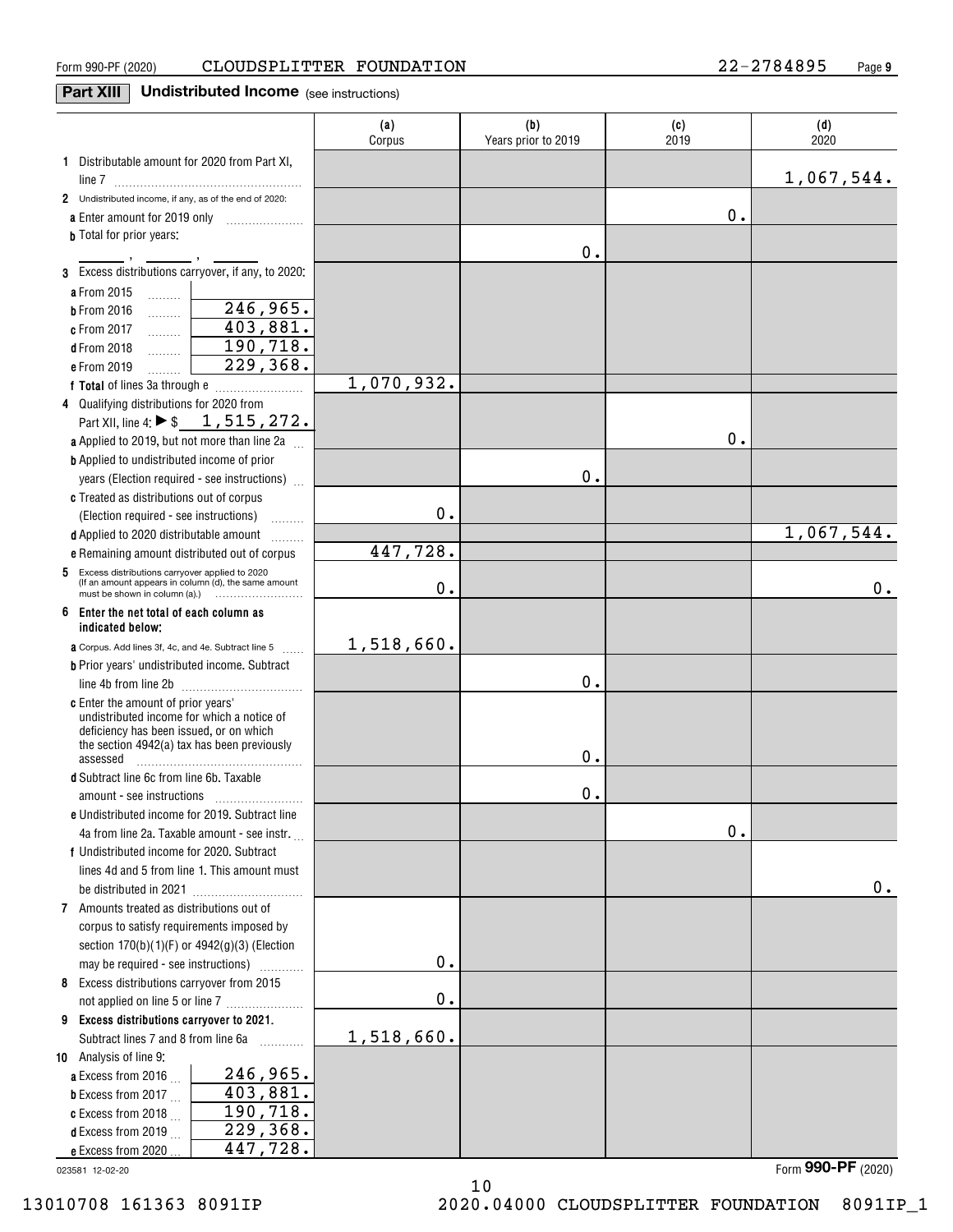Form 990-PF (2020) CLOUDSPLITTER FOUNDATION 22-2784895 Page 9

## Part XIII Undistributed Income (see instructions)

| | (a) Corpus | (b) Years prior to 2019 | (c) 2019 | (d) 2020 |
|---|---|---|---|---|
| **1** Distributable amount for 2020 from Part XI, line 7 | | | | 1,067,544. |
| **2** Undistributed income, if any, as of the end of 2020: | | | | |
| **a** Enter amount for 2019 only | | | 0. | |
| **b** Total for prior years: ___ , ___ , ___ | | 0. | | |
| **3** Excess distributions carryover, if any, to 2020: | | | | |
| **a** From 2015 | | | | |
| **b** From 2016 — 246,965. | | | | |
| **c** From 2017 — 403,881. | | | | |
| **d** From 2018 — 190,718. | | | | |
| **e** From 2019 — 229,368. | | | | |
| **f Total** of lines 3a through e | 1,070,932. | | | |
| **4** Qualifying distributions for 2020 from Part XII, line 4: ▶ $ 1,515,272. | | | | |
| **a** Applied to 2019, but not more than line 2a | | | 0. | |
| **b** Applied to undistributed income of prior years (Election required - see instructions) | | 0. | | |
| **c** Treated as distributions out of corpus (Election required - see instructions) | 0. | | | |
| **d** Applied to 2020 distributable amount | | | | 1,067,544. |
| **e** Remaining amount distributed out of corpus | 447,728. | | | |
| **5** Excess distributions carryover applied to 2020 (If an amount appears in column (d), the same amount must be shown in column (a).) | 0. | | | 0. |
| **6 Enter the net total of each column as indicated below:** | | | | |
| **a** Corpus. Add lines 3f, 4c, and 4e. Subtract line 5 | 1,518,660. | | | |
| **b** Prior years' undistributed income. Subtract line 4b from line 2b | | 0. | | |
| **c** Enter the amount of prior years' undistributed income for which a notice of deficiency has been issued, or on which the section 4942(a) tax has been previously assessed | | 0. | | |
| **d** Subtract line 6c from line 6b. Taxable amount - see instructions | | 0. | | |
| **e** Undistributed income for 2019. Subtract line 4a from line 2a. Taxable amount - see instr. | | | 0. | |
| **f** Undistributed income for 2020. Subtract lines 4d and 5 from line 1. This amount must be distributed in 2021 | | | | 0. |
| **7** Amounts treated as distributions out of corpus to satisfy requirements imposed by section 170(b)(1)(F) or 4942(g)(3) (Election may be required - see instructions) | 0. | | | |
| **8** Excess distributions carryover from 2015 not applied on line 5 or line 7 | 0. | | | |
| **9 Excess distributions carryover to 2021.** Subtract lines 7 and 8 from line 6a | 1,518,660. | | | |
| **10** Analysis of line 9: | | | | |
| **a** Excess from 2016 — 246,965. | | | | |
| **b** Excess from 2017 — 403,881. | | | | |
| **c** Excess from 2018 — 190,718. | | | | |
| **d** Excess from 2019 — 229,368. | | | | |
| **e** Excess from 2020 — 447,728. | | | | |

023581 12-02-20 Form **990-PF** (2020)

13010708 161363 8091IP 2020.04000 CLOUDSPLITTER FOUNDATION 8091IP_1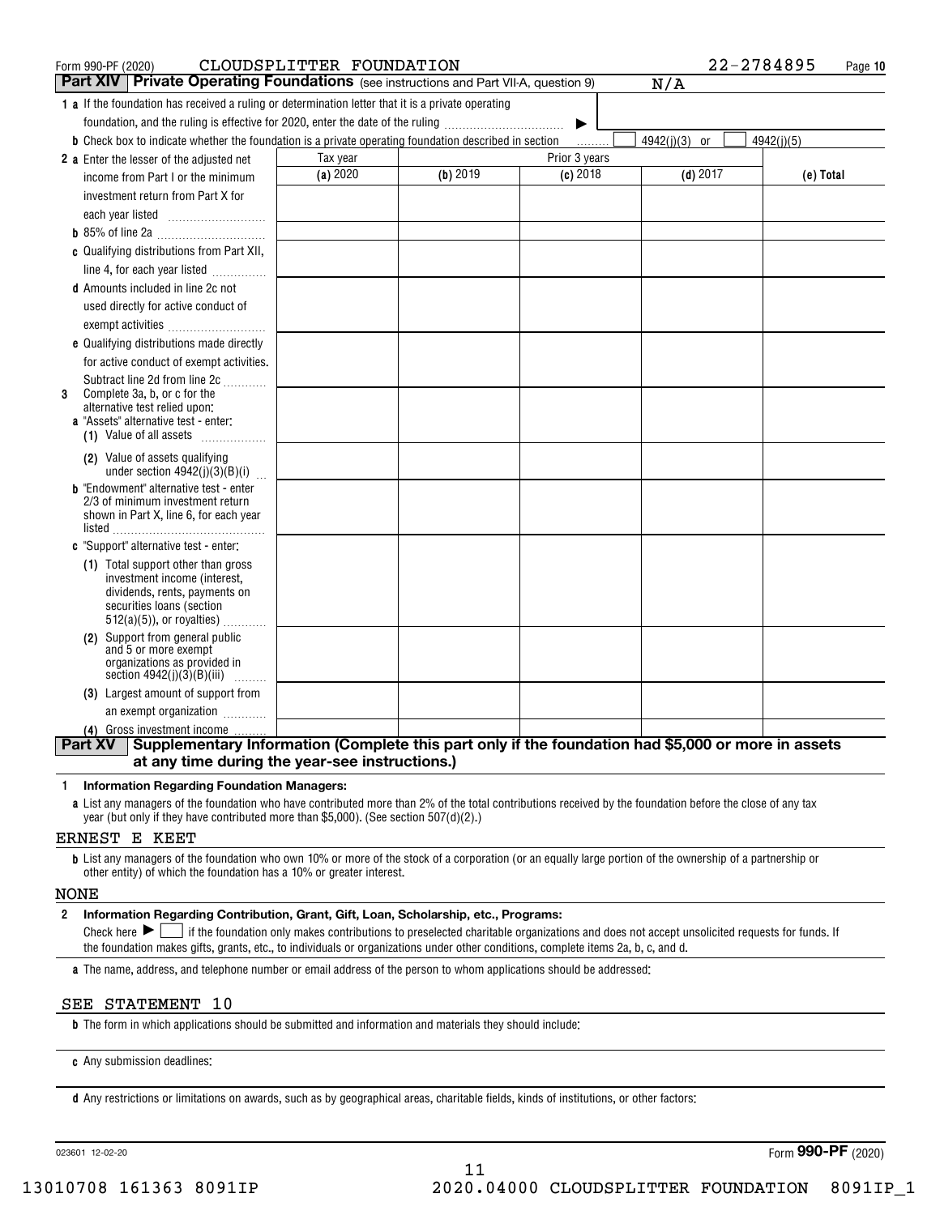Form 990-PF (2020) CLOUDSPLITTER FOUNDATION 22-2784895 Page 10

## Part XIV Private Operating Foundations (see instructions and Part VII-A, question 9) N/A

**1 a** If the foundation has received a ruling or determination letter that it is a private operating foundation, and the ruling is effective for 2020, enter the date of the ruling ▶

**b** Check box to indicate whether the foundation is a private operating foundation described in section ☐ 4942(j)(3) or ☐ 4942(j)(5)

| | Tax year | Prior 3 years | | | |
|---|---|---|---|---|---|
| | **(a)** 2020 | **(b)** 2019 | **(c)** 2018 | **(d)** 2017 | **(e) Total** |
| **2 a** Enter the lesser of the adjusted net income from Part I or the minimum investment return from Part X for each year listed | | | | | |
| **b** 85% of line 2a | | | | | |
| **c** Qualifying distributions from Part XII, line 4, for each year listed | | | | | |
| **d** Amounts included in line 2c not used directly for active conduct of exempt activities | | | | | |
| **e** Qualifying distributions made directly for active conduct of exempt activities. Subtract line 2d from line 2c | | | | | |
| **3** Complete 3a, b, or c for the alternative test relied upon: **a** "Assets" alternative test - enter: **(1)** Value of all assets | | | | | |
| **(2)** Value of assets qualifying under section 4942(j)(3)(B)(i) | | | | | |
| **b** "Endowment" alternative test - enter 2/3 of minimum investment return shown in Part X, line 6, for each year listed | | | | | |
| **c** "Support" alternative test - enter: **(1)** Total support other than gross investment income (interest, dividends, rents, payments on securities loans (section 512(a)(5)), or royalties) | | | | | |
| **(2)** Support from general public and 5 or more exempt organizations as provided in section 4942(j)(3)(B)(iii) | | | | | |
| **(3)** Largest amount of support from an exempt organization | | | | | |
| **(4)** Gross investment income | | | | | |

## Part XV Supplementary Information (Complete this part only if the foundation had $5,000 or more in assets at any time during the year-see instructions.)

**1 Information Regarding Foundation Managers:**

**a** List any managers of the foundation who have contributed more than 2% of the total contributions received by the foundation before the close of any tax year (but only if they have contributed more than $5,000). (See section 507(d)(2).)

ERNEST E KEET

**b** List any managers of the foundation who own 10% or more of the stock of a corporation (or an equally large portion of the ownership of a partnership or other entity) of which the foundation has a 10% or greater interest.

NONE

**2 Information Regarding Contribution, Grant, Gift, Loan, Scholarship, etc., Programs:**

Check here ▶ ☐ if the foundation only makes contributions to preselected charitable organizations and does not accept unsolicited requests for funds. If the foundation makes gifts, grants, etc., to individuals or organizations under other conditions, complete items 2a, b, c, and d.

**a** The name, address, and telephone number or email address of the person to whom applications should be addressed:

SEE STATEMENT 10

**b** The form in which applications should be submitted and information and materials they should include:

**c** Any submission deadlines:

**d** Any restrictions or limitations on awards, such as by geographical areas, charitable fields, kinds of institutions, or other factors:

023601 12-02-20 Form **990-PF** (2020)

13010708 161363 8091IP 2020.04000 CLOUDSPLITTER FOUNDATION 8091IP_1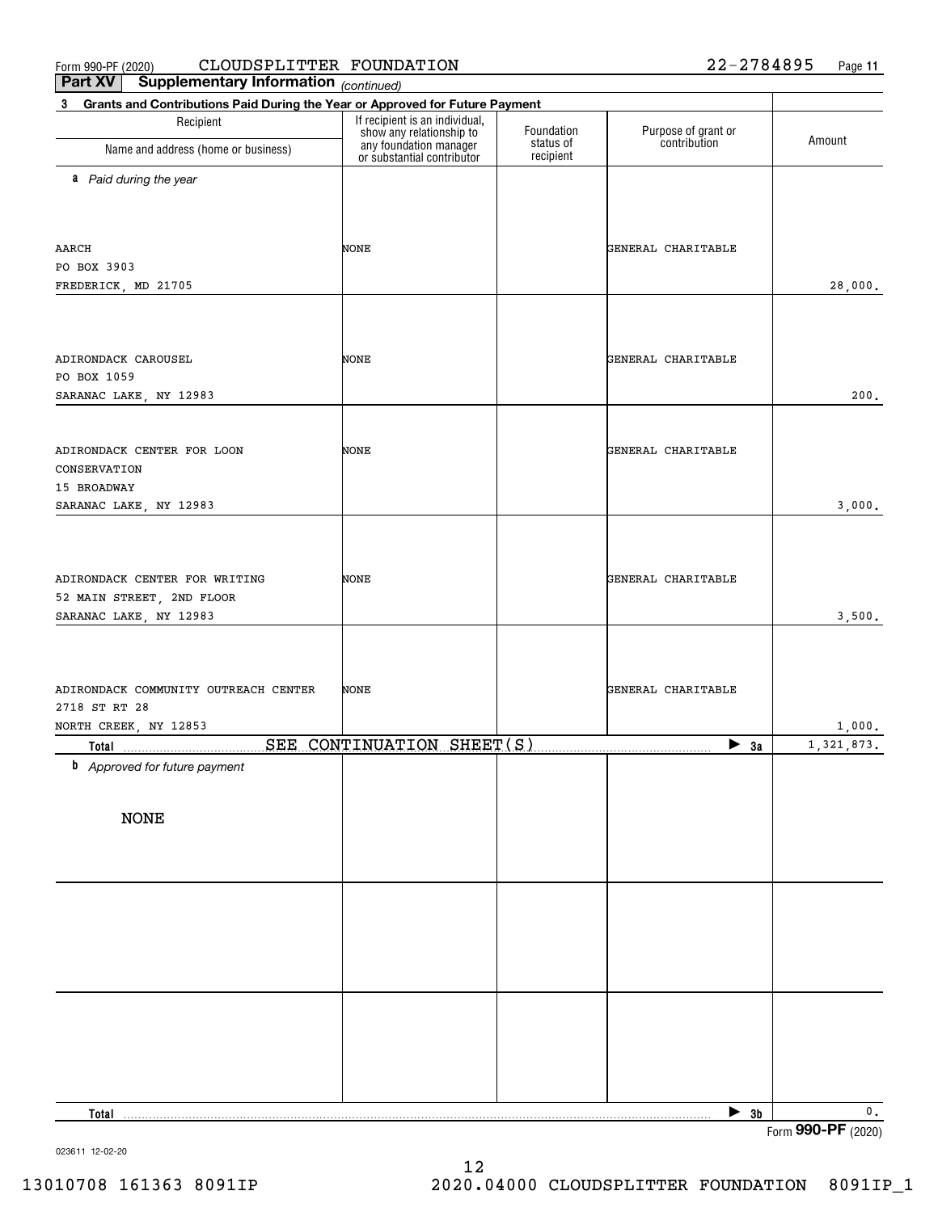Form 990-PF (2020) CLOUDSPLITTER FOUNDATION 22-2784895 Page 11

**Part XV Supplementary Information** *(continued)*

**3 Grants and Contributions Paid During the Year or Approved for Future Payment**

| Recipient<br>Name and address (home or business) | If recipient is an individual, show any relationship to any foundation manager or substantial contributor | Foundation status of recipient | Purpose of grant or contribution | Amount |
|---|---|---|---|---|
| ***a** Paid during the year* | | | | |
| AARCH<br>PO BOX 3903<br>FREDERICK, MD 21705 | NONE | | GENERAL CHARITABLE | 28,000. |
| ADIRONDACK CAROUSEL<br>PO BOX 1059<br>SARANAC LAKE, NY 12983 | NONE | | GENERAL CHARITABLE | 200. |
| ADIRONDACK CENTER FOR LOON CONSERVATION<br>15 BROADWAY<br>SARANAC LAKE, NY 12983 | NONE | | GENERAL CHARITABLE | 3,000. |
| ADIRONDACK CENTER FOR WRITING<br>52 MAIN STREET, 2ND FLOOR<br>SARANAC LAKE, NY 12983 | NONE | | GENERAL CHARITABLE | 3,500. |
| ADIRONDACK COMMUNITY OUTREACH CENTER<br>2718 ST RT 28<br>NORTH CREEK, NY 12853 | NONE | | GENERAL CHARITABLE | 1,000. |
| **Total** SEE CONTINUATION SHEET(S) | | | ▶ **3a** | 1,321,873. |
| ***b** Approved for future payment* | | | | |
| NONE | | | | |
| **Total** | | | ▶ **3b** | 0. |

Form **990-PF** (2020)

023611 12-02-20

13010708 161363 8091IP 2020.04000 CLOUDSPLITTER FOUNDATION 8091IP_1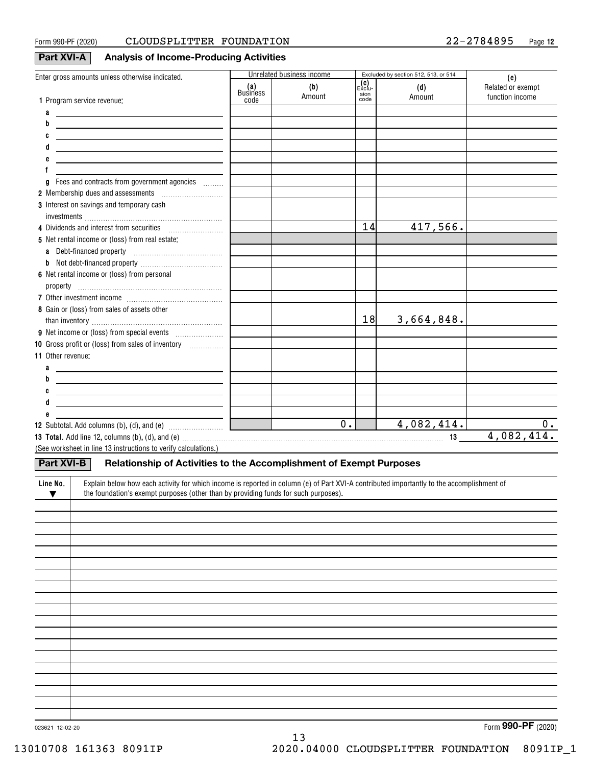Form 990-PF (2020) CLOUDSPLITTER FOUNDATION 22-2784895 Page 12

## Part XVI-A Analysis of Income-Producing Activities

| Enter gross amounts unless otherwise indicated. | Unrelated business income | | Excluded by section 512, 513, or 514 | | (e) |
|---|---|---|---|---|---|
| | (a) Business code | (b) Amount | (c) Exclusion code | (d) Amount | Related or exempt function income |
| **1** Program service revenue: | | | | | |
| a | | | | | |
| b | | | | | |
| c | | | | | |
| d | | | | | |
| e | | | | | |
| f | | | | | |
| g Fees and contracts from government agencies | | | | | |
| **2** Membership dues and assessments | | | | | |
| **3** Interest on savings and temporary cash investments | | | | | |
| **4** Dividends and interest from securities | | | 14 | 417,566. | |
| **5** Net rental income or (loss) from real estate: | | | | | |
| a Debt-financed property | | | | | |
| b Not debt-financed property | | | | | |
| **6** Net rental income or (loss) from personal property | | | | | |
| **7** Other investment income | | | | | |
| **8** Gain or (loss) from sales of assets other than inventory | | | 18 | 3,664,848. | |
| **9** Net income or (loss) from special events | | | | | |
| **10** Gross profit or (loss) from sales of inventory | | | | | |
| **11** Other revenue: | | | | | |
| a | | | | | |
| b | | | | | |
| c | | | | | |
| d | | | | | |
| e | | | | | |
| **12** Subtotal. Add columns (b), (d), and (e) | | 0. | | 4,082,414. | 0. |

**13 Total.** Add line 12, columns (b), (d), and (e) ..... **13** 4,082,414.

(See worksheet in line 13 instructions to verify calculations.)

## Part XVI-B Relationship of Activities to the Accomplishment of Exempt Purposes

| Line No. ▼ | Explain below how each activity for which income is reported in column (e) of Part XVI-A contributed importantly to the accomplishment of the foundation's exempt purposes (other than by providing funds for such purposes). |
|---|---|
| | |

023621 12-02-20

Form **990-PF** (2020)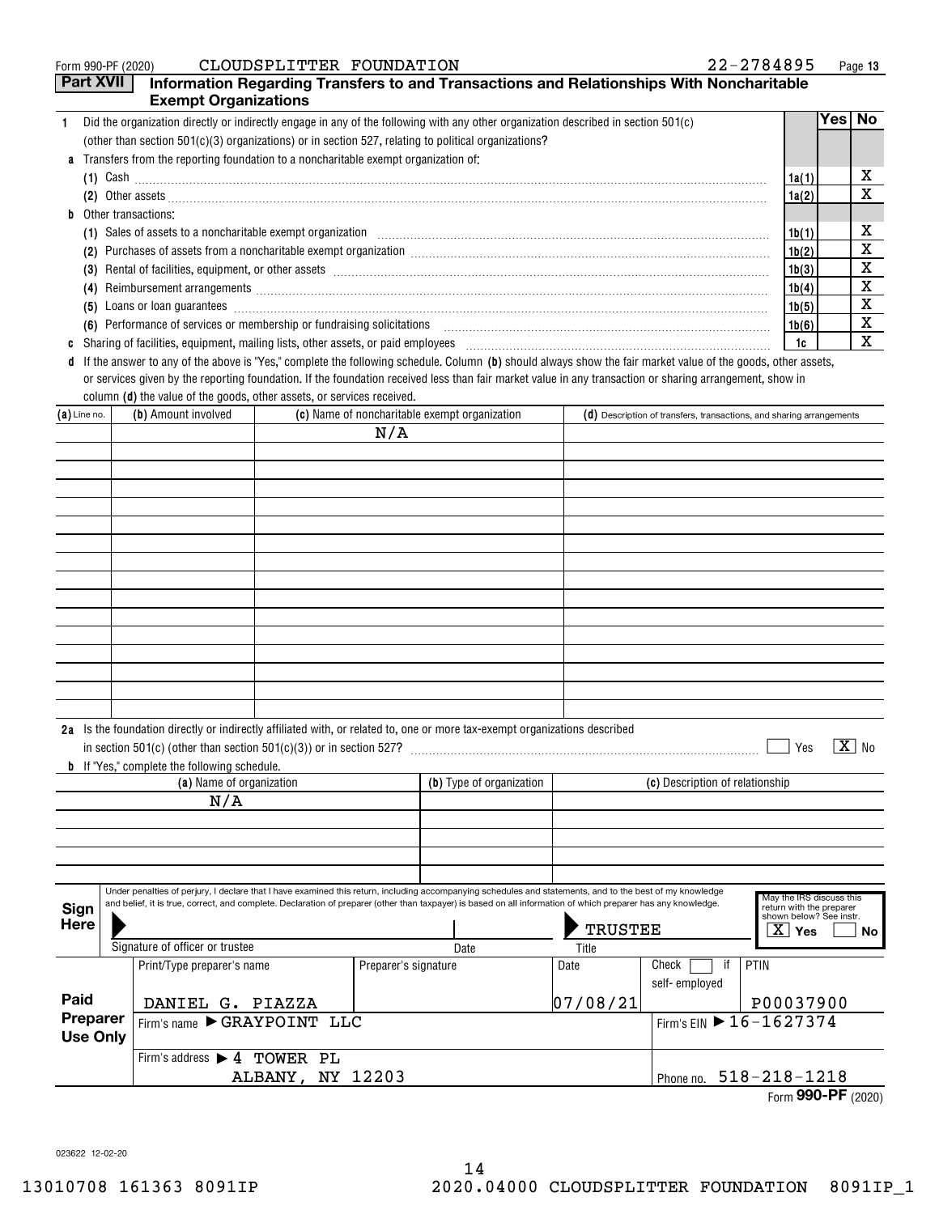Form 990-PF (2020) CLOUDSPLITTER FOUNDATION 22-2784895 Page 13

## Part XVII Information Regarding Transfers to and Transactions and Relationships With Noncharitable Exempt Organizations

| | | | Yes | No |
|---|---|---|---|---|
| **1** | Did the organization directly or indirectly engage in any of the following with any other organization described in section 501(c) (other than section 501(c)(3) organizations) or in section 527, relating to political organizations? | | | |
| **a** | Transfers from the reporting foundation to a noncharitable exempt organization of: | | | |
| | **(1)** Cash | **1a(1)** | | X |
| | **(2)** Other assets | **1a(2)** | | X |
| **b** | Other transactions: | | | |
| | **(1)** Sales of assets to a noncharitable exempt organization | **1b(1)** | | X |
| | **(2)** Purchases of assets from a noncharitable exempt organization | **1b(2)** | | X |
| | **(3)** Rental of facilities, equipment, or other assets | **1b(3)** | | X |
| | **(4)** Reimbursement arrangements | **1b(4)** | | X |
| | **(5)** Loans or loan guarantees | **1b(5)** | | X |
| | **(6)** Performance of services or membership or fundraising solicitations | **1b(6)** | | X |
| **c** | Sharing of facilities, equipment, mailing lists, other assets, or paid employees | **1c** | | X |

**d** If the answer to any of the above is "Yes," complete the following schedule. Column **(b)** should always show the fair market value of the goods, other assets, or services given by the reporting foundation. If the foundation received less than fair market value in any transaction or sharing arrangement, show in column **(d)** the value of the goods, other assets, or services received.

| (a) Line no. | (b) Amount involved | (c) Name of noncharitable exempt organization | (d) Description of transfers, transactions, and sharing arrangements |
|---|---|---|---|
| | | N/A | |

**2a** Is the foundation directly or indirectly affiliated with, or related to, one or more tax-exempt organizations described in section 501(c) (other than section 501(c)(3)) or in section 527? ☐ Yes ☒ No

**b** If "Yes," complete the following schedule.

| (a) Name of organization | (b) Type of organization | (c) Description of relationship |
|---|---|---|
| N/A | | |

**Sign Here**

Under penalties of perjury, I declare that I have examined this return, including accompanying schedules and statements, and to the best of my knowledge and belief, it is true, correct, and complete. Declaration of preparer (other than taxpayer) is based on all information of which preparer has any knowledge.

| Signature of officer or trustee | Date | Title | May the IRS discuss this return with the preparer shown below? See instr. |
|---|---|---|---|
| | | TRUSTEE | ☒ Yes ☐ No |

**Paid Preparer Use Only**

| Print/Type preparer's name | Preparer's signature | Date | Check ☐ if self-employed | PTIN |
|---|---|---|---|---|
| DANIEL G. PIAZZA | | 07/08/21 | | P00037900 |
| Firm's name ▶ GRAYPOINT LLC | | | Firm's EIN ▶ 16-1627374 | |
| Firm's address ▶ 4 TOWER PL ALBANY, NY 12203 | | | Phone no. 518-218-1218 | |

Form **990-PF** (2020)

023622 12-02-20

13010708 161363 8091IP 2020.04000 CLOUDSPLITTER FOUNDATION 8091IP_1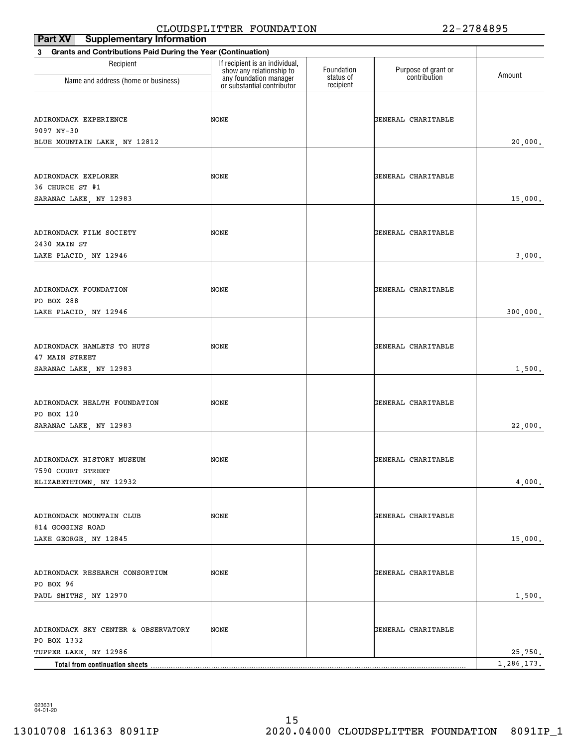CLOUDSPLITTER FOUNDATION 22-2784895

**Part XV Supplementary Information**

**3 Grants and Contributions Paid During the Year (Continuation)**

| Recipient Name and address (home or business) | If recipient is an individual, show any relationship to any foundation manager or substantial contributor | Foundation status of recipient | Purpose of grant or contribution | Amount |
|---|---|---|---|---|
| ADIRONDACK EXPERIENCE<br>9097 NY-30<br>BLUE MOUNTAIN LAKE, NY 12812 | NONE | | GENERAL CHARITABLE | 20,000. |
| ADIRONDACK EXPLORER<br>36 CHURCH ST #1<br>SARANAC LAKE, NY 12983 | NONE | | GENERAL CHARITABLE | 15,000. |
| ADIRONDACK FILM SOCIETY<br>2430 MAIN ST<br>LAKE PLACID, NY 12946 | NONE | | GENERAL CHARITABLE | 3,000. |
| ADIRONDACK FOUNDATION<br>PO BOX 288<br>LAKE PLACID, NY 12946 | NONE | | GENERAL CHARITABLE | 300,000. |
| ADIRONDACK HAMLETS TO HUTS<br>47 MAIN STREET<br>SARANAC LAKE, NY 12983 | NONE | | GENERAL CHARITABLE | 1,500. |
| ADIRONDACK HEALTH FOUNDATION<br>PO BOX 120<br>SARANAC LAKE, NY 12983 | NONE | | GENERAL CHARITABLE | 22,000. |
| ADIRONDACK HISTORY MUSEUM<br>7590 COURT STREET<br>ELIZABETHTOWN, NY 12932 | NONE | | GENERAL CHARITABLE | 4,000. |
| ADIRONDACK MOUNTAIN CLUB<br>814 GOGGINS ROAD<br>LAKE GEORGE, NY 12845 | NONE | | GENERAL CHARITABLE | 15,000. |
| ADIRONDACK RESEARCH CONSORTIUM<br>PO BOX 96<br>PAUL SMITHS, NY 12970 | NONE | | GENERAL CHARITABLE | 1,500. |
| ADIRONDACK SKY CENTER & OBSERVATORY<br>PO BOX 1332<br>TUPPER LAKE, NY 12986 | NONE | | GENERAL CHARITABLE | 25,750. |
| **Total from continuation sheets** | | | | 1,286,173. |

023631 04-01-20

13010708 161363 8091IP 2020.04000 CLOUDSPLITTER FOUNDATION 8091IP_1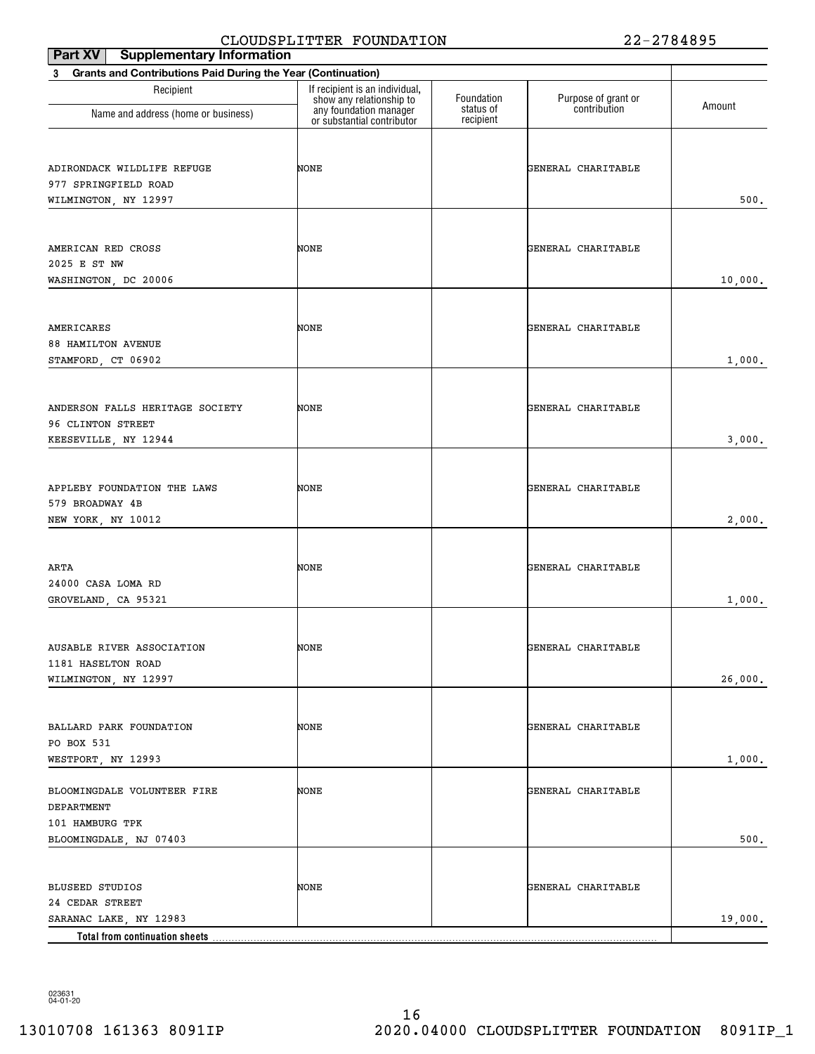CLOUDSPLITTER FOUNDATION 22-2784895

**Part XV Supplementary Information**

**3 Grants and Contributions Paid During the Year (Continuation)**

| Recipient Name and address (home or business) | If recipient is an individual, show any relationship to any foundation manager or substantial contributor | Foundation status of recipient | Purpose of grant or contribution | Amount |
|---|---|---|---|---|
| ADIRONDACK WILDLIFE REFUGE<br>977 SPRINGFIELD ROAD<br>WILMINGTON, NY 12997 | NONE | | GENERAL CHARITABLE | 500. |
| AMERICAN RED CROSS<br>2025 E ST NW<br>WASHINGTON, DC 20006 | NONE | | GENERAL CHARITABLE | 10,000. |
| AMERICARES<br>88 HAMILTON AVENUE<br>STAMFORD, CT 06902 | NONE | | GENERAL CHARITABLE | 1,000. |
| ANDERSON FALLS HERITAGE SOCIETY<br>96 CLINTON STREET<br>KEESEVILLE, NY 12944 | NONE | | GENERAL CHARITABLE | 3,000. |
| APPLEBY FOUNDATION THE LAWS<br>579 BROADWAY 4B<br>NEW YORK, NY 10012 | NONE | | GENERAL CHARITABLE | 2,000. |
| ARTA<br>24000 CASA LOMA RD<br>GROVELAND, CA 95321 | NONE | | GENERAL CHARITABLE | 1,000. |
| AUSABLE RIVER ASSOCIATION<br>1181 HASELTON ROAD<br>WILMINGTON, NY 12997 | NONE | | GENERAL CHARITABLE | 26,000. |
| BALLARD PARK FOUNDATION<br>PO BOX 531<br>WESTPORT, NY 12993 | NONE | | GENERAL CHARITABLE | 1,000. |
| BLOOMINGDALE VOLUNTEER FIRE DEPARTMENT<br>101 HAMBURG TPK<br>BLOOMINGDALE, NJ 07403 | NONE | | GENERAL CHARITABLE | 500. |
| BLUSEED STUDIOS<br>24 CEDAR STREET<br>SARANAC LAKE, NY 12983 | NONE | | GENERAL CHARITABLE | 19,000. |
| **Total from continuation sheets** | | | | |

023631 04-01-20

13010708 161363 8091IP 2020.04000 CLOUDSPLITTER FOUNDATION 8091IP_1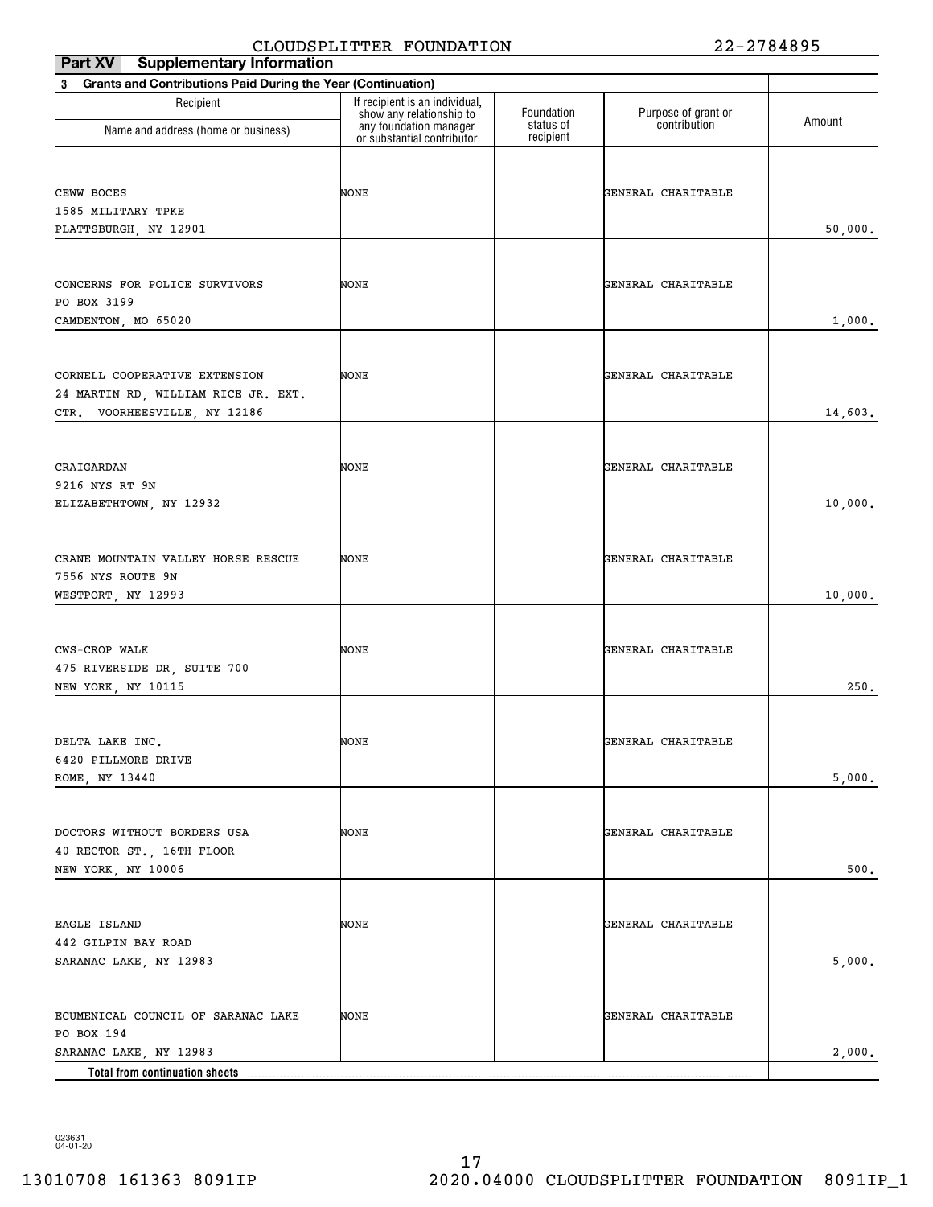CLOUDSPLITTER FOUNDATION 22-2784895

**Part XV Supplementary Information**

**3 Grants and Contributions Paid During the Year (Continuation)**

| Recipient Name and address (home or business) | If recipient is an individual, show any relationship to any foundation manager or substantial contributor | Foundation status of recipient | Purpose of grant or contribution | Amount |
|---|---|---|---|---|
| CEWW BOCES<br>1585 MILITARY TPKE<br>PLATTSBURGH, NY 12901 | NONE | | GENERAL CHARITABLE | 50,000. |
| CONCERNS FOR POLICE SURVIVORS<br>PO BOX 3199<br>CAMDENTON, MO 65020 | NONE | | GENERAL CHARITABLE | 1,000. |
| CORNELL COOPERATIVE EXTENSION<br>24 MARTIN RD, WILLIAM RICE JR. EXT.<br>CTR. VOORHEESVILLE, NY 12186 | NONE | | GENERAL CHARITABLE | 14,603. |
| CRAIGARDAN<br>9216 NYS RT 9N<br>ELIZABETHTOWN, NY 12932 | NONE | | GENERAL CHARITABLE | 10,000. |
| CRANE MOUNTAIN VALLEY HORSE RESCUE<br>7556 NYS ROUTE 9N<br>WESTPORT, NY 12993 | NONE | | GENERAL CHARITABLE | 10,000. |
| CWS-CROP WALK<br>475 RIVERSIDE DR, SUITE 700<br>NEW YORK, NY 10115 | NONE | | GENERAL CHARITABLE | 250. |
| DELTA LAKE INC.<br>6420 PILLMORE DRIVE<br>ROME, NY 13440 | NONE | | GENERAL CHARITABLE | 5,000. |
| DOCTORS WITHOUT BORDERS USA<br>40 RECTOR ST., 16TH FLOOR<br>NEW YORK, NY 10006 | NONE | | GENERAL CHARITABLE | 500. |
| EAGLE ISLAND<br>442 GILPIN BAY ROAD<br>SARANAC LAKE, NY 12983 | NONE | | GENERAL CHARITABLE | 5,000. |
| ECUMENICAL COUNCIL OF SARANAC LAKE<br>PO BOX 194<br>SARANAC LAKE, NY 12983 | NONE | | GENERAL CHARITABLE | 2,000. |
| **Total from continuation sheets** | | | | |

023631 04-01-20

13010708 161363 8091IP 2020.04000 CLOUDSPLITTER FOUNDATION 8091IP_1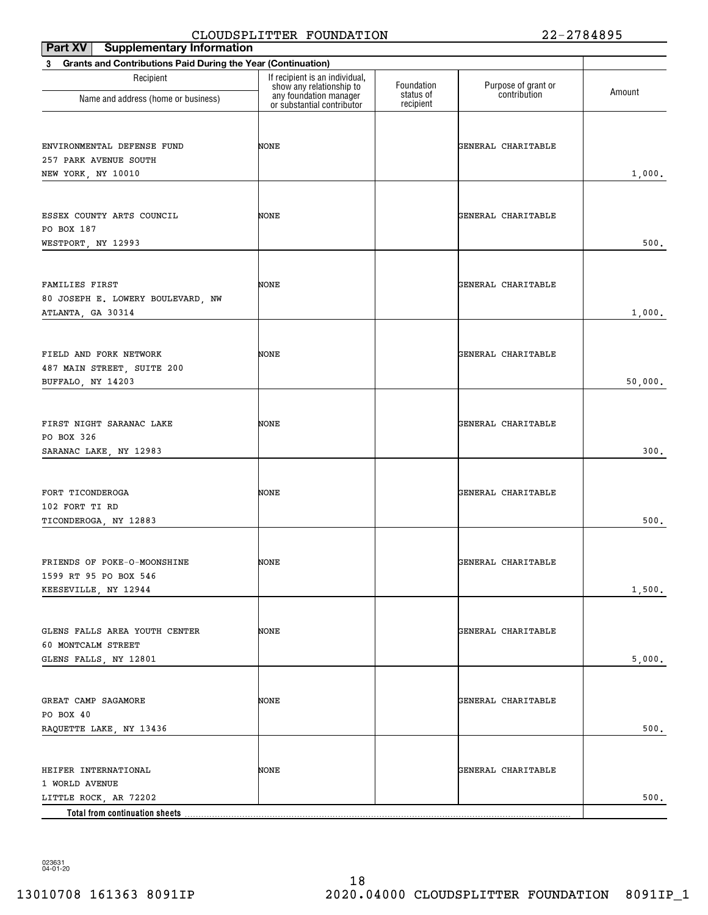CLOUDSPLITTER FOUNDATION 22-2784895

**Part XV | Supplementary Information**

**3 Grants and Contributions Paid During the Year (Continuation)**

| Recipient<br>Name and address (home or business) | If recipient is an individual, show any relationship to any foundation manager or substantial contributor | Foundation status of recipient | Purpose of grant or contribution | Amount |
|---|---|---|---|---|
| ENVIRONMENTAL DEFENSE FUND<br>257 PARK AVENUE SOUTH<br>NEW YORK, NY 10010 | NONE | | GENERAL CHARITABLE | 1,000. |
| ESSEX COUNTY ARTS COUNCIL<br>PO BOX 187<br>WESTPORT, NY 12993 | NONE | | GENERAL CHARITABLE | 500. |
| FAMILIES FIRST<br>80 JOSEPH E. LOWERY BOULEVARD, NW<br>ATLANTA, GA 30314 | NONE | | GENERAL CHARITABLE | 1,000. |
| FIELD AND FORK NETWORK<br>487 MAIN STREET, SUITE 200<br>BUFFALO, NY 14203 | NONE | | GENERAL CHARITABLE | 50,000. |
| FIRST NIGHT SARANAC LAKE<br>PO BOX 326<br>SARANAC LAKE, NY 12983 | NONE | | GENERAL CHARITABLE | 300. |
| FORT TICONDEROGA<br>102 FORT TI RD<br>TICONDEROGA, NY 12883 | NONE | | GENERAL CHARITABLE | 500. |
| FRIENDS OF POKE-O-MOONSHINE<br>1599 RT 95 PO BOX 546<br>KEESEVILLE, NY 12944 | NONE | | GENERAL CHARITABLE | 1,500. |
| GLENS FALLS AREA YOUTH CENTER<br>60 MONTCALM STREET<br>GLENS FALLS, NY 12801 | NONE | | GENERAL CHARITABLE | 5,000. |
| GREAT CAMP SAGAMORE<br>PO BOX 40<br>RAQUETTE LAKE, NY 13436 | NONE | | GENERAL CHARITABLE | 500. |
| HEIFER INTERNATIONAL<br>1 WORLD AVENUE<br>LITTLE ROCK, AR 72202 | NONE | | GENERAL CHARITABLE | 500. |
| **Total from continuation sheets** | | | | |

023631 04-01-20

13010708 161363 8091IP 2020.04000 CLOUDSPLITTER FOUNDATION 8091IP_1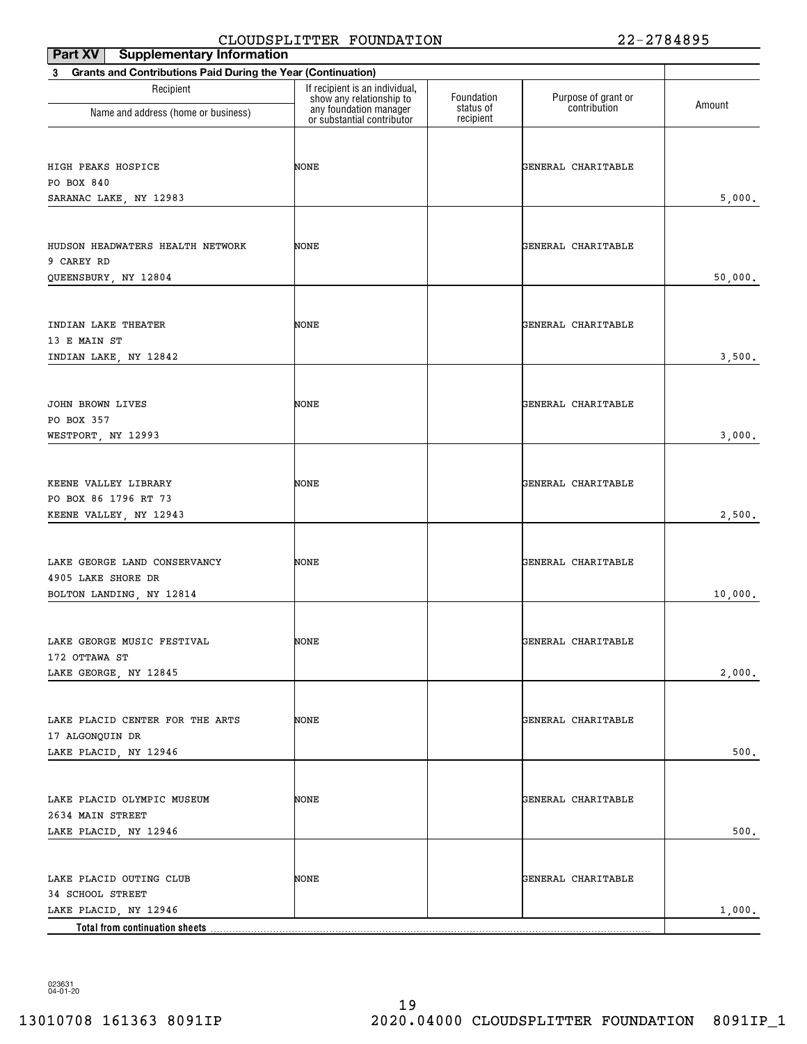CLOUDSPLITTER FOUNDATION 22-2784895

**Part XV** **Supplementary Information**

**3 Grants and Contributions Paid During the Year (Continuation)**

| Recipient<br>Name and address (home or business) | If recipient is an individual, show any relationship to any foundation manager or substantial contributor | Foundation status of recipient | Purpose of grant or contribution | Amount |
|---|---|---|---|---|
| HIGH PEAKS HOSPICE<br>PO BOX 840<br>SARANAC LAKE, NY 12983 | NONE | | GENERAL CHARITABLE | 5,000. |
| HUDSON HEADWATERS HEALTH NETWORK<br>9 CAREY RD<br>QUEENSBURY, NY 12804 | NONE | | GENERAL CHARITABLE | 50,000. |
| INDIAN LAKE THEATER<br>13 E MAIN ST<br>INDIAN LAKE, NY 12842 | NONE | | GENERAL CHARITABLE | 3,500. |
| JOHN BROWN LIVES<br>PO BOX 357<br>WESTPORT, NY 12993 | NONE | | GENERAL CHARITABLE | 3,000. |
| KEENE VALLEY LIBRARY<br>PO BOX 86 1796 RT 73<br>KEENE VALLEY, NY 12943 | NONE | | GENERAL CHARITABLE | 2,500. |
| LAKE GEORGE LAND CONSERVANCY<br>4905 LAKE SHORE DR<br>BOLTON LANDING, NY 12814 | NONE | | GENERAL CHARITABLE | 10,000. |
| LAKE GEORGE MUSIC FESTIVAL<br>172 OTTAWA ST<br>LAKE GEORGE, NY 12845 | NONE | | GENERAL CHARITABLE | 2,000. |
| LAKE PLACID CENTER FOR THE ARTS<br>17 ALGONQUIN DR<br>LAKE PLACID, NY 12946 | NONE | | GENERAL CHARITABLE | 500. |
| LAKE PLACID OLYMPIC MUSEUM<br>2634 MAIN STREET<br>LAKE PLACID, NY 12946 | NONE | | GENERAL CHARITABLE | 500. |
| LAKE PLACID OUTING CLUB<br>34 SCHOOL STREET<br>LAKE PLACID, NY 12946 | NONE | | GENERAL CHARITABLE | 1,000. |
| **Total from continuation sheets** | | | | |

023631 04-01-20

13010708 161363 8091IP 2020.04000 CLOUDSPLITTER FOUNDATION 8091IP_1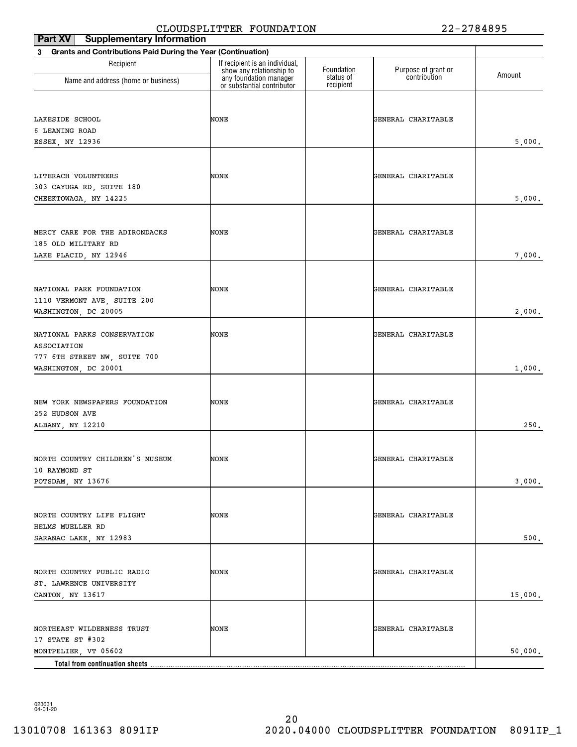CLOUDSPLITTER FOUNDATION 22-2784895

**Part XV Supplementary Information**

**3 Grants and Contributions Paid During the Year (Continuation)**

| Recipient<br>Name and address (home or business) | If recipient is an individual, show any relationship to any foundation manager or substantial contributor | Foundation status of recipient | Purpose of grant or contribution | Amount |
|---|---|---|---|---|
| LAKESIDE SCHOOL<br>6 LEANING ROAD<br>ESSEX, NY 12936 | NONE | | GENERAL CHARITABLE | 5,000. |
| LITERACH VOLUNTEERS<br>303 CAYUGA RD, SUITE 180<br>CHEEKTOWAGA, NY 14225 | NONE | | GENERAL CHARITABLE | 5,000. |
| MERCY CARE FOR THE ADIRONDACKS<br>185 OLD MILITARY RD<br>LAKE PLACID, NY 12946 | NONE | | GENERAL CHARITABLE | 7,000. |
| NATIONAL PARK FOUNDATION<br>1110 VERMONT AVE, SUITE 200<br>WASHINGTON, DC 20005 | NONE | | GENERAL CHARITABLE | 2,000. |
| NATIONAL PARKS CONSERVATION ASSOCIATION<br>777 6TH STREET NW, SUITE 700<br>WASHINGTON, DC 20001 | NONE | | GENERAL CHARITABLE | 1,000. |
| NEW YORK NEWSPAPERS FOUNDATION<br>252 HUDSON AVE<br>ALBANY, NY 12210 | NONE | | GENERAL CHARITABLE | 250. |
| NORTH COUNTRY CHILDREN'S MUSEUM<br>10 RAYMOND ST<br>POTSDAM, NY 13676 | NONE | | GENERAL CHARITABLE | 3,000. |
| NORTH COUNTRY LIFE FLIGHT<br>HELMS MUELLER RD<br>SARANAC LAKE, NY 12983 | NONE | | GENERAL CHARITABLE | 500. |
| NORTH COUNTRY PUBLIC RADIO<br>ST. LAWRENCE UNIVERSITY<br>CANTON, NY 13617 | NONE | | GENERAL CHARITABLE | 15,000. |
| NORTHEAST WILDERNESS TRUST<br>17 STATE ST #302<br>MONTPELIER, VT 05602 | NONE | | GENERAL CHARITABLE | 50,000. |
| **Total from continuation sheets** | | | | |

023631
04-01-20

13010708 161363 8091IP 2020.04000 CLOUDSPLITTER FOUNDATION 8091IP_1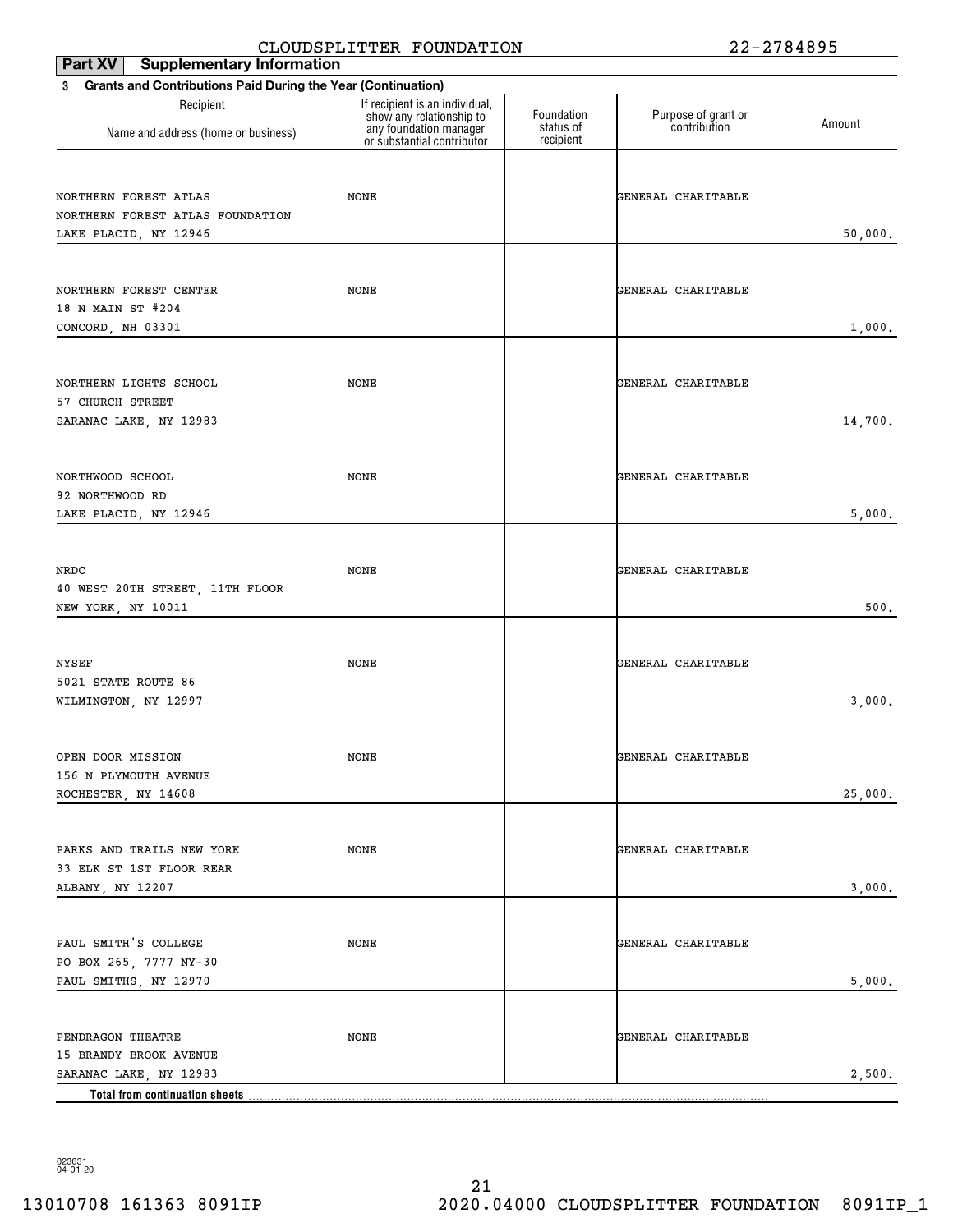CLOUDSPLITTER FOUNDATION 22-2784895

**Part XV Supplementary Information**

**3 Grants and Contributions Paid During the Year (Continuation)**

| Recipient<br>Name and address (home or business) | If recipient is an individual, show any relationship to any foundation manager or substantial contributor | Foundation status of recipient | Purpose of grant or contribution | Amount |
|---|---|---|---|---|
| NORTHERN FOREST ATLAS<br>NORTHERN FOREST ATLAS FOUNDATION<br>LAKE PLACID, NY 12946 | NONE | | GENERAL CHARITABLE | 50,000. |
| NORTHERN FOREST CENTER<br>18 N MAIN ST #204<br>CONCORD, NH 03301 | NONE | | GENERAL CHARITABLE | 1,000. |
| NORTHERN LIGHTS SCHOOL<br>57 CHURCH STREET<br>SARANAC LAKE, NY 12983 | NONE | | GENERAL CHARITABLE | 14,700. |
| NORTHWOOD SCHOOL<br>92 NORTHWOOD RD<br>LAKE PLACID, NY 12946 | NONE | | GENERAL CHARITABLE | 5,000. |
| NRDC<br>40 WEST 20TH STREET, 11TH FLOOR<br>NEW YORK, NY 10011 | NONE | | GENERAL CHARITABLE | 500. |
| NYSEF<br>5021 STATE ROUTE 86<br>WILMINGTON, NY 12997 | NONE | | GENERAL CHARITABLE | 3,000. |
| OPEN DOOR MISSION<br>156 N PLYMOUTH AVENUE<br>ROCHESTER, NY 14608 | NONE | | GENERAL CHARITABLE | 25,000. |
| PARKS AND TRAILS NEW YORK<br>33 ELK ST 1ST FLOOR REAR<br>ALBANY, NY 12207 | NONE | | GENERAL CHARITABLE | 3,000. |
| PAUL SMITH'S COLLEGE<br>PO BOX 265, 7777 NY-30<br>PAUL SMITHS, NY 12970 | NONE | | GENERAL CHARITABLE | 5,000. |
| PENDRAGON THEATRE<br>15 BRANDY BROOK AVENUE<br>SARANAC LAKE, NY 12983 | NONE | | GENERAL CHARITABLE | 2,500. |
| **Total from continuation sheets** | | | | |

023631 04-01-20

13010708 161363 8091IP 2020.04000 CLOUDSPLITTER FOUNDATION 8091IP_1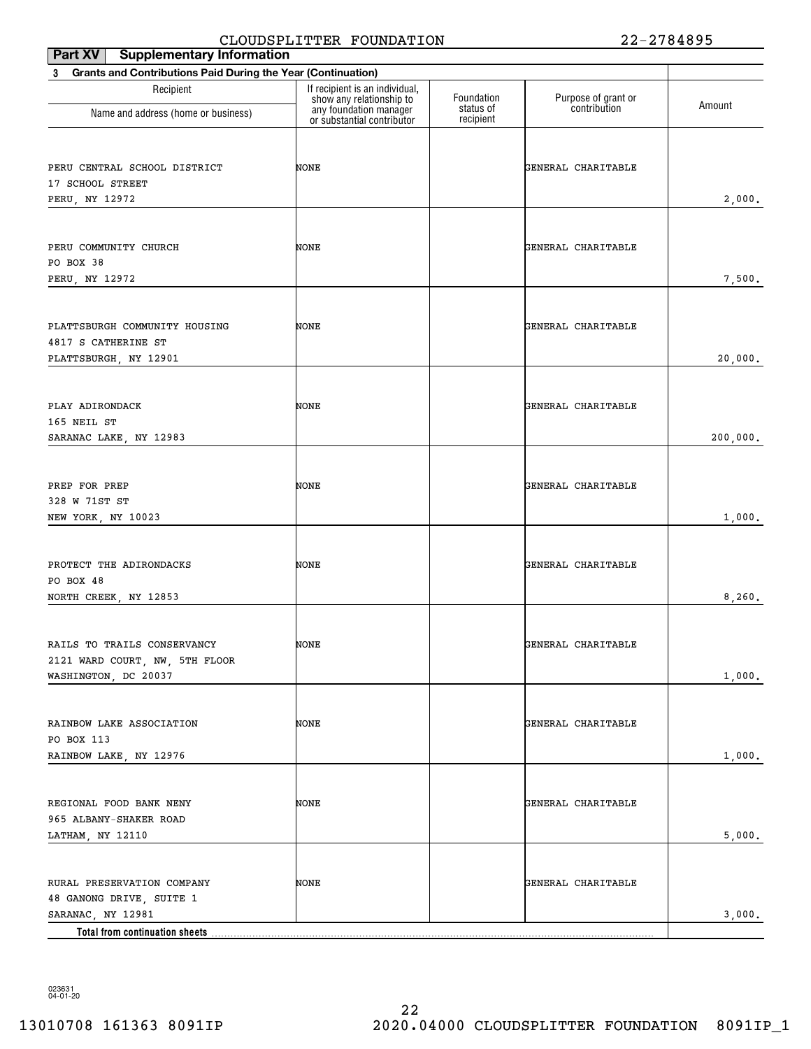CLOUDSPLITTER FOUNDATION 22-2784895

**Part XV Supplementary Information**

**3 Grants and Contributions Paid During the Year (Continuation)**

| Recipient Name and address (home or business) | If recipient is an individual, show any relationship to any foundation manager or substantial contributor | Foundation status of recipient | Purpose of grant or contribution | Amount |
|---|---|---|---|---|
| PERU CENTRAL SCHOOL DISTRICT<br>17 SCHOOL STREET<br>PERU, NY 12972 | NONE | | GENERAL CHARITABLE | 2,000. |
| PERU COMMUNITY CHURCH<br>PO BOX 38<br>PERU, NY 12972 | NONE | | GENERAL CHARITABLE | 7,500. |
| PLATTSBURGH COMMUNITY HOUSING<br>4817 S CATHERINE ST<br>PLATTSBURGH, NY 12901 | NONE | | GENERAL CHARITABLE | 20,000. |
| PLAY ADIRONDACK<br>165 NEIL ST<br>SARANAC LAKE, NY 12983 | NONE | | GENERAL CHARITABLE | 200,000. |
| PREP FOR PREP<br>328 W 71ST ST<br>NEW YORK, NY 10023 | NONE | | GENERAL CHARITABLE | 1,000. |
| PROTECT THE ADIRONDACKS<br>PO BOX 48<br>NORTH CREEK, NY 12853 | NONE | | GENERAL CHARITABLE | 8,260. |
| RAILS TO TRAILS CONSERVANCY<br>2121 WARD COURT, NW, 5TH FLOOR<br>WASHINGTON, DC 20037 | NONE | | GENERAL CHARITABLE | 1,000. |
| RAINBOW LAKE ASSOCIATION<br>PO BOX 113<br>RAINBOW LAKE, NY 12976 | NONE | | GENERAL CHARITABLE | 1,000. |
| REGIONAL FOOD BANK NENY<br>965 ALBANY-SHAKER ROAD<br>LATHAM, NY 12110 | NONE | | GENERAL CHARITABLE | 5,000. |
| RURAL PRESERVATION COMPANY<br>48 GANONG DRIVE, SUITE 1<br>SARANAC, NY 12981 | NONE | | GENERAL CHARITABLE | 3,000. |
| **Total from continuation sheets** | | | | |

023631
04-01-20

13010708 161363 8091IP 2020.04000 CLOUDSPLITTER FOUNDATION 8091IP_1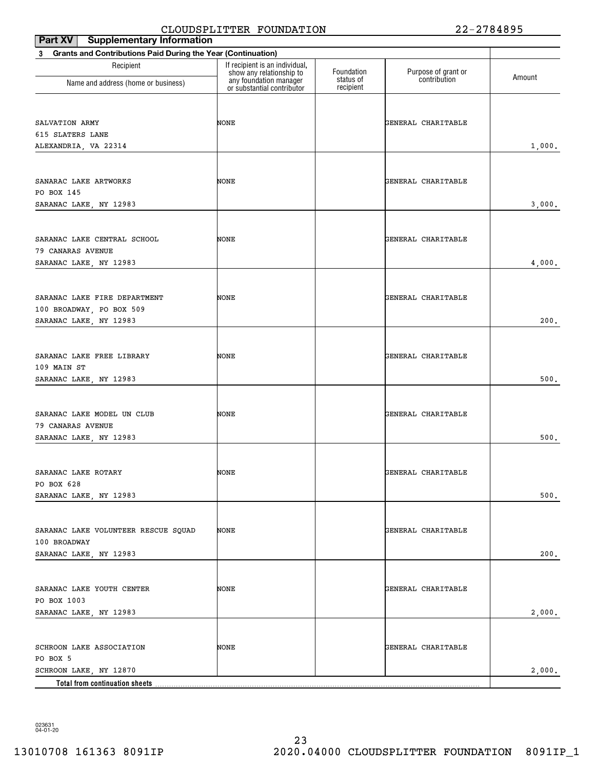CLOUDSPLITTER FOUNDATION 22-2784895

**Part XV Supplementary Information**

**3 Grants and Contributions Paid During the Year (Continuation)**

| Recipient Name and address (home or business) | If recipient is an individual, show any relationship to any foundation manager or substantial contributor | Foundation status of recipient | Purpose of grant or contribution | Amount |
|---|---|---|---|---|
| SALVATION ARMY<br>615 SLATERS LANE<br>ALEXANDRIA, VA 22314 | NONE | | GENERAL CHARITABLE | 1,000. |
| SANARAC LAKE ARTWORKS<br>PO BOX 145<br>SARANAC LAKE, NY 12983 | NONE | | GENERAL CHARITABLE | 3,000. |
| SARANAC LAKE CENTRAL SCHOOL<br>79 CANARAS AVENUE<br>SARANAC LAKE, NY 12983 | NONE | | GENERAL CHARITABLE | 4,000. |
| SARANAC LAKE FIRE DEPARTMENT<br>100 BROADWAY, PO BOX 509<br>SARANAC LAKE, NY 12983 | NONE | | GENERAL CHARITABLE | 200. |
| SARANAC LAKE FREE LIBRARY<br>109 MAIN ST<br>SARANAC LAKE, NY 12983 | NONE | | GENERAL CHARITABLE | 500. |
| SARANAC LAKE MODEL UN CLUB<br>79 CANARAS AVENUE<br>SARANAC LAKE, NY 12983 | NONE | | GENERAL CHARITABLE | 500. |
| SARANAC LAKE ROTARY<br>PO BOX 628<br>SARANAC LAKE, NY 12983 | NONE | | GENERAL CHARITABLE | 500. |
| SARANAC LAKE VOLUNTEER RESCUE SQUAD<br>100 BROADWAY<br>SARANAC LAKE, NY 12983 | NONE | | GENERAL CHARITABLE | 200. |
| SARANAC LAKE YOUTH CENTER<br>PO BOX 1003<br>SARANAC LAKE, NY 12983 | NONE | | GENERAL CHARITABLE | 2,000. |
| SCHROON LAKE ASSOCIATION<br>PO BOX 5<br>SCHROON LAKE, NY 12870 | NONE | | GENERAL CHARITABLE | 2,000. |
| **Total from continuation sheets** | | | | |

023631
04-01-20

13010708 161363 8091IP 2020.04000 CLOUDSPLITTER FOUNDATION 8091IP_1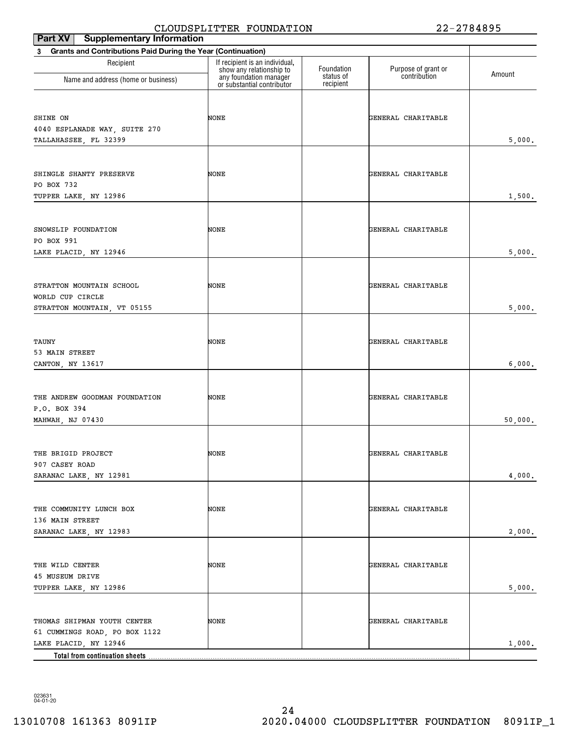CLOUDSPLITTER FOUNDATION 22-2784895

**Part XV Supplementary Information**

**3 Grants and Contributions Paid During the Year (Continuation)**

| Recipient<br>Name and address (home or business) | If recipient is an individual, show any relationship to any foundation manager or substantial contributor | Foundation status of recipient | Purpose of grant or contribution | Amount |
|---|---|---|---|---|
| SHINE ON<br>4040 ESPLANADE WAY, SUITE 270<br>TALLAHASSEE, FL 32399 | NONE | | GENERAL CHARITABLE | 5,000. |
| SHINGLE SHANTY PRESERVE<br>PO BOX 732<br>TUPPER LAKE, NY 12986 | NONE | | GENERAL CHARITABLE | 1,500. |
| SNOWSLIP FOUNDATION<br>PO BOX 991<br>LAKE PLACID, NY 12946 | NONE | | GENERAL CHARITABLE | 5,000. |
| STRATTON MOUNTAIN SCHOOL<br>WORLD CUP CIRCLE<br>STRATTON MOUNTAIN, VT 05155 | NONE | | GENERAL CHARITABLE | 5,000. |
| TAUNY<br>53 MAIN STREET<br>CANTON, NY 13617 | NONE | | GENERAL CHARITABLE | 6,000. |
| THE ANDREW GOODMAN FOUNDATION<br>P.O. BOX 394<br>MAHWAH, NJ 07430 | NONE | | GENERAL CHARITABLE | 50,000. |
| THE BRIGID PROJECT<br>907 CASEY ROAD<br>SARANAC LAKE, NY 12981 | NONE | | GENERAL CHARITABLE | 4,000. |
| THE COMMUNITY LUNCH BOX<br>136 MAIN STREET<br>SARANAC LAKE, NY 12983 | NONE | | GENERAL CHARITABLE | 2,000. |
| THE WILD CENTER<br>45 MUSEUM DRIVE<br>TUPPER LAKE, NY 12986 | NONE | | GENERAL CHARITABLE | 5,000. |
| THOMAS SHIPMAN YOUTH CENTER<br>61 CUMMINGS ROAD, PO BOX 1122<br>LAKE PLACID, NY 12946 | NONE | | GENERAL CHARITABLE | 1,000. |
| **Total from continuation sheets** | | | | |

023631 04-01-20

13010708 161363 8091IP 2020.04000 CLOUDSPLITTER FOUNDATION 8091IP_1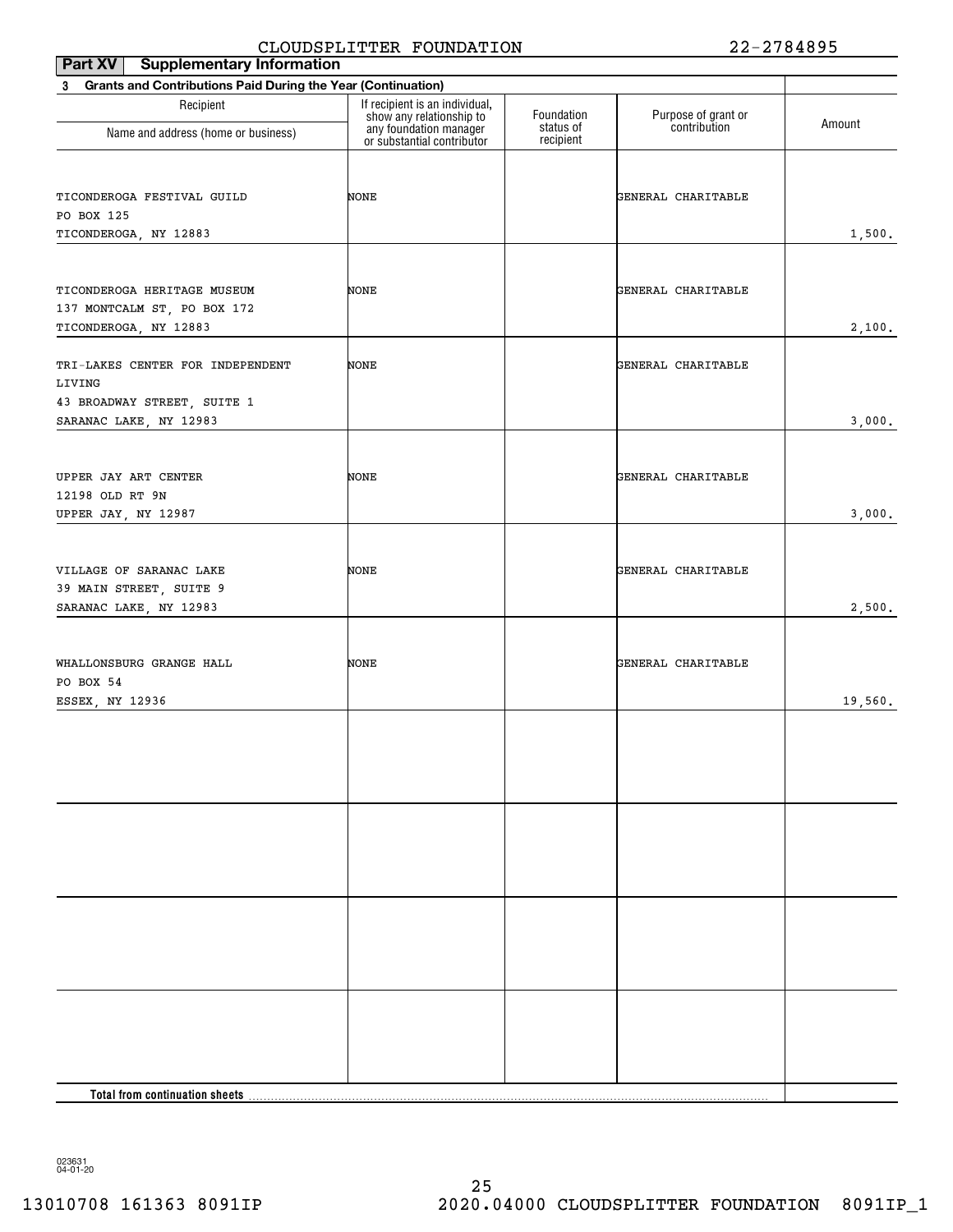CLOUDSPLITTER FOUNDATION 22-2784895

**Part XV Supplementary Information**

**3 Grants and Contributions Paid During the Year (Continuation)**

| Recipient<br>Name and address (home or business) | If recipient is an individual, show any relationship to any foundation manager or substantial contributor | Foundation status of recipient | Purpose of grant or contribution | Amount |
|---|---|---|---|---|
| TICONDEROGA FESTIVAL GUILD<br>PO BOX 125<br>TICONDEROGA, NY 12883 | NONE | | GENERAL CHARITABLE | 1,500. |
| TICONDEROGA HERITAGE MUSEUM<br>137 MONTCALM ST, PO BOX 172<br>TICONDEROGA, NY 12883 | NONE | | GENERAL CHARITABLE | 2,100. |
| TRI-LAKES CENTER FOR INDEPENDENT LIVING<br>43 BROADWAY STREET, SUITE 1<br>SARANAC LAKE, NY 12983 | NONE | | GENERAL CHARITABLE | 3,000. |
| UPPER JAY ART CENTER<br>12198 OLD RT 9N<br>UPPER JAY, NY 12987 | NONE | | GENERAL CHARITABLE | 3,000. |
| VILLAGE OF SARANAC LAKE<br>39 MAIN STREET, SUITE 9<br>SARANAC LAKE, NY 12983 | NONE | | GENERAL CHARITABLE | 2,500. |
| WHALLONSBURG GRANGE HALL<br>PO BOX 54<br>ESSEX, NY 12936 | NONE | | GENERAL CHARITABLE | 19,560. |
| | | | | |
| | | | | |
| | | | | |
| | | | | |
| **Total from continuation sheets** | | | | |

023631
04-01-20

13010708 161363 8091IP 2020.04000 CLOUDSPLITTER FOUNDATION 8091IP_1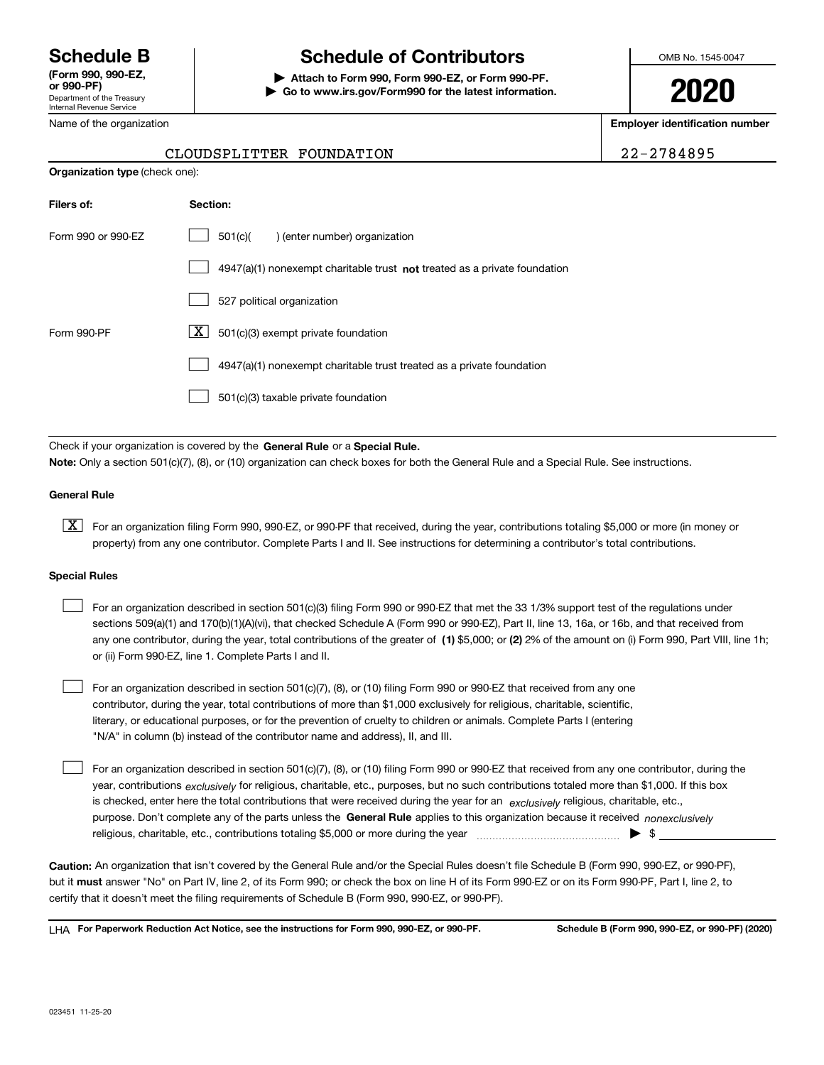# Schedule B

**(Form 990, 990-EZ, or 990-PF)**
Department of the Treasury
Internal Revenue Service

# Schedule of Contributors

▶ **Attach to Form 990, Form 990-EZ, or Form 990-PF.**
▶ **Go to www.irs.gov/Form990 for the latest information.**

OMB No. 1545-0047

**2020**

| Name of the organization | Employer identification number |
|---|---|
| CLOUDSPLITTER FOUNDATION | 22-2784895 |

**Organization type** (check one):

| Filers of: | Section: |
|---|---|
| Form 990 or 990-EZ | ☐ 501(c)( ) (enter number) organization |
| | ☐ 4947(a)(1) nonexempt charitable trust **not** treated as a private foundation |
| | ☐ 527 political organization |
| Form 990-PF | ☒ 501(c)(3) exempt private foundation |
| | ☐ 4947(a)(1) nonexempt charitable trust treated as a private foundation |
| | ☐ 501(c)(3) taxable private foundation |

Check if your organization is covered by the **General Rule** or a **Special Rule.**

**Note:** Only a section 501(c)(7), (8), or (10) organization can check boxes for both the General Rule and a Special Rule. See instructions.

**General Rule**

☒ For an organization filing Form 990, 990-EZ, or 990-PF that received, during the year, contributions totaling $5,000 or more (in money or property) from any one contributor. Complete Parts I and II. See instructions for determining a contributor's total contributions.

**Special Rules**

☐ For an organization described in section 501(c)(3) filing Form 990 or 990-EZ that met the 33 1/3% support test of the regulations under sections 509(a)(1) and 170(b)(1)(A)(vi), that checked Schedule A (Form 990 or 990-EZ), Part II, line 13, 16a, or 16b, and that received from any one contributor, during the year, total contributions of the greater of **(1)** $5,000; or **(2)** 2% of the amount on (i) Form 990, Part VIII, line 1h; or (ii) Form 990-EZ, line 1. Complete Parts I and II.

☐ For an organization described in section 501(c)(7), (8), or (10) filing Form 990 or 990-EZ that received from any one contributor, during the year, total contributions of more than $1,000 exclusively for religious, charitable, scientific, literary, or educational purposes, or for the prevention of cruelty to children or animals. Complete Parts I (entering "N/A" in column (b) instead of the contributor name and address), II, and III.

☐ For an organization described in section 501(c)(7), (8), or (10) filing Form 990 or 990-EZ that received from any one contributor, during the year, contributions *exclusively* for religious, charitable, etc., purposes, but no such contributions totaled more than $1,000. If this box is checked, enter here the total contributions that were received during the year for an *exclusively* religious, charitable, etc., purpose. Don't complete any of the parts unless the **General Rule** applies to this organization because it received *nonexclusively* religious, charitable, etc., contributions totaling $5,000 or more during the year ▶ $

**Caution:** An organization that isn't covered by the General Rule and/or the Special Rules doesn't file Schedule B (Form 990, 990-EZ, or 990-PF), but it **must** answer "No" on Part IV, line 2, of its Form 990; or check the box on line H of its Form 990-EZ or on its Form 990-PF, Part I, line 2, to certify that it doesn't meet the filing requirements of Schedule B (Form 990, 990-EZ, or 990-PF).

LHA **For Paperwork Reduction Act Notice, see the instructions for Form 990, 990-EZ, or 990-PF.** **Schedule B (Form 990, 990-EZ, or 990-PF) (2020)**

023451 11-25-20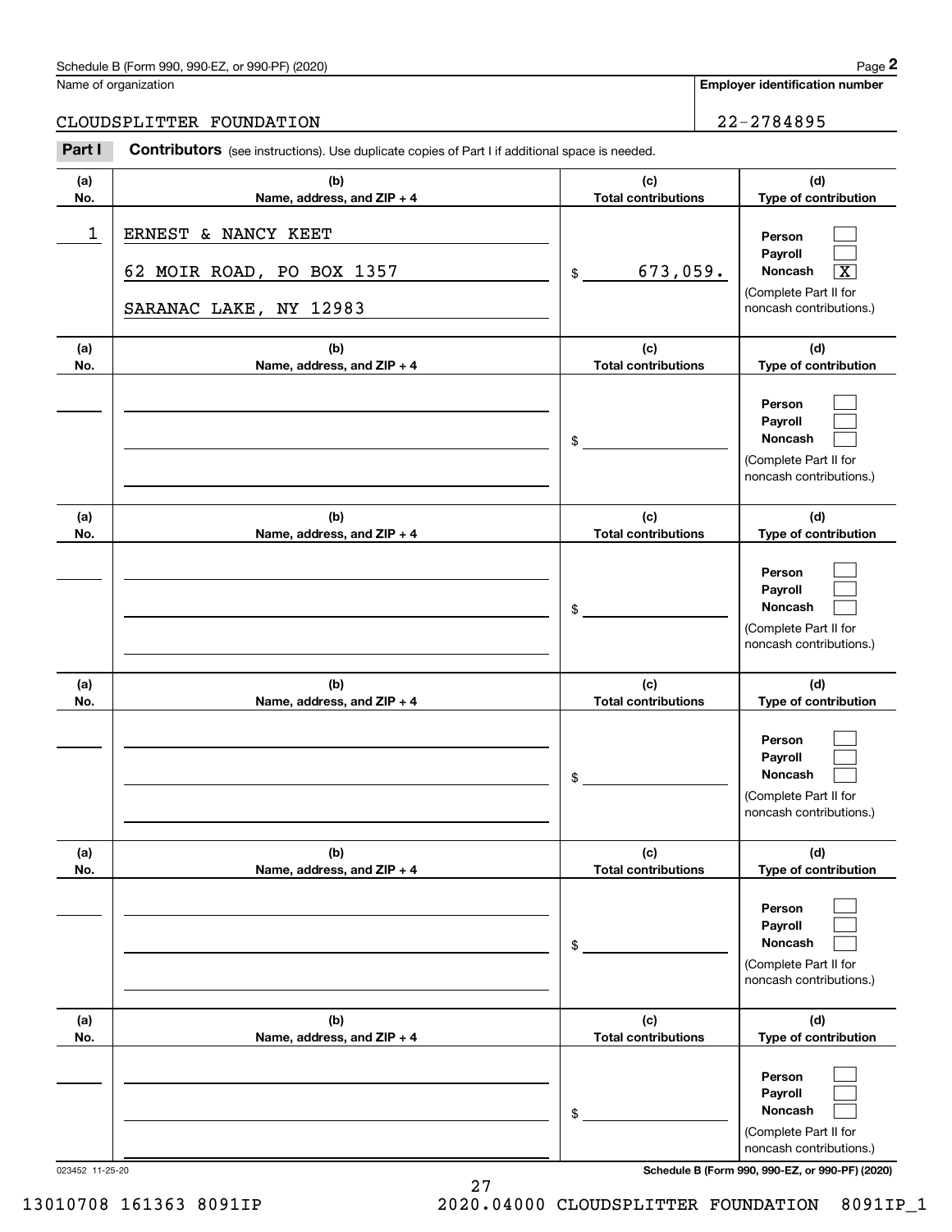Schedule B (Form 990, 990-EZ, or 990-PF) (2020)

Name of organization: CLOUDSPLITTER FOUNDATION

Employer identification number: 22-2784895

**Part I** **Contributors** (see instructions). Use duplicate copies of Part I if additional space is needed.

| (a) No. | (b) Name, address, and ZIP + 4 | (c) Total contributions | (d) Type of contribution |
|---|---|---|---|
| 1 | ERNEST & NANCY KEET<br>62 MOIR ROAD, PO BOX 1357<br>SARANAC LAKE, NY 12983 | $ 673,059. | Person [ ]<br>Payroll [ ]<br>Noncash [X]<br>(Complete Part II for noncash contributions.) |
| | | $ | Person [ ]<br>Payroll [ ]<br>Noncash [ ]<br>(Complete Part II for noncash contributions.) |
| | | $ | Person [ ]<br>Payroll [ ]<br>Noncash [ ]<br>(Complete Part II for noncash contributions.) |
| | | $ | Person [ ]<br>Payroll [ ]<br>Noncash [ ]<br>(Complete Part II for noncash contributions.) |
| | | $ | Person [ ]<br>Payroll [ ]<br>Noncash [ ]<br>(Complete Part II for noncash contributions.) |
| | | $ | Person [ ]<br>Payroll [ ]<br>Noncash [ ]<br>(Complete Part II for noncash contributions.) |

023452 11-25-20

Schedule B (Form 990, 990-EZ, or 990-PF) (2020)

13010708 161363 8091IP 2020.04000 CLOUDSPLITTER FOUNDATION 8091IP_1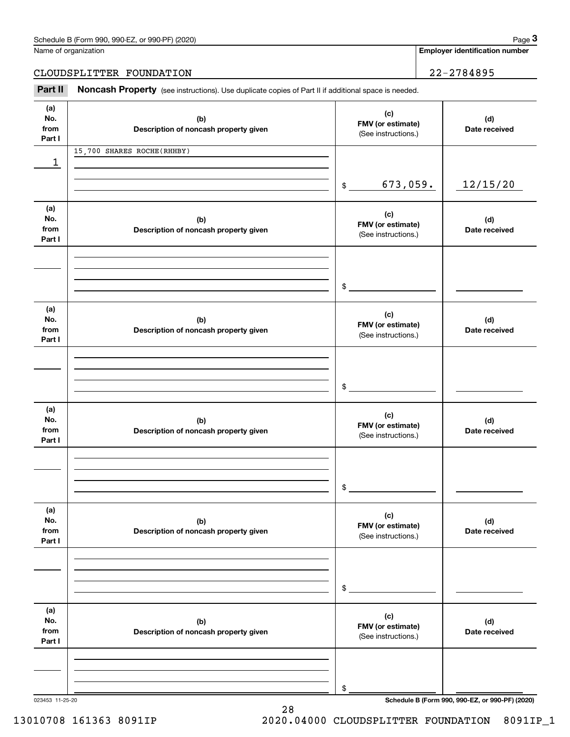Name of organization

CLOUDSPLITTER FOUNDATION

**Employer identification number**

22-2784895

**Part II** **Noncash Property** (see instructions). Use duplicate copies of Part II if additional space is needed.

| (a) No. from Part I | (b) Description of noncash property given | (c) FMV (or estimate) (See instructions.) | (d) Date received |
|---|---|---|---|
| 1 | 15,700 SHARES ROCHE(RHHBY) | $ 673,059. | 12/15/20 |

| (a) No. from Part I | (b) Description of noncash property given | (c) FMV (or estimate) (See instructions.) | (d) Date received |
|---|---|---|---|
| | | $ | |

| (a) No. from Part I | (b) Description of noncash property given | (c) FMV (or estimate) (See instructions.) | (d) Date received |
|---|---|---|---|
| | | $ | |

| (a) No. from Part I | (b) Description of noncash property given | (c) FMV (or estimate) (See instructions.) | (d) Date received |
|---|---|---|---|
| | | $ | |

| (a) No. from Part I | (b) Description of noncash property given | (c) FMV (or estimate) (See instructions.) | (d) Date received |
|---|---|---|---|
| | | $ | |

| (a) No. from Part I | (b) Description of noncash property given | (c) FMV (or estimate) (See instructions.) | (d) Date received |
|---|---|---|---|
| | | $ | |

023453 11-25-20

**Schedule B (Form 990, 990-EZ, or 990-PF) (2020)**

13010708 161363 8091IP 2020.04000 CLOUDSPLITTER FOUNDATION 8091IP_1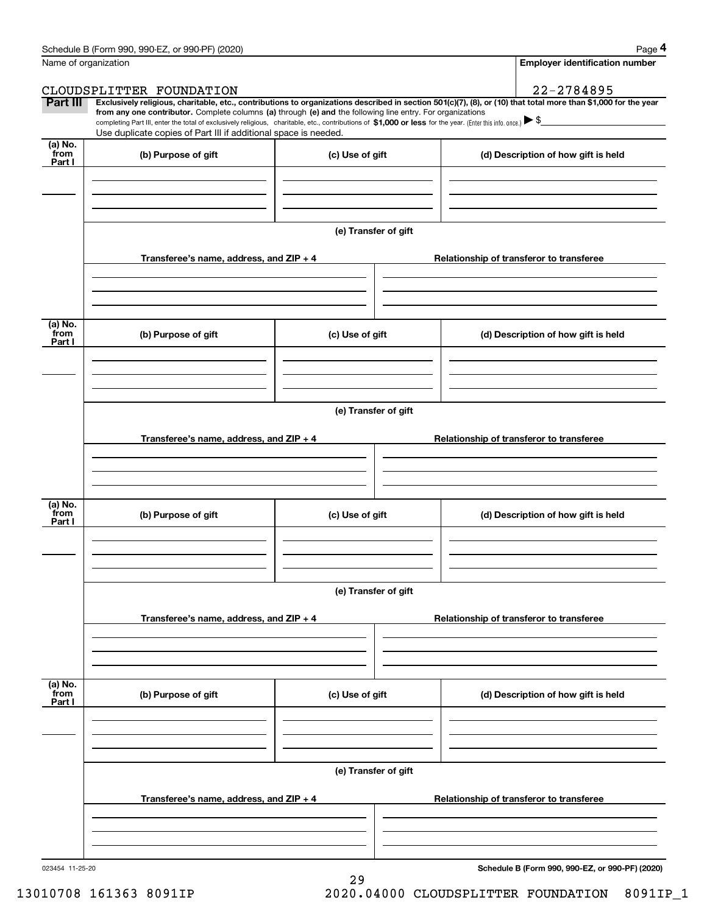Name of organization

CLOUDSPLITTER FOUNDATION

**Employer identification number**

22-2784895

**Part III** **Exclusively religious, charitable, etc., contributions to organizations described in section 501(c)(7), (8), or (10) that total more than $1,000 for the year from any one contributor.** Complete columns **(a)** through **(e) and** the following line entry. For organizations completing Part III, enter the total of exclusively religious, charitable, etc., contributions of **$1,000 or less** for the year. (Enter this info. once.) ▶ $

Use duplicate copies of Part III if additional space is needed.

| (a) No. from Part I | (b) Purpose of gift | (c) Use of gift | (d) Description of how gift is held |
|---|---|---|---|
| | | | |

(e) Transfer of gift

| Transferee's name, address, and ZIP + 4 | Relationship of transferor to transferee |
|---|---|
| | |

| (a) No. from Part I | (b) Purpose of gift | (c) Use of gift | (d) Description of how gift is held |
|---|---|---|---|
| | | | |

(e) Transfer of gift

| Transferee's name, address, and ZIP + 4 | Relationship of transferor to transferee |
|---|---|
| | |

| (a) No. from Part I | (b) Purpose of gift | (c) Use of gift | (d) Description of how gift is held |
|---|---|---|---|
| | | | |

(e) Transfer of gift

| Transferee's name, address, and ZIP + 4 | Relationship of transferor to transferee |
|---|---|
| | |

| (a) No. from Part I | (b) Purpose of gift | (c) Use of gift | (d) Description of how gift is held |
|---|---|---|---|
| | | | |

(e) Transfer of gift

| Transferee's name, address, and ZIP + 4 | Relationship of transferor to transferee |
|---|---|
| | |

023454 11-25-20

**Schedule B (Form 990, 990-EZ, or 990-PF) (2020)**

13010708 161363 8091IP 2020.04000 CLOUDSPLITTER FOUNDATION 8091IP_1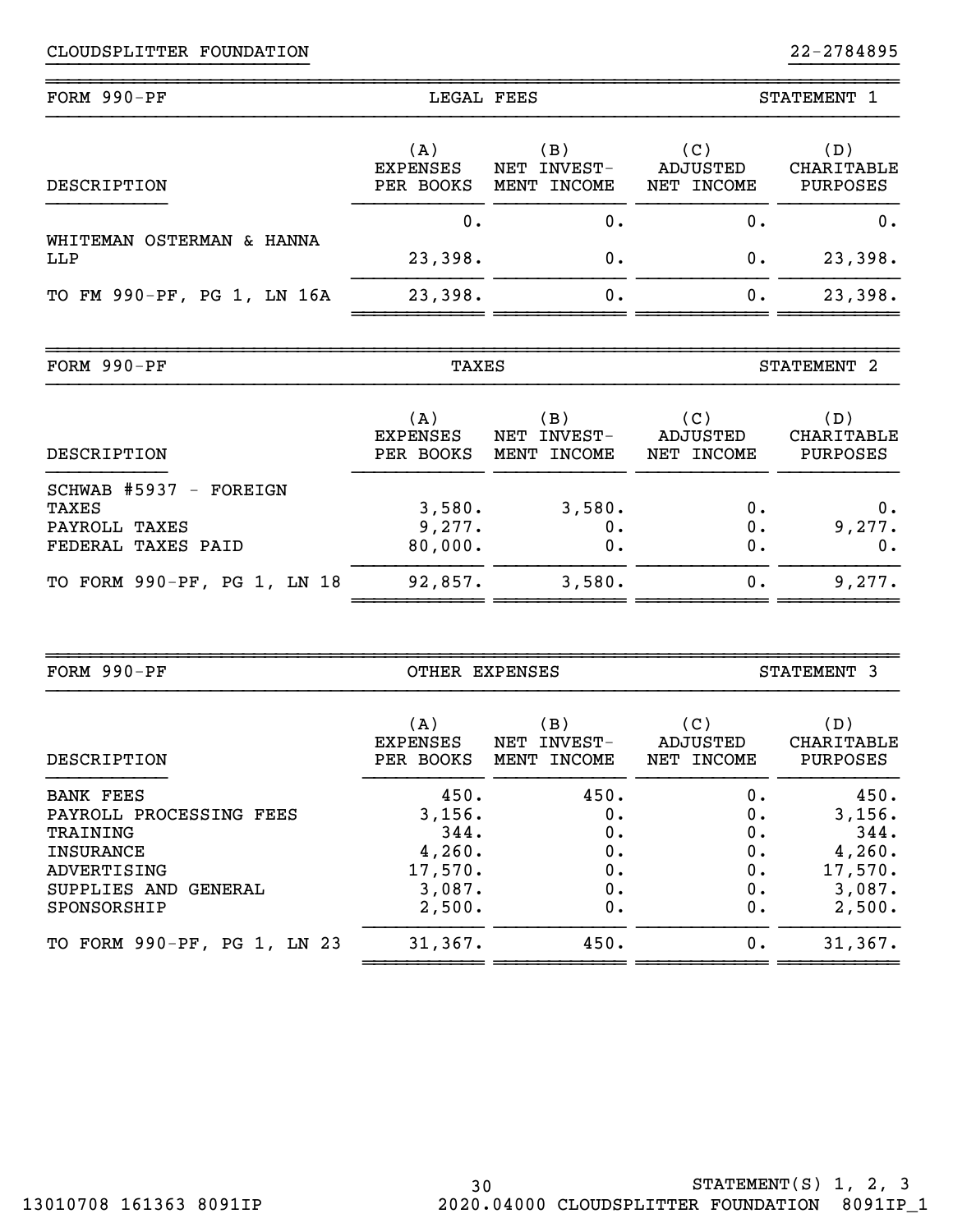CLOUDSPLITTER FOUNDATION 22-2784895

## FORM 990-PF — LEGAL FEES — STATEMENT 1

| DESCRIPTION | (A) EXPENSES PER BOOKS | (B) NET INVEST-MENT INCOME | (C) ADJUSTED NET INCOME | (D) CHARITABLE PURPOSES |
|---|---|---|---|---|
| | 0. | 0. | 0. | 0. |
| WHITEMAN OSTERMAN & HANNA LLP | 23,398. | 0. | 0. | 23,398. |
| TO FM 990-PF, PG 1, LN 16A | 23,398. | 0. | 0. | 23,398. |

## FORM 990-PF — TAXES — STATEMENT 2

| DESCRIPTION | (A) EXPENSES PER BOOKS | (B) NET INVEST-MENT INCOME | (C) ADJUSTED NET INCOME | (D) CHARITABLE PURPOSES |
|---|---|---|---|---|
| SCHWAB #5937 - FOREIGN TAXES | 3,580. | 3,580. | 0. | 0. |
| PAYROLL TAXES | 9,277. | 0. | 0. | 9,277. |
| FEDERAL TAXES PAID | 80,000. | 0. | 0. | 0. |
| TO FORM 990-PF, PG 1, LN 18 | 92,857. | 3,580. | 0. | 9,277. |

## FORM 990-PF — OTHER EXPENSES — STATEMENT 3

| DESCRIPTION | (A) EXPENSES PER BOOKS | (B) NET INVEST-MENT INCOME | (C) ADJUSTED NET INCOME | (D) CHARITABLE PURPOSES |
|---|---|---|---|---|
| BANK FEES | 450. | 450. | 0. | 450. |
| PAYROLL PROCESSING FEES | 3,156. | 0. | 0. | 3,156. |
| TRAINING | 344. | 0. | 0. | 344. |
| INSURANCE | 4,260. | 0. | 0. | 4,260. |
| ADVERTISING | 17,570. | 0. | 0. | 17,570. |
| SUPPLIES AND GENERAL | 3,087. | 0. | 0. | 3,087. |
| SPONSORSHIP | 2,500. | 0. | 0. | 2,500. |
| TO FORM 990-PF, PG 1, LN 23 | 31,367. | 450. | 0. | 31,367. |

STATEMENT(S) 1, 2, 3

13010708 161363 8091IP 2020.04000 CLOUDSPLITTER FOUNDATION 8091IP_1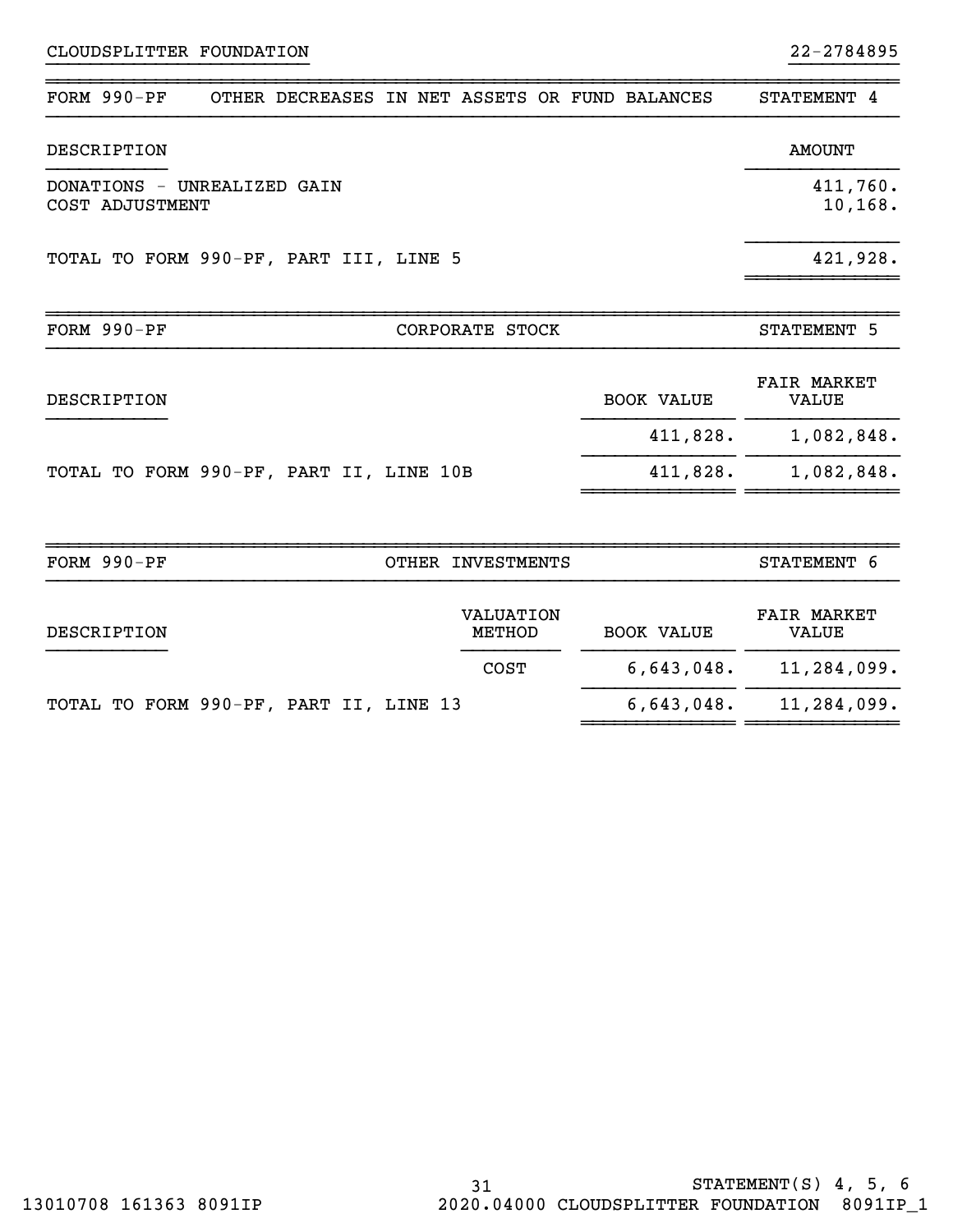CLOUDSPLITTER FOUNDATION 22-2784895

## FORM 990-PF OTHER DECREASES IN NET ASSETS OR FUND BALANCES STATEMENT 4

| DESCRIPTION | AMOUNT |
|---|---|
| DONATIONS - UNREALIZED GAIN | 411,760. |
| COST ADJUSTMENT | 10,168. |
| TOTAL TO FORM 990-PF, PART III, LINE 5 | 421,928. |

## FORM 990-PF CORPORATE STOCK STATEMENT 5

| DESCRIPTION | BOOK VALUE | FAIR MARKET VALUE |
|---|---|---|
| | 411,828. | 1,082,848. |
| TOTAL TO FORM 990-PF, PART II, LINE 10B | 411,828. | 1,082,848. |

## FORM 990-PF OTHER INVESTMENTS STATEMENT 6

| DESCRIPTION | VALUATION METHOD | BOOK VALUE | FAIR MARKET VALUE |
|---|---|---|---|
| | COST | 6,643,048. | 11,284,099. |
| TOTAL TO FORM 990-PF, PART II, LINE 13 | | 6,643,048. | 11,284,099. |

STATEMENT(S) 4, 5, 6

13010708 161363 8091IP 2020.04000 CLOUDSPLITTER FOUNDATION 8091IP_1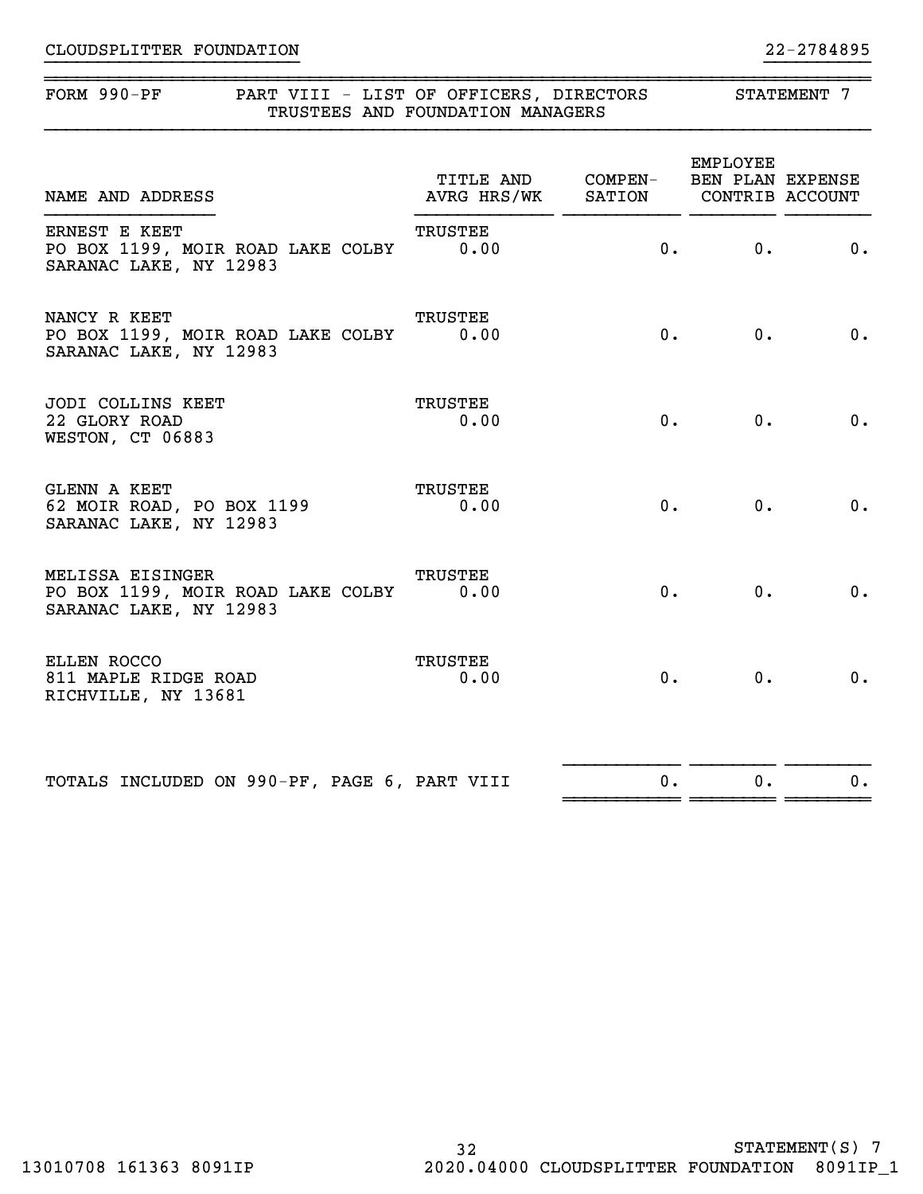CLOUDSPLITTER FOUNDATION 22-2784895

## FORM 990-PF PART VIII - LIST OF OFFICERS, DIRECTORS TRUSTEES AND FOUNDATION MANAGERS STATEMENT 7

| NAME AND ADDRESS | TITLE AND AVRG HRS/WK | COMPEN-SATION | EMPLOYEE BEN PLAN CONTRIB | EXPENSE ACCOUNT |
|---|---|---|---|---|
| ERNEST E KEET<br>PO BOX 1199, MOIR ROAD LAKE COLBY<br>SARANAC LAKE, NY 12983 | TRUSTEE<br>0.00 | 0. | 0. | 0. |
| NANCY R KEET<br>PO BOX 1199, MOIR ROAD LAKE COLBY<br>SARANAC LAKE, NY 12983 | TRUSTEE<br>0.00 | 0. | 0. | 0. |
| JODI COLLINS KEET<br>22 GLORY ROAD<br>WESTON, CT 06883 | TRUSTEE<br>0.00 | 0. | 0. | 0. |
| GLENN A KEET<br>62 MOIR ROAD, PO BOX 1199<br>SARANAC LAKE, NY 12983 | TRUSTEE<br>0.00 | 0. | 0. | 0. |
| MELISSA EISINGER<br>PO BOX 1199, MOIR ROAD LAKE COLBY<br>SARANAC LAKE, NY 12983 | TRUSTEE<br>0.00 | 0. | 0. | 0. |
| ELLEN ROCCO<br>811 MAPLE RIDGE ROAD<br>RICHVILLE, NY 13681 | TRUSTEE<br>0.00 | 0. | 0. | 0. |
| TOTALS INCLUDED ON 990-PF, PAGE 6, PART VIII | | 0. | 0. | 0. |

STATEMENT(S) 7

13010708 161363 8091IP 2020.04000 CLOUDSPLITTER FOUNDATION 8091IP_1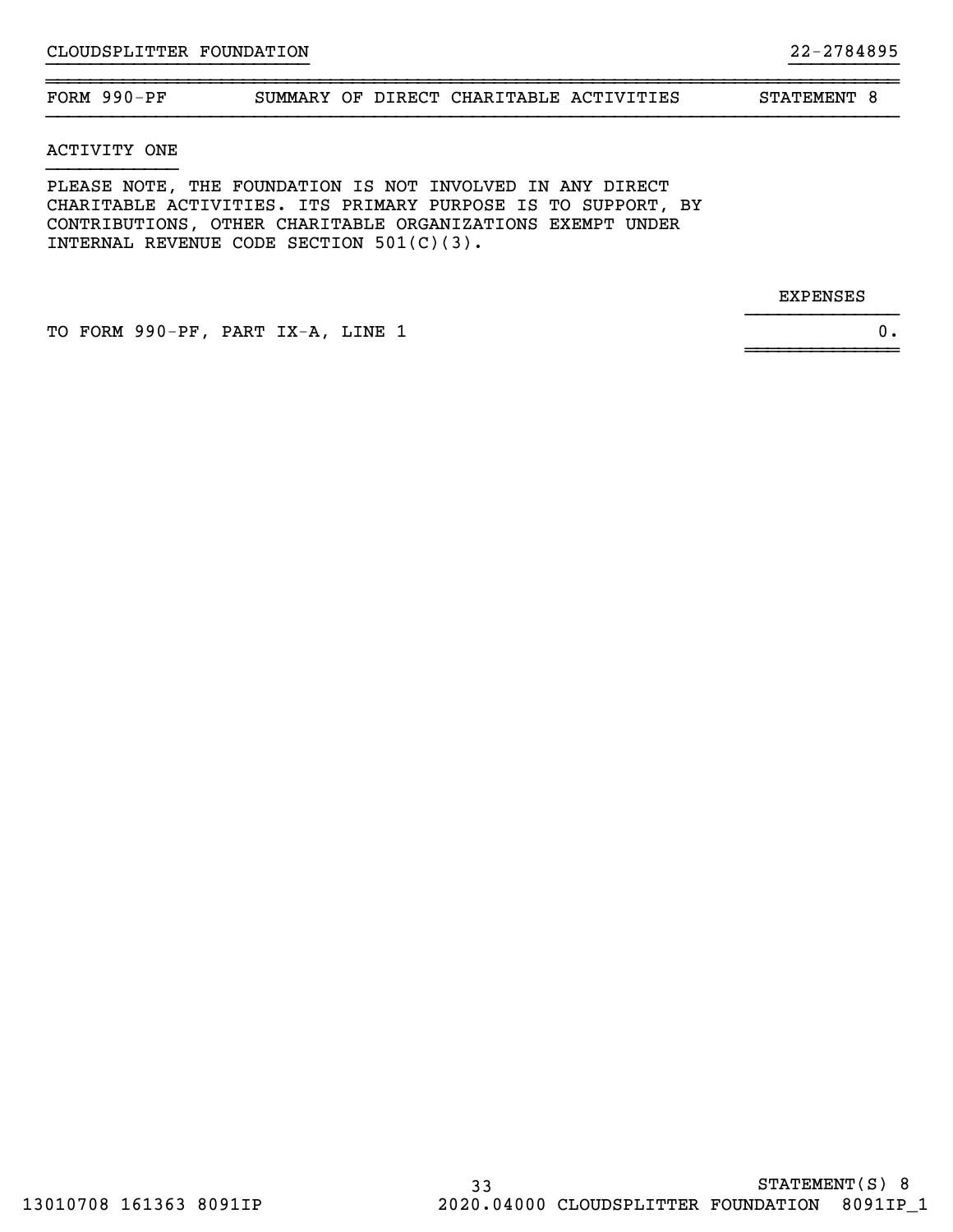CLOUDSPLITTER FOUNDATION 22-2784895

| FORM 990-PF | SUMMARY OF DIRECT CHARITABLE ACTIVITIES | STATEMENT 8 |
|---|---|---|

ACTIVITY ONE

PLEASE NOTE, THE FOUNDATION IS NOT INVOLVED IN ANY DIRECT CHARITABLE ACTIVITIES. ITS PRIMARY PURPOSE IS TO SUPPORT, BY CONTRIBUTIONS, OTHER CHARITABLE ORGANIZATIONS EXEMPT UNDER INTERNAL REVENUE CODE SECTION 501(C)(3).

| | EXPENSES |
|---|---|
| TO FORM 990-PF, PART IX-A, LINE 1 | 0. |

STATEMENT(S) 8

13010708 161363 8091IP 2020.04000 CLOUDSPLITTER FOUNDATION 8091IP_1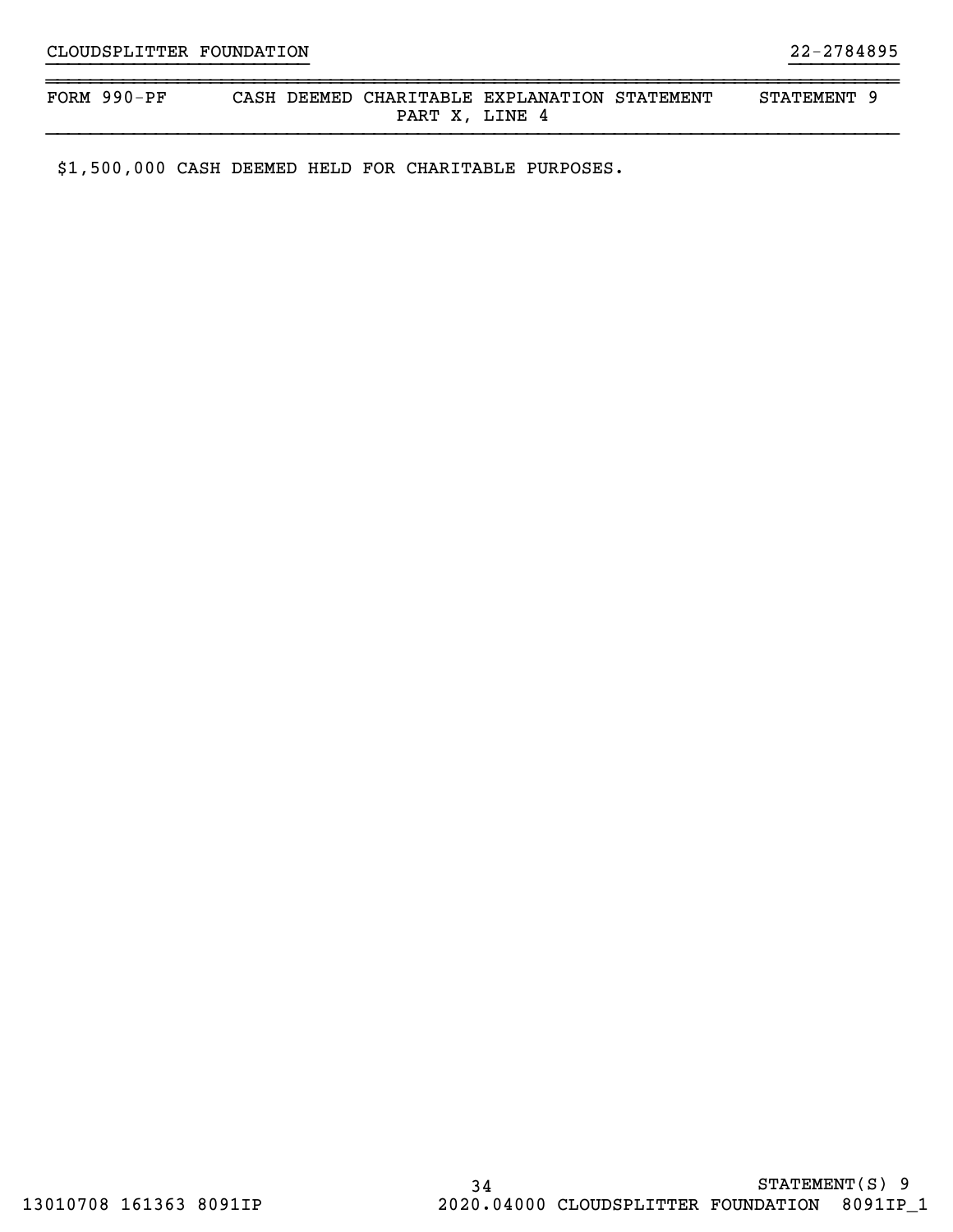CLOUDSPLITTER FOUNDATION 22-2784895

| FORM 990-PF | CASH DEEMED CHARITABLE EXPLANATION STATEMENT<br>PART X, LINE 4 | STATEMENT 9 |
|---|---|---|

$1,500,000 CASH DEEMED HELD FOR CHARITABLE PURPOSES.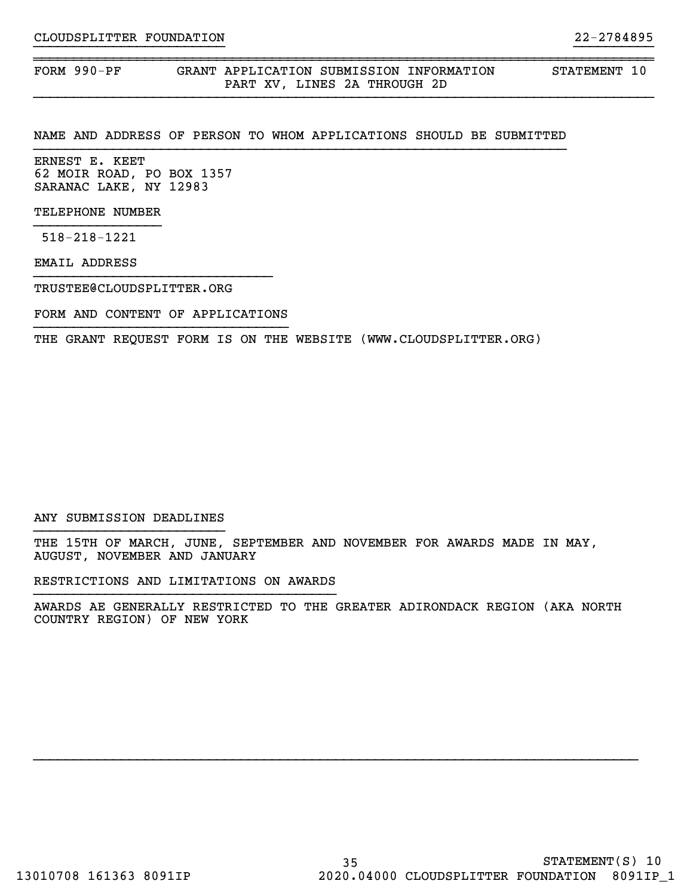CLOUDSPLITTER FOUNDATION 22-2784895

## FORM 990-PF GRANT APPLICATION SUBMISSION INFORMATION STATEMENT 10
### PART XV, LINES 2A THROUGH 2D

NAME AND ADDRESS OF PERSON TO WHOM APPLICATIONS SHOULD BE SUBMITTED

ERNEST E. KEET
62 MOIR ROAD, PO BOX 1357
SARANAC LAKE, NY 12983

TELEPHONE NUMBER

518-218-1221

EMAIL ADDRESS

TRUSTEE@CLOUDSPLITTER.ORG

FORM AND CONTENT OF APPLICATIONS

THE GRANT REQUEST FORM IS ON THE WEBSITE (WWW.CLOUDSPLITTER.ORG)

ANY SUBMISSION DEADLINES

THE 15TH OF MARCH, JUNE, SEPTEMBER AND NOVEMBER FOR AWARDS MADE IN MAY, AUGUST, NOVEMBER AND JANUARY

RESTRICTIONS AND LIMITATIONS ON AWARDS

AWARDS AE GENERALLY RESTRICTED TO THE GREATER ADIRONDACK REGION (AKA NORTH COUNTRY REGION) OF NEW YORK

STATEMENT(S) 10

13010708 161363 8091IP 2020.04000 CLOUDSPLITTER FOUNDATION 8091IP_1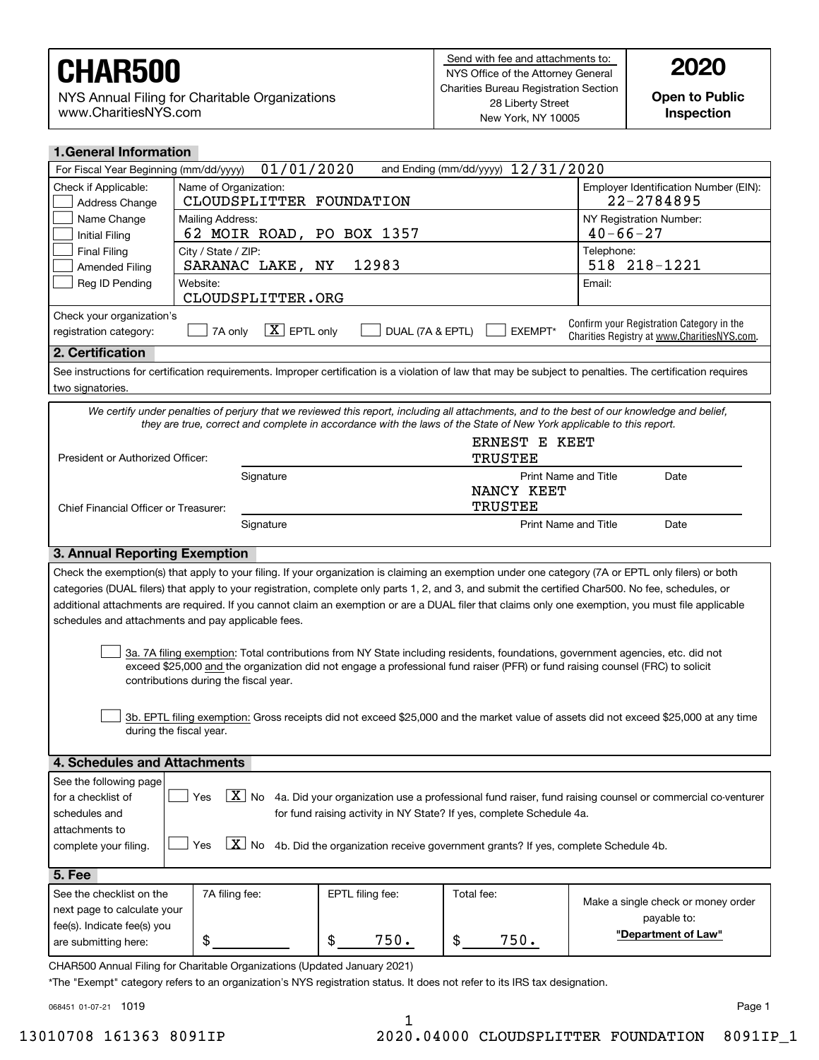# CHAR500

NYS Annual Filing for Charitable Organizations
www.CharitiesNYS.com

Send with fee and attachments to:
NYS Office of the Attorney General
Charities Bureau Registration Section
28 Liberty Street
New York, NY 10005

**2020**

**Open to Public Inspection**

## 1. General Information

For Fiscal Year Beginning (mm/dd/yyyy) 01/01/2020 and Ending (mm/dd/yyyy) 12/31/2020

| Check if Applicable: | | |
|---|---|---|
| ☐ Address Change | Name of Organization: CLOUDSPLITTER FOUNDATION | Employer Identification Number (EIN): 22-2784895 |
| ☐ Name Change<br>☐ Initial Filing | Mailing Address: 62 MOIR ROAD, PO BOX 1357 | NY Registration Number: 40-66-27 |
| ☐ Final Filing<br>☐ Amended Filing | City / State / ZIP: SARANAC LAKE, NY 12983 | Telephone: 518 218-1221 |
| ☐ Reg ID Pending | Website: CLOUDSPLITTER.ORG | Email: |

Check your organization's registration category: ☐ 7A only ☒ EPTL only ☐ DUAL (7A & EPTL) ☐ EXEMPT*

Confirm your Registration Category in the Charities Registry at www.CharitiesNYS.com.

## 2. Certification

See instructions for certification requirements. Improper certification is a violation of law that may be subject to penalties. The certification requires two signatories.

*We certify under penalties of perjury that we reviewed this report, including all attachments, and to the best of our knowledge and belief, they are true, correct and complete in accordance with the laws of the State of New York applicable to this report.*

| | Signature | Print Name and Title | Date |
|---|---|---|---|
| President or Authorized Officer: | | ERNEST E KEET<br>TRUSTEE | |
| Chief Financial Officer or Treasurer: | | NANCY KEET<br>TRUSTEE | |

## 3. Annual Reporting Exemption

Check the exemption(s) that apply to your filing. If your organization is claiming an exemption under one category (7A or EPTL only filers) or both categories (DUAL filers) that apply to your registration, complete only parts 1, 2, and 3, and submit the certified Char500. No fee, schedules, or additional attachments are required. If you cannot claim an exemption or are a DUAL filer that claims only one exemption, you must file applicable schedules and attachments and pay applicable fees.

☐ 3a. 7A filing exemption: Total contributions from NY State including residents, foundations, government agencies, etc. did not exceed $25,000 and the organization did not engage a professional fund raiser (PFR) or fund raising counsel (FRC) to solicit contributions during the fiscal year.

☐ 3b. EPTL filing exemption: Gross receipts did not exceed $25,000 and the market value of assets did not exceed $25,000 at any time during the fiscal year.

## 4. Schedules and Attachments

See the following page for a checklist of schedules and attachments to complete your filing.

☐ Yes ☒ No 4a. Did your organization use a professional fund raiser, fund raising counsel or commercial co-venturer for fund raising activity in NY State? If yes, complete Schedule 4a.

☐ Yes ☒ No 4b. Did the organization receive government grants? If yes, complete Schedule 4b.

## 5. Fee

| See the checklist on the next page to calculate your fee(s). Indicate fee(s) you are submitting here: | 7A filing fee: | EPTL filing fee: | Total fee: | Make a single check or money order payable to: **"Department of Law"** |
|---|---|---|---|---|
| | $ | $ 750. | $ 750. | |

CHAR500 Annual Filing for Charitable Organizations (Updated January 2021)

*The "Exempt" category refers to an organization's NYS registration status. It does not refer to its IRS tax designation.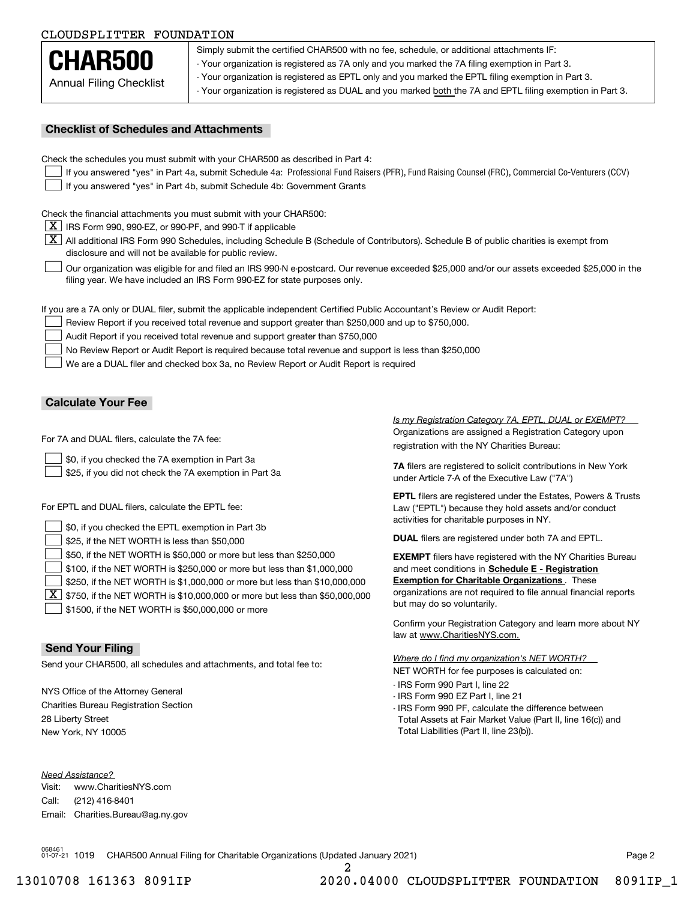CLOUDSPLITTER FOUNDATION

# CHAR500

Annual Filing Checklist

Simply submit the certified CHAR500 with no fee, schedule, or additional attachments IF:
- Your organization is registered as 7A only and you marked the 7A filing exemption in Part 3.
- Your organization is registered as EPTL only and you marked the EPTL filing exemption in Part 3.
- Your organization is registered as DUAL and you marked both the 7A and EPTL filing exemption in Part 3.

## Checklist of Schedules and Attachments

Check the schedules you must submit with your CHAR500 as described in Part 4:

☐ If you answered "yes" in Part 4a, submit Schedule 4a: Professional Fund Raisers (PFR), Fund Raising Counsel (FRC), Commercial Co-Venturers (CCV)

☐ If you answered "yes" in Part 4b, submit Schedule 4b: Government Grants

Check the financial attachments you must submit with your CHAR500:

☒ IRS Form 990, 990-EZ, or 990-PF, and 990-T if applicable

☒ All additional IRS Form 990 Schedules, including Schedule B (Schedule of Contributors). Schedule B of public charities is exempt from disclosure and will not be available for public review.

☐ Our organization was eligible for and filed an IRS 990-N e-postcard. Our revenue exceeded $25,000 and/or our assets exceeded $25,000 in the filing year. We have included an IRS Form 990-EZ for state purposes only.

If you are a 7A only or DUAL filer, submit the applicable independent Certified Public Accountant's Review or Audit Report:

☐ Review Report if you received total revenue and support greater than $250,000 and up to $750,000.

☐ Audit Report if you received total revenue and support greater than $750,000

☐ No Review Report or Audit Report is required because total revenue and support is less than $250,000

☐ We are a DUAL filer and checked box 3a, no Review Report or Audit Report is required

## Calculate Your Fee

For 7A and DUAL filers, calculate the 7A fee:

☐ $0, if you checked the 7A exemption in Part 3a

☐ $25, if you did not check the 7A exemption in Part 3a

For EPTL and DUAL filers, calculate the EPTL fee:

☐ $0, if you checked the EPTL exemption in Part 3b

☐ $25, if the NET WORTH is less than $50,000

☐ $50, if the NET WORTH is $50,000 or more but less than $250,000

☐ $100, if the NET WORTH is $250,000 or more but less than $1,000,000

☐ $250, if the NET WORTH is $1,000,000 or more but less than $10,000,000

☒ $750, if the NET WORTH is $10,000,000 or more but less than $50,000,000

☐ $1500, if the NET WORTH is $50,000,000 or more

*Is my Registration Category 7A, EPTL, DUAL or EXEMPT?*

Organizations are assigned a Registration Category upon registration with the NY Charities Bureau:

**7A** filers are registered to solicit contributions in New York under Article 7-A of the Executive Law ("7A")

**EPTL** filers are registered under the Estates, Powers & Trusts Law ("EPTL") because they hold assets and/or conduct activities for charitable purposes in NY.

**DUAL** filers are registered under both 7A and EPTL.

**EXEMPT** filers have registered with the NY Charities Bureau and meet conditions in **Schedule E - Registration Exemption for Charitable Organizations**. These organizations are not required to file annual financial reports but may do so voluntarily.

Confirm your Registration Category and learn more about NY law at www.CharitiesNYS.com.

*Where do I find my organization's NET WORTH?*

NET WORTH for fee purposes is calculated on:
- IRS Form 990 Part I, line 22
- IRS Form 990 EZ Part I, line 21
- IRS Form 990 PF, calculate the difference between Total Assets at Fair Market Value (Part II, line 16(c)) and Total Liabilities (Part II, line 23(b)).

## Send Your Filing

Send your CHAR500, all schedules and attachments, and total fee to:

NYS Office of the Attorney General
Charities Bureau Registration Section
28 Liberty Street
New York, NY 10005

*Need Assistance?*

Visit: www.CharitiesNYS.com
Call: (212) 416-8401
Email: Charities.Bureau@ag.ny.gov

068461 01-07-21 1019 CHAR500 Annual Filing for Charitable Organizations (Updated January 2021)

13010708 161363 8091IP 2020.04000 CLOUDSPLITTER FOUNDATION 8091IP_1